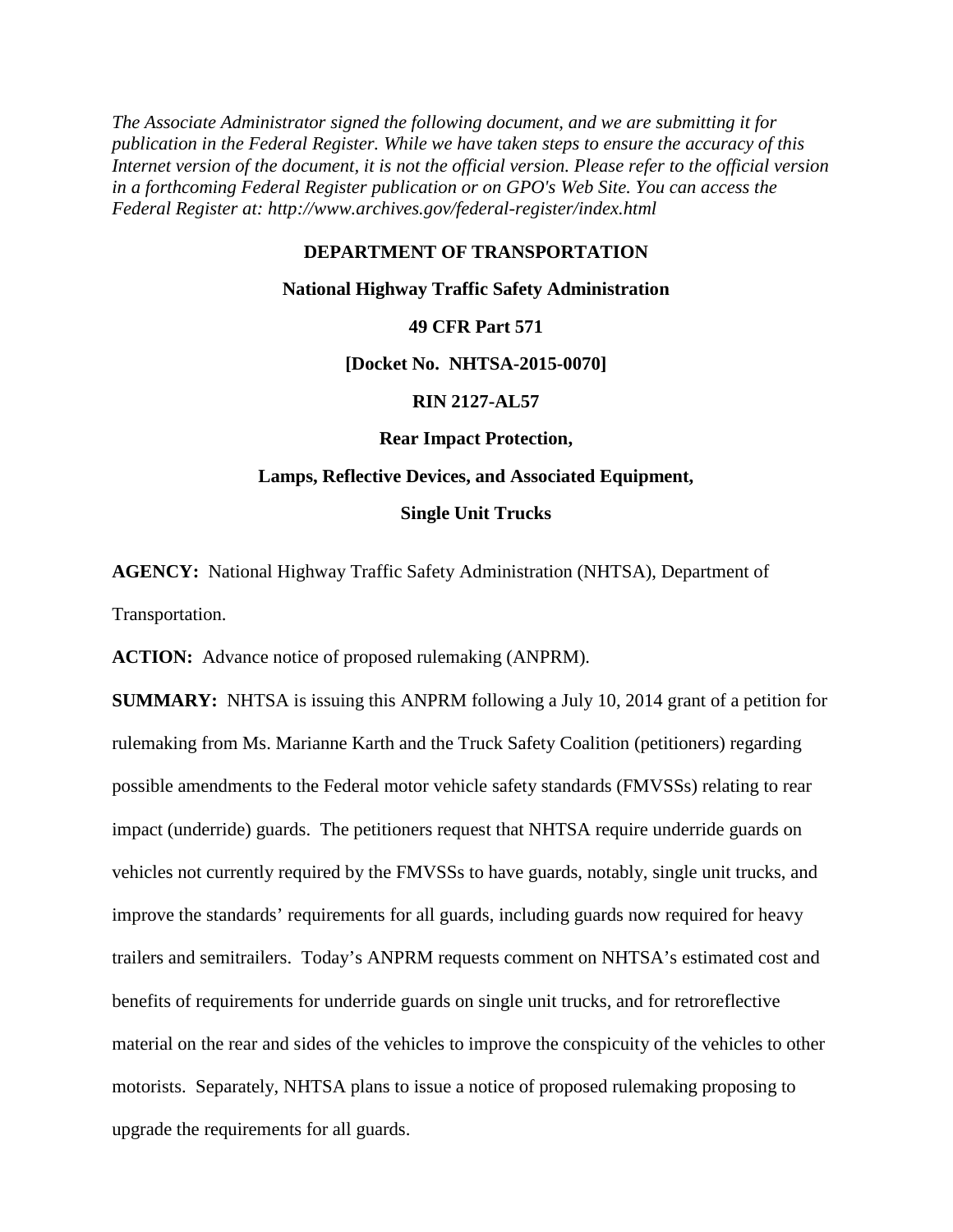*The Associate Administrator signed the following document, and we are submitting it for publication in the Federal Register. While we have taken steps to ensure the accuracy of this Internet version of the document, it is not the official version. Please refer to the official version in a forthcoming Federal Register publication or on GPO's Web Site. You can access the Federal Register at: http://www.archives.gov/federal-register/index.html*

**DEPARTMENT OF TRANSPORTATION**

**National Highway Traffic Safety Administration**

**49 CFR Part 571**

**[Docket No. NHTSA-2015-0070]**

**RIN 2127-AL57**

**Rear Impact Protection,**

**Lamps, Reflective Devices, and Associated Equipment,**

**Single Unit Trucks**

**AGENCY:** National Highway Traffic Safety Administration (NHTSA), Department of Transportation.

**ACTION:** Advance notice of proposed rulemaking (ANPRM).

**SUMMARY:** NHTSA is issuing this ANPRM following a July 10, 2014 grant of a petition for rulemaking from Ms. Marianne Karth and the Truck Safety Coalition (petitioners) regarding possible amendments to the Federal motor vehicle safety standards (FMVSSs) relating to rear impact (underride) guards. The petitioners request that NHTSA require underride guards on vehicles not currently required by the FMVSSs to have guards, notably, single unit trucks, and improve the standards' requirements for all guards, including guards now required for heavy trailers and semitrailers. Today's ANPRM requests comment on NHTSA's estimated cost and benefits of requirements for underride guards on single unit trucks, and for retroreflective material on the rear and sides of the vehicles to improve the conspicuity of the vehicles to other motorists. Separately, NHTSA plans to issue a notice of proposed rulemaking proposing to upgrade the requirements for all guards.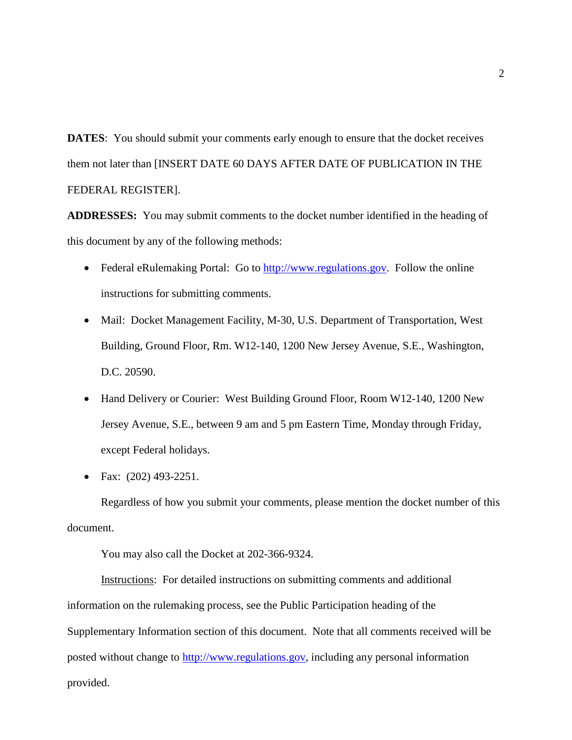**DATES**: You should submit your comments early enough to ensure that the docket receives them not later than [INSERT DATE 60 DAYS AFTER DATE OF PUBLICATION IN THE FEDERAL REGISTER].

**ADDRESSES:** You may submit comments to the docket number identified in the heading of this document by any of the following methods:

- Federal eRulemaking Portal: Go to http://www.regulations.gov. Follow the online instructions for submitting comments.
- Mail: Docket Management Facility, M-30, U.S. Department of Transportation, West Building, Ground Floor, Rm. W12-140, 1200 New Jersey Avenue, S.E., Washington, D.C. 20590.
- Hand Delivery or Courier: West Building Ground Floor, Room W12-140, 1200 New Jersey Avenue, S.E., between 9 am and 5 pm Eastern Time, Monday through Friday, except Federal holidays.
- Fax: (202) 493-2251.

Regardless of how you submit your comments, please mention the docket number of this document.

You may also call the Docket at 202-366-9324.

Instructions: For detailed instructions on submitting comments and additional information on the rulemaking process, see the Public Participation heading of the Supplementary Information section of this document. Note that all comments received will be posted without change to http://www.regulations.gov, including any personal information provided.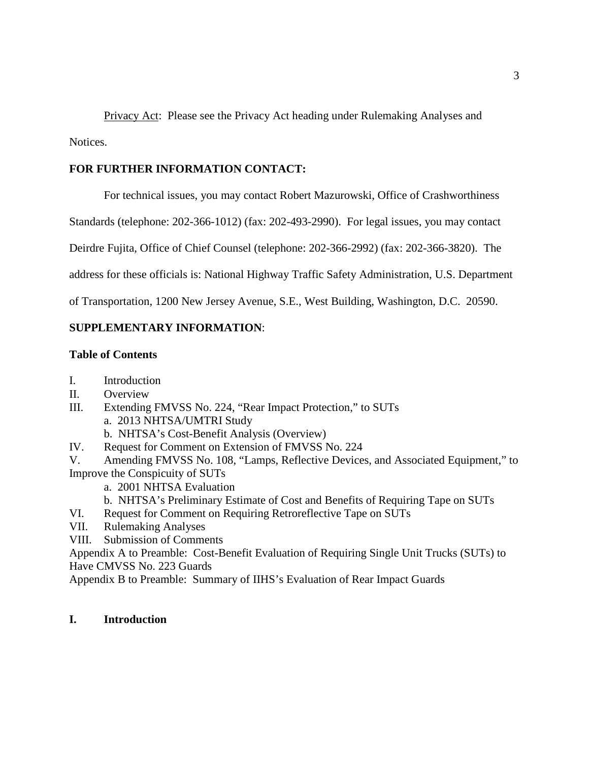<u>Privacy Act</u>: Please see the Privacy Act heading under Rulemaking Analyses and Notices.

**FOR FURTHER INFORMATION CONTACT:**

For technical issues, you may contact Robert Mazurowski, Office of Crashworthiness Standards (telephone: 202-366-1012) (fax: 202-493-2990). For legal issues, you may contact Deirdre Fujita, Office of Chief Counsel (telephone: 202-366-2992) (fax: 202-366-3820). The address for these officials is: National Highway Traffic Safety Administration, U.S. Department of Transportation, 1200 New Jersey Avenue, S.E., West Building, Washington, D.C. 20590.

**SUPPLEMENTARY INFORMATION**:

**Table of Contents**

I. Introduction
II. Overview
III. Extending FMVSS No. 224, "Rear Impact Protection," to SUTs
  a. 2013 NHTSA/UMTRI Study
  b. NHTSA's Cost-Benefit Analysis (Overview)
IV. Request for Comment on Extension of FMVSS No. 224
V. Amending FMVSS No. 108, "Lamps, Reflective Devices, and Associated Equipment," to Improve the Conspicuity of SUTs
  a. 2001 NHTSA Evaluation
  b. NHTSA's Preliminary Estimate of Cost and Benefits of Requiring Tape on SUTs
VI. Request for Comment on Requiring Retroreflective Tape on SUTs
VII. Rulemaking Analyses
VIII. Submission of Comments
Appendix A to Preamble: Cost-Benefit Evaluation of Requiring Single Unit Trucks (SUTs) to Have CMVSS No. 223 Guards
Appendix B to Preamble: Summary of IIHS's Evaluation of Rear Impact Guards

## I. Introduction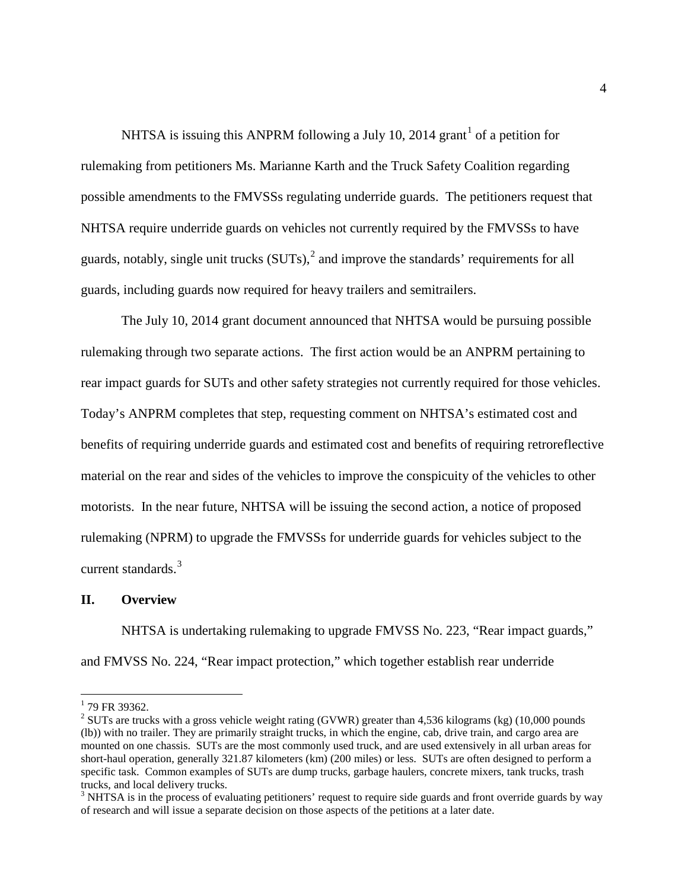NHTSA is issuing this ANPRM following a July 10, 2014 grant[1] of a petition for rulemaking from petitioners Ms. Marianne Karth and the Truck Safety Coalition regarding possible amendments to the FMVSSs regulating underride guards. The petitioners request that NHTSA require underride guards on vehicles not currently required by the FMVSSs to have guards, notably, single unit trucks (SUTs),[2] and improve the standards' requirements for all guards, including guards now required for heavy trailers and semitrailers.

The July 10, 2014 grant document announced that NHTSA would be pursuing possible rulemaking through two separate actions. The first action would be an ANPRM pertaining to rear impact guards for SUTs and other safety strategies not currently required for those vehicles. Today's ANPRM completes that step, requesting comment on NHTSA's estimated cost and benefits of requiring underride guards and estimated cost and benefits of requiring retroreflective material on the rear and sides of the vehicles to improve the conspicuity of the vehicles to other motorists. In the near future, NHTSA will be issuing the second action, a notice of proposed rulemaking (NPRM) to upgrade the FMVSSs for underride guards for vehicles subject to the current standards.[3]

## II. Overview

NHTSA is undertaking rulemaking to upgrade FMVSS No. 223, "Rear impact guards," and FMVSS No. 224, "Rear impact protection," which together establish rear underride

---

[1] 79 FR 39362.

[2] SUTs are trucks with a gross vehicle weight rating (GVWR) greater than 4,536 kilograms (kg) (10,000 pounds (lb)) with no trailer. They are primarily straight trucks, in which the engine, cab, drive train, and cargo area are mounted on one chassis. SUTs are the most commonly used truck, and are used extensively in all urban areas for short-haul operation, generally 321.87 kilometers (km) (200 miles) or less. SUTs are often designed to perform a specific task. Common examples of SUTs are dump trucks, garbage haulers, concrete mixers, tank trucks, trash trucks, and local delivery trucks.

[3] NHTSA is in the process of evaluating petitioners' request to require side guards and front override guards by way of research and will issue a separate decision on those aspects of the petitions at a later date.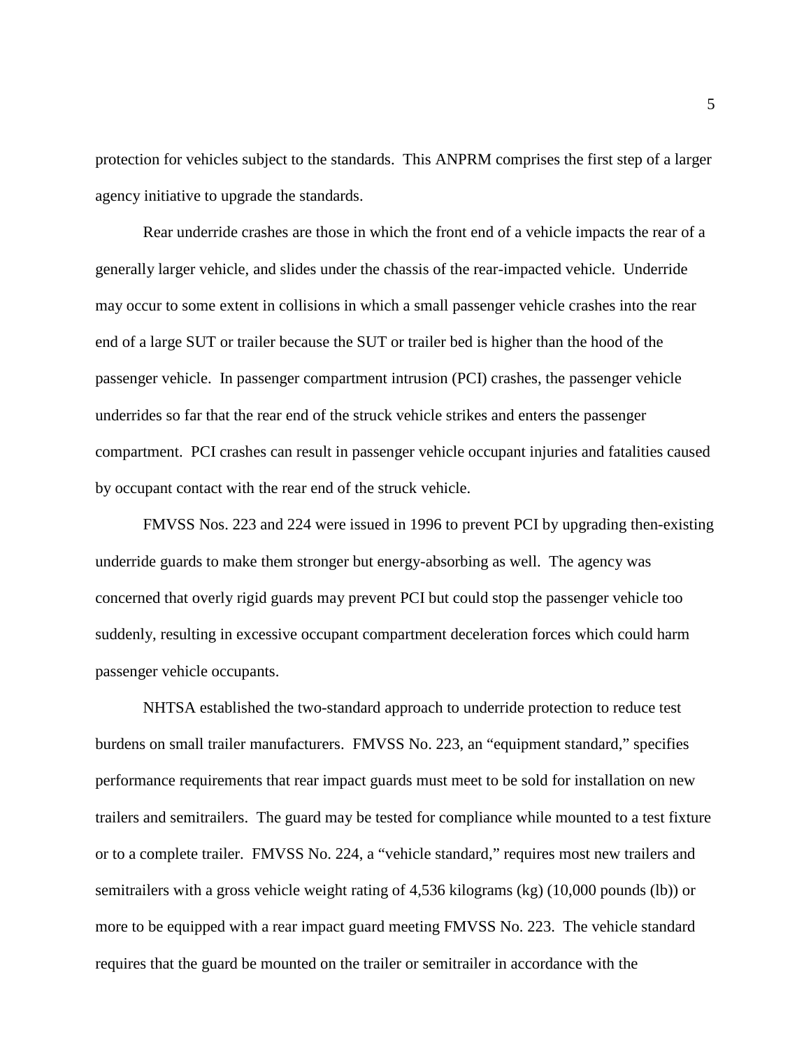protection for vehicles subject to the standards. This ANPRM comprises the first step of a larger agency initiative to upgrade the standards.

Rear underride crashes are those in which the front end of a vehicle impacts the rear of a generally larger vehicle, and slides under the chassis of the rear-impacted vehicle. Underride may occur to some extent in collisions in which a small passenger vehicle crashes into the rear end of a large SUT or trailer because the SUT or trailer bed is higher than the hood of the passenger vehicle. In passenger compartment intrusion (PCI) crashes, the passenger vehicle underrides so far that the rear end of the struck vehicle strikes and enters the passenger compartment. PCI crashes can result in passenger vehicle occupant injuries and fatalities caused by occupant contact with the rear end of the struck vehicle.

FMVSS Nos. 223 and 224 were issued in 1996 to prevent PCI by upgrading then-existing underride guards to make them stronger but energy-absorbing as well. The agency was concerned that overly rigid guards may prevent PCI but could stop the passenger vehicle too suddenly, resulting in excessive occupant compartment deceleration forces which could harm passenger vehicle occupants.

NHTSA established the two-standard approach to underride protection to reduce test burdens on small trailer manufacturers. FMVSS No. 223, an "equipment standard," specifies performance requirements that rear impact guards must meet to be sold for installation on new trailers and semitrailers. The guard may be tested for compliance while mounted to a test fixture or to a complete trailer. FMVSS No. 224, a "vehicle standard," requires most new trailers and semitrailers with a gross vehicle weight rating of 4,536 kilograms (kg) (10,000 pounds (lb)) or more to be equipped with a rear impact guard meeting FMVSS No. 223. The vehicle standard requires that the guard be mounted on the trailer or semitrailer in accordance with the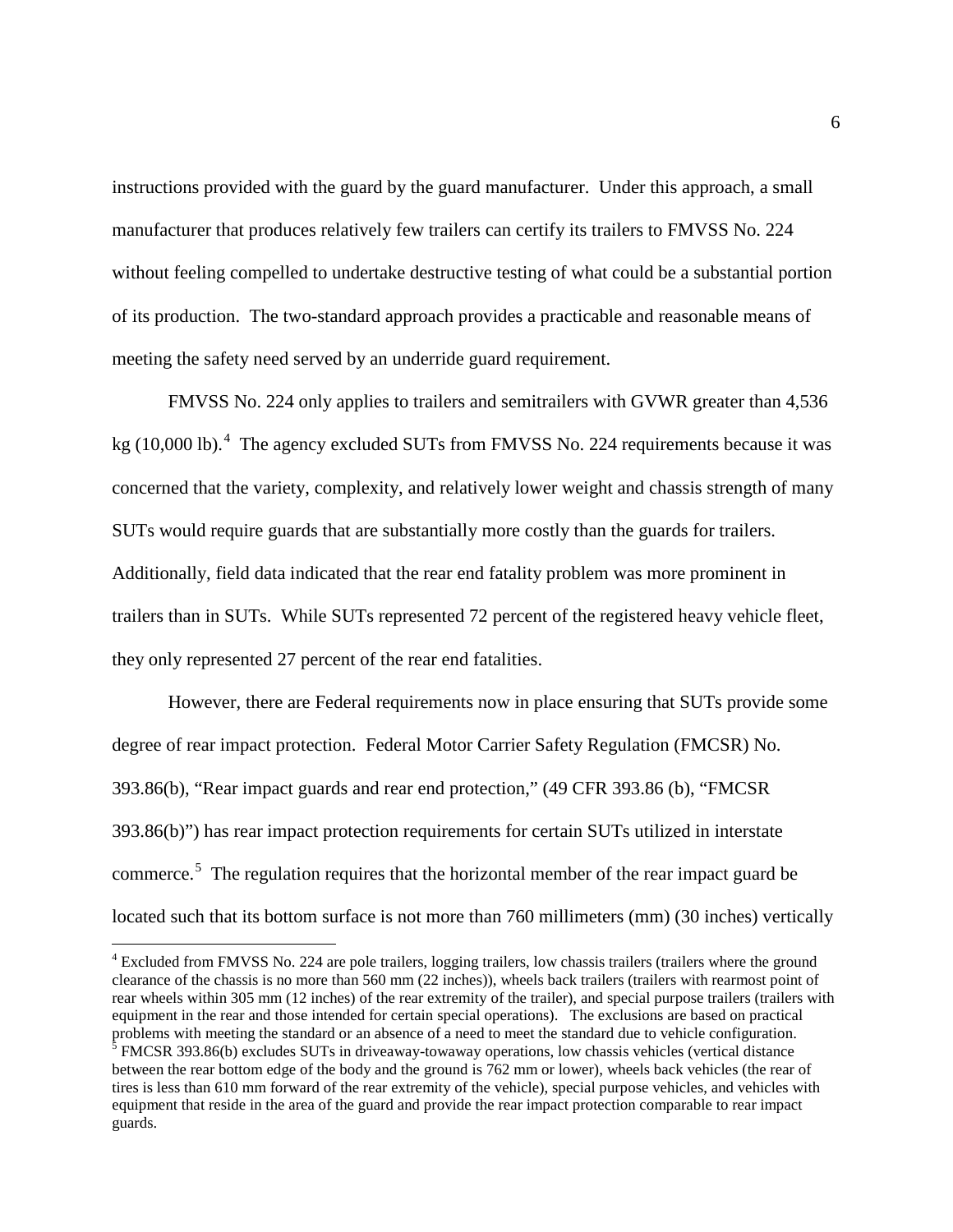instructions provided with the guard by the guard manufacturer. Under this approach, a small manufacturer that produces relatively few trailers can certify its trailers to FMVSS No. 224 without feeling compelled to undertake destructive testing of what could be a substantial portion of its production. The two-standard approach provides a practicable and reasonable means of meeting the safety need served by an underride guard requirement.

FMVSS No. 224 only applies to trailers and semitrailers with GVWR greater than 4,536 kg (10,000 lb).[4] The agency excluded SUTs from FMVSS No. 224 requirements because it was concerned that the variety, complexity, and relatively lower weight and chassis strength of many SUTs would require guards that are substantially more costly than the guards for trailers. Additionally, field data indicated that the rear end fatality problem was more prominent in trailers than in SUTs. While SUTs represented 72 percent of the registered heavy vehicle fleet, they only represented 27 percent of the rear end fatalities.

However, there are Federal requirements now in place ensuring that SUTs provide some degree of rear impact protection. Federal Motor Carrier Safety Regulation (FMCSR) No. 393.86(b), "Rear impact guards and rear end protection," (49 CFR 393.86 (b), "FMCSR 393.86(b)") has rear impact protection requirements for certain SUTs utilized in interstate commerce.[5] The regulation requires that the horizontal member of the rear impact guard be located such that its bottom surface is not more than 760 millimeters (mm) (30 inches) vertically

---

[4] Excluded from FMVSS No. 224 are pole trailers, logging trailers, low chassis trailers (trailers where the ground clearance of the chassis is no more than 560 mm (22 inches)), wheels back trailers (trailers with rearmost point of rear wheels within 305 mm (12 inches) of the rear extremity of the trailer), and special purpose trailers (trailers with equipment in the rear and those intended for certain special operations). The exclusions are based on practical problems with meeting the standard or an absence of a need to meet the standard due to vehicle configuration.

[5] FMCSR 393.86(b) excludes SUTs in driveaway-towaway operations, low chassis vehicles (vertical distance between the rear bottom edge of the body and the ground is 762 mm or lower), wheels back vehicles (the rear of tires is less than 610 mm forward of the rear extremity of the vehicle), special purpose vehicles, and vehicles with equipment that reside in the area of the guard and provide the rear impact protection comparable to rear impact guards.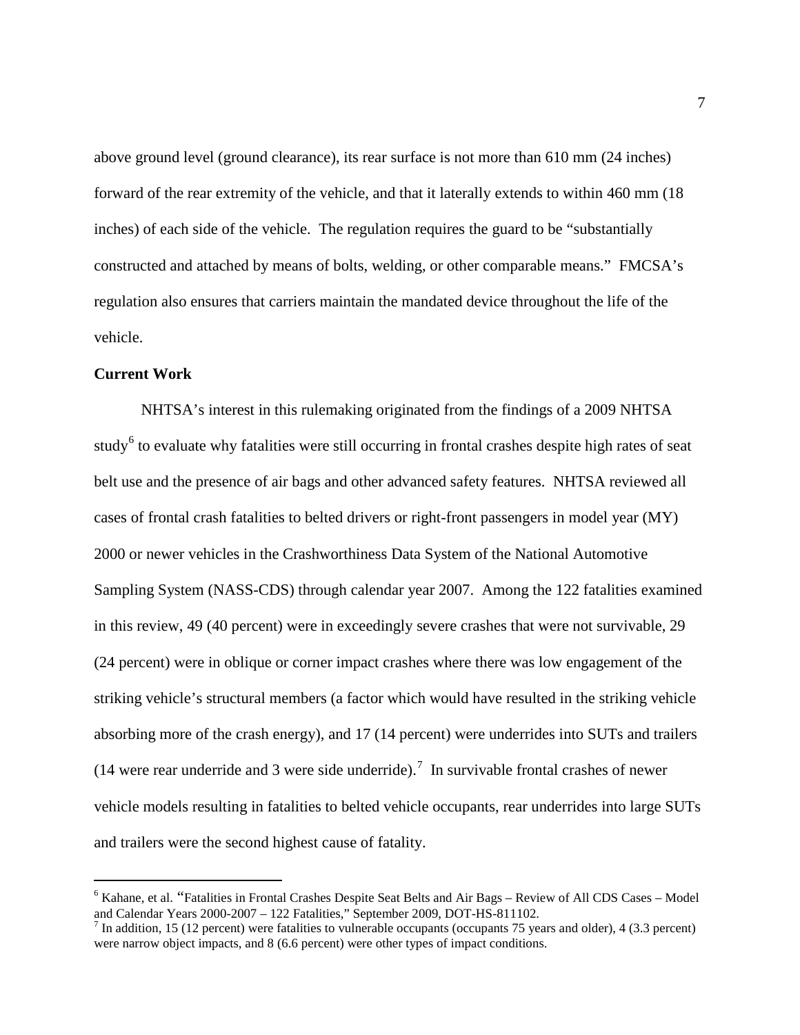above ground level (ground clearance), its rear surface is not more than 610 mm (24 inches) forward of the rear extremity of the vehicle, and that it laterally extends to within 460 mm (18 inches) of each side of the vehicle. The regulation requires the guard to be "substantially constructed and attached by means of bolts, welding, or other comparable means." FMCSA's regulation also ensures that carriers maintain the mandated device throughout the life of the vehicle.

**Current Work**

NHTSA's interest in this rulemaking originated from the findings of a 2009 NHTSA study[6] to evaluate why fatalities were still occurring in frontal crashes despite high rates of seat belt use and the presence of air bags and other advanced safety features. NHTSA reviewed all cases of frontal crash fatalities to belted drivers or right-front passengers in model year (MY) 2000 or newer vehicles in the Crashworthiness Data System of the National Automotive Sampling System (NASS-CDS) through calendar year 2007. Among the 122 fatalities examined in this review, 49 (40 percent) were in exceedingly severe crashes that were not survivable, 29 (24 percent) were in oblique or corner impact crashes where there was low engagement of the striking vehicle's structural members (a factor which would have resulted in the striking vehicle absorbing more of the crash energy), and 17 (14 percent) were underrides into SUTs and trailers (14 were rear underride and 3 were side underride).[7] In survivable frontal crashes of newer vehicle models resulting in fatalities to belted vehicle occupants, rear underrides into large SUTs and trailers were the second highest cause of fatality.

---

[6] Kahane, et al. "Fatalities in Frontal Crashes Despite Seat Belts and Air Bags – Review of All CDS Cases – Model and Calendar Years 2000-2007 – 122 Fatalities," September 2009, DOT-HS-811102.

[7] In addition, 15 (12 percent) were fatalities to vulnerable occupants (occupants 75 years and older), 4 (3.3 percent) were narrow object impacts, and 8 (6.6 percent) were other types of impact conditions.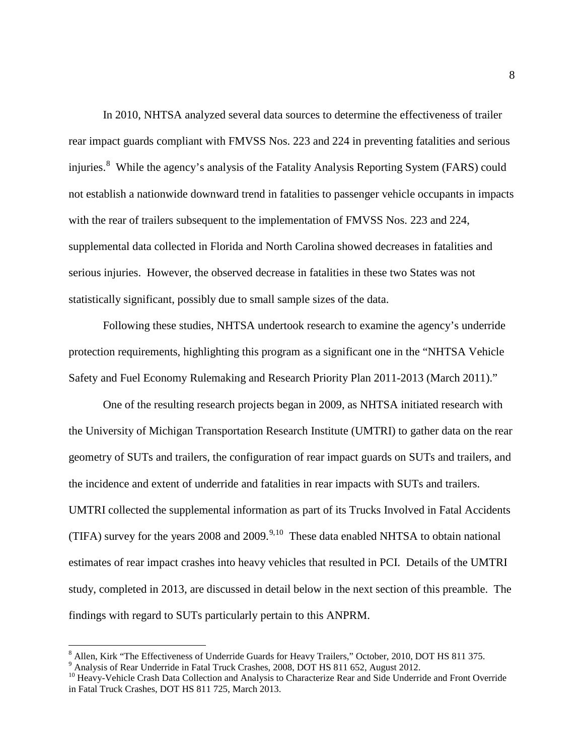In 2010, NHTSA analyzed several data sources to determine the effectiveness of trailer rear impact guards compliant with FMVSS Nos. 223 and 224 in preventing fatalities and serious injuries.[8] While the agency's analysis of the Fatality Analysis Reporting System (FARS) could not establish a nationwide downward trend in fatalities to passenger vehicle occupants in impacts with the rear of trailers subsequent to the implementation of FMVSS Nos. 223 and 224, supplemental data collected in Florida and North Carolina showed decreases in fatalities and serious injuries. However, the observed decrease in fatalities in these two States was not statistically significant, possibly due to small sample sizes of the data.

Following these studies, NHTSA undertook research to examine the agency's underride protection requirements, highlighting this program as a significant one in the "NHTSA Vehicle Safety and Fuel Economy Rulemaking and Research Priority Plan 2011-2013 (March 2011)."

One of the resulting research projects began in 2009, as NHTSA initiated research with the University of Michigan Transportation Research Institute (UMTRI) to gather data on the rear geometry of SUTs and trailers, the configuration of rear impact guards on SUTs and trailers, and the incidence and extent of underride and fatalities in rear impacts with SUTs and trailers. UMTRI collected the supplemental information as part of its Trucks Involved in Fatal Accidents (TIFA) survey for the years 2008 and 2009.[9,10] These data enabled NHTSA to obtain national estimates of rear impact crashes into heavy vehicles that resulted in PCI. Details of the UMTRI study, completed in 2013, are discussed in detail below in the next section of this preamble. The findings with regard to SUTs particularly pertain to this ANPRM.

---

[8] Allen, Kirk "The Effectiveness of Underride Guards for Heavy Trailers," October, 2010, DOT HS 811 375.

[9] Analysis of Rear Underride in Fatal Truck Crashes, 2008, DOT HS 811 652, August 2012.

[10] Heavy-Vehicle Crash Data Collection and Analysis to Characterize Rear and Side Underride and Front Override in Fatal Truck Crashes, DOT HS 811 725, March 2013.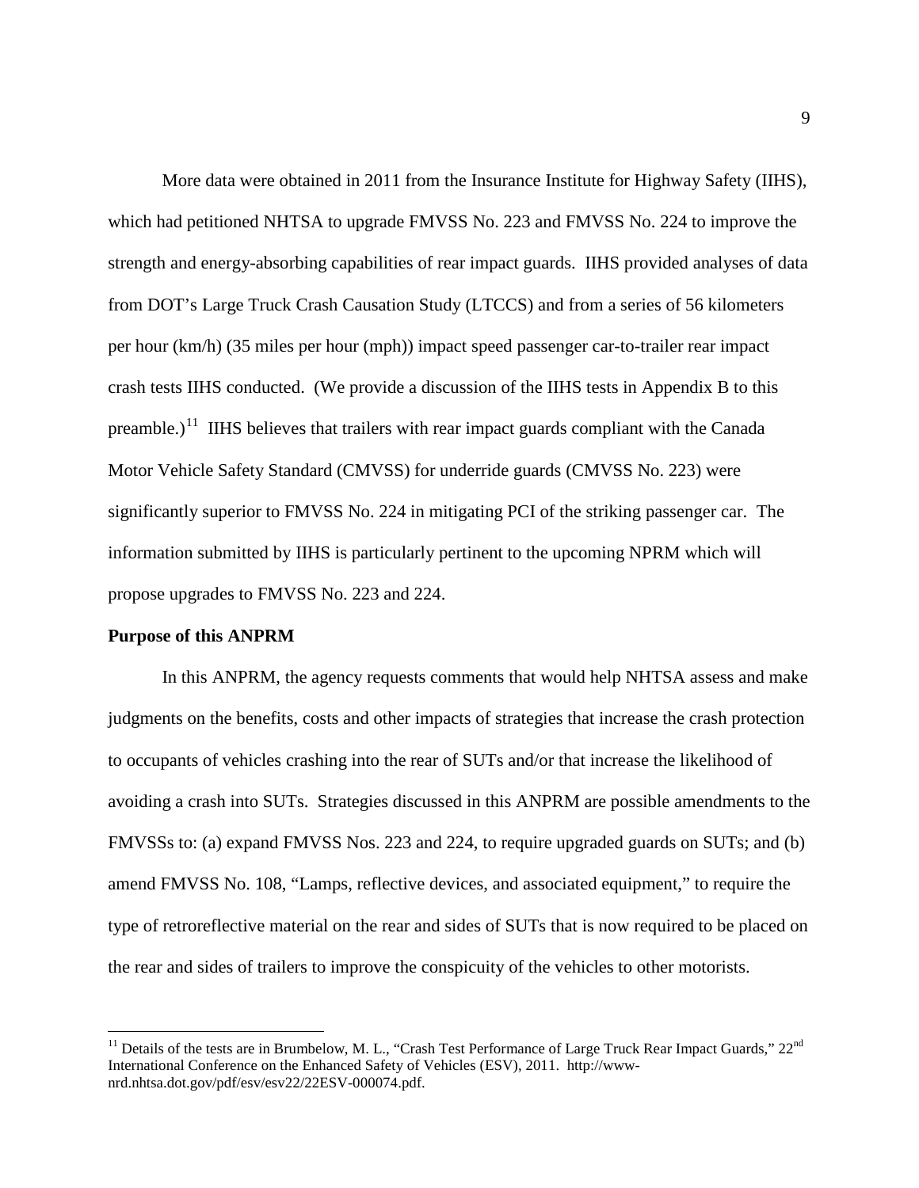More data were obtained in 2011 from the Insurance Institute for Highway Safety (IIHS), which had petitioned NHTSA to upgrade FMVSS No. 223 and FMVSS No. 224 to improve the strength and energy-absorbing capabilities of rear impact guards. IIHS provided analyses of data from DOT's Large Truck Crash Causation Study (LTCCS) and from a series of 56 kilometers per hour (km/h) (35 miles per hour (mph)) impact speed passenger car-to-trailer rear impact crash tests IIHS conducted. (We provide a discussion of the IIHS tests in Appendix B to this preamble.)[11] IIHS believes that trailers with rear impact guards compliant with the Canada Motor Vehicle Safety Standard (CMVSS) for underride guards (CMVSS No. 223) were significantly superior to FMVSS No. 224 in mitigating PCI of the striking passenger car. The information submitted by IIHS is particularly pertinent to the upcoming NPRM which will propose upgrades to FMVSS No. 223 and 224.

**Purpose of this ANPRM**

In this ANPRM, the agency requests comments that would help NHTSA assess and make judgments on the benefits, costs and other impacts of strategies that increase the crash protection to occupants of vehicles crashing into the rear of SUTs and/or that increase the likelihood of avoiding a crash into SUTs. Strategies discussed in this ANPRM are possible amendments to the FMVSSs to: (a) expand FMVSS Nos. 223 and 224, to require upgraded guards on SUTs; and (b) amend FMVSS No. 108, "Lamps, reflective devices, and associated equipment," to require the type of retroreflective material on the rear and sides of SUTs that is now required to be placed on the rear and sides of trailers to improve the conspicuity of the vehicles to other motorists.

[11] Details of the tests are in Brumbelow, M. L., "Crash Test Performance of Large Truck Rear Impact Guards," 22nd International Conference on the Enhanced Safety of Vehicles (ESV), 2011. http://www-nrd.nhtsa.dot.gov/pdf/esv/esv22/22ESV-000074.pdf.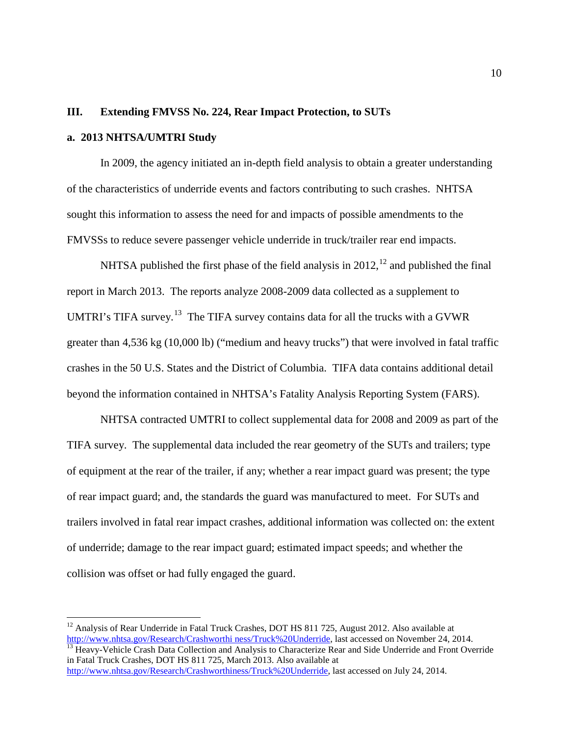## III. Extending FMVSS No. 224, Rear Impact Protection, to SUTs

### a. 2013 NHTSA/UMTRI Study

In 2009, the agency initiated an in-depth field analysis to obtain a greater understanding of the characteristics of underride events and factors contributing to such crashes. NHTSA sought this information to assess the need for and impacts of possible amendments to the FMVSSs to reduce severe passenger vehicle underride in truck/trailer rear end impacts.

NHTSA published the first phase of the field analysis in 2012,[12] and published the final report in March 2013. The reports analyze 2008-2009 data collected as a supplement to UMTRI's TIFA survey.[13] The TIFA survey contains data for all the trucks with a GVWR greater than 4,536 kg (10,000 lb) ("medium and heavy trucks") that were involved in fatal traffic crashes in the 50 U.S. States and the District of Columbia. TIFA data contains additional detail beyond the information contained in NHTSA's Fatality Analysis Reporting System (FARS).

NHTSA contracted UMTRI to collect supplemental data for 2008 and 2009 as part of the TIFA survey. The supplemental data included the rear geometry of the SUTs and trailers; type of equipment at the rear of the trailer, if any; whether a rear impact guard was present; the type of rear impact guard; and, the standards the guard was manufactured to meet. For SUTs and trailers involved in fatal rear impact crashes, additional information was collected on: the extent of underride; damage to the rear impact guard; estimated impact speeds; and whether the collision was offset or had fully engaged the guard.

---

[12] Analysis of Rear Underride in Fatal Truck Crashes, DOT HS 811 725, August 2012. Also available at http://www.nhtsa.gov/Research/Crashworthi ness/Truck%20Underride, last accessed on November 24, 2014.

[13] Heavy-Vehicle Crash Data Collection and Analysis to Characterize Rear and Side Underride and Front Override in Fatal Truck Crashes, DOT HS 811 725, March 2013. Also available at http://www.nhtsa.gov/Research/Crashworthiness/Truck%20Underride, last accessed on July 24, 2014.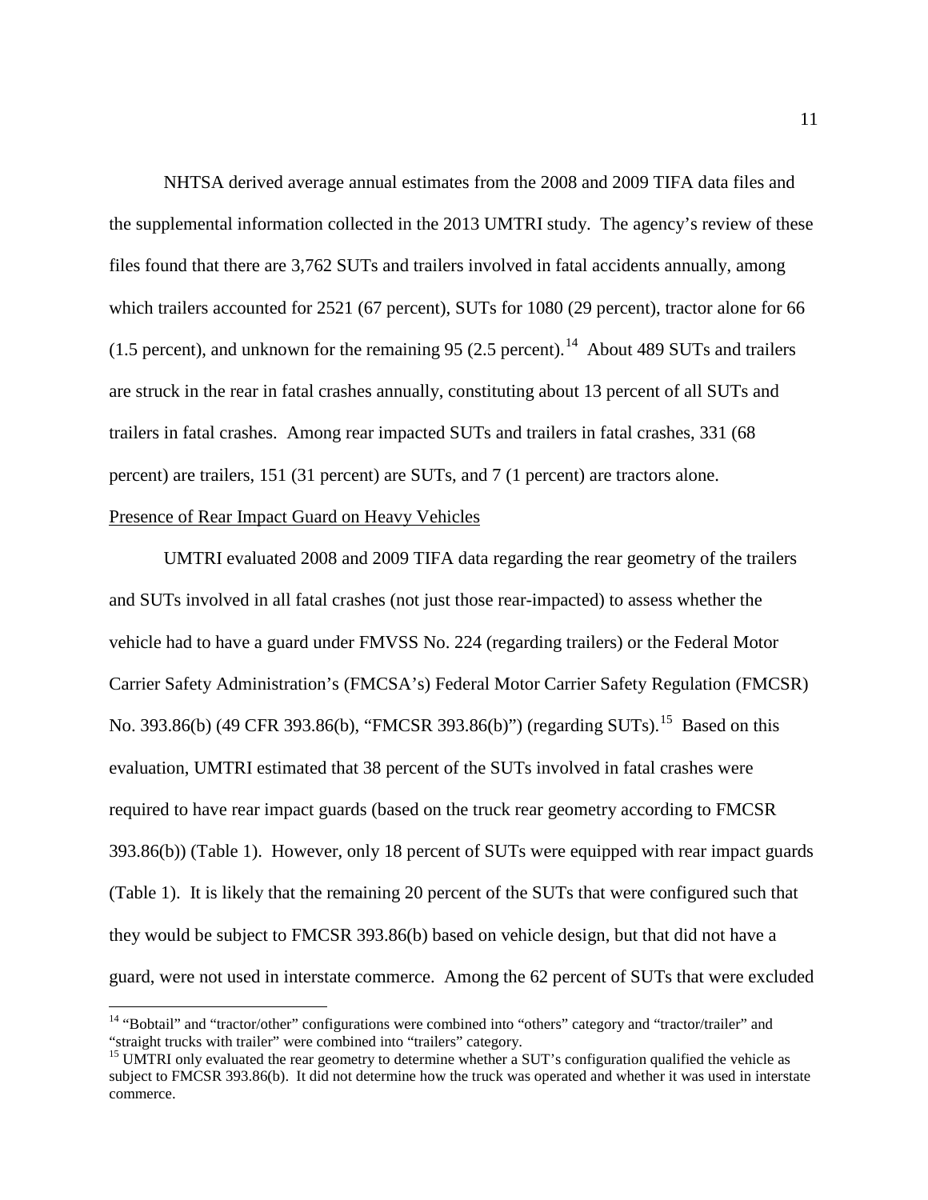NHTSA derived average annual estimates from the 2008 and 2009 TIFA data files and the supplemental information collected in the 2013 UMTRI study. The agency's review of these files found that there are 3,762 SUTs and trailers involved in fatal accidents annually, among which trailers accounted for 2521 (67 percent), SUTs for 1080 (29 percent), tractor alone for 66 (1.5 percent), and unknown for the remaining 95 (2.5 percent).[14] About 489 SUTs and trailers are struck in the rear in fatal crashes annually, constituting about 13 percent of all SUTs and trailers in fatal crashes. Among rear impacted SUTs and trailers in fatal crashes, 331 (68 percent) are trailers, 151 (31 percent) are SUTs, and 7 (1 percent) are tractors alone.

Presence of Rear Impact Guard on Heavy Vehicles

UMTRI evaluated 2008 and 2009 TIFA data regarding the rear geometry of the trailers and SUTs involved in all fatal crashes (not just those rear-impacted) to assess whether the vehicle had to have a guard under FMVSS No. 224 (regarding trailers) or the Federal Motor Carrier Safety Administration's (FMCSA's) Federal Motor Carrier Safety Regulation (FMCSR) No. 393.86(b) (49 CFR 393.86(b), "FMCSR 393.86(b)") (regarding SUTs).[15] Based on this evaluation, UMTRI estimated that 38 percent of the SUTs involved in fatal crashes were required to have rear impact guards (based on the truck rear geometry according to FMCSR 393.86(b)) (Table 1). However, only 18 percent of SUTs were equipped with rear impact guards (Table 1). It is likely that the remaining 20 percent of the SUTs that were configured such that they would be subject to FMCSR 393.86(b) based on vehicle design, but that did not have a guard, were not used in interstate commerce. Among the 62 percent of SUTs that were excluded

[14] "Bobtail" and "tractor/other" configurations were combined into "others" category and "tractor/trailer" and "straight trucks with trailer" were combined into "trailers" category.

[15] UMTRI only evaluated the rear geometry to determine whether a SUT's configuration qualified the vehicle as subject to FMCSR 393.86(b). It did not determine how the truck was operated and whether it was used in interstate commerce.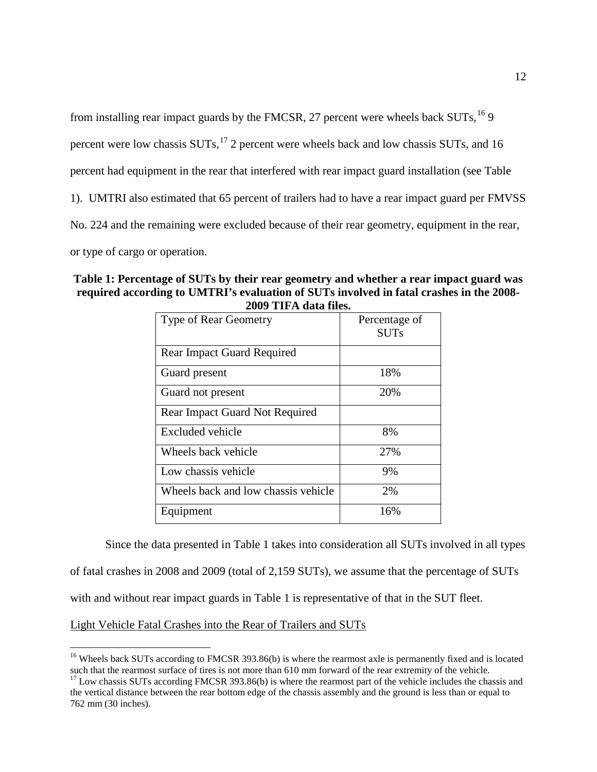from installing rear impact guards by the FMCSR, 27 percent were wheels back SUTs,[16] 9 percent were low chassis SUTs,[17] 2 percent were wheels back and low chassis SUTs, and 16 percent had equipment in the rear that interfered with rear impact guard installation (see Table 1). UMTRI also estimated that 65 percent of trailers had to have a rear impact guard per FMVSS No. 224 and the remaining were excluded because of their rear geometry, equipment in the rear, or type of cargo or operation.

**Table 1: Percentage of SUTs by their rear geometry and whether a rear impact guard was required according to UMTRI's evaluation of SUTs involved in fatal crashes in the 2008-2009 TIFA data files.**

| Type of Rear Geometry | Percentage of SUTs |
|---|---|
| Rear Impact Guard Required | |
| Guard present | 18% |
| Guard not present | 20% |
| Rear Impact Guard Not Required | |
| Excluded vehicle | 8% |
| Wheels back vehicle | 27% |
| Low chassis vehicle | 9% |
| Wheels back and low chassis vehicle | 2% |
| Equipment | 16% |

Since the data presented in Table 1 takes into consideration all SUTs involved in all types of fatal crashes in 2008 and 2009 (total of 2,159 SUTs), we assume that the percentage of SUTs with and without rear impact guards in Table 1 is representative of that in the SUT fleet.

Light Vehicle Fatal Crashes into the Rear of Trailers and SUTs

[16] Wheels back SUTs according to FMCSR 393.86(b) is where the rearmost axle is permanently fixed and is located such that the rearmost surface of tires is not more than 610 mm forward of the rear extremity of the vehicle.

[17] Low chassis SUTs according FMCSR 393.86(b) is where the rearmost part of the vehicle includes the chassis and the vertical distance between the rear bottom edge of the chassis assembly and the ground is less than or equal to 762 mm (30 inches).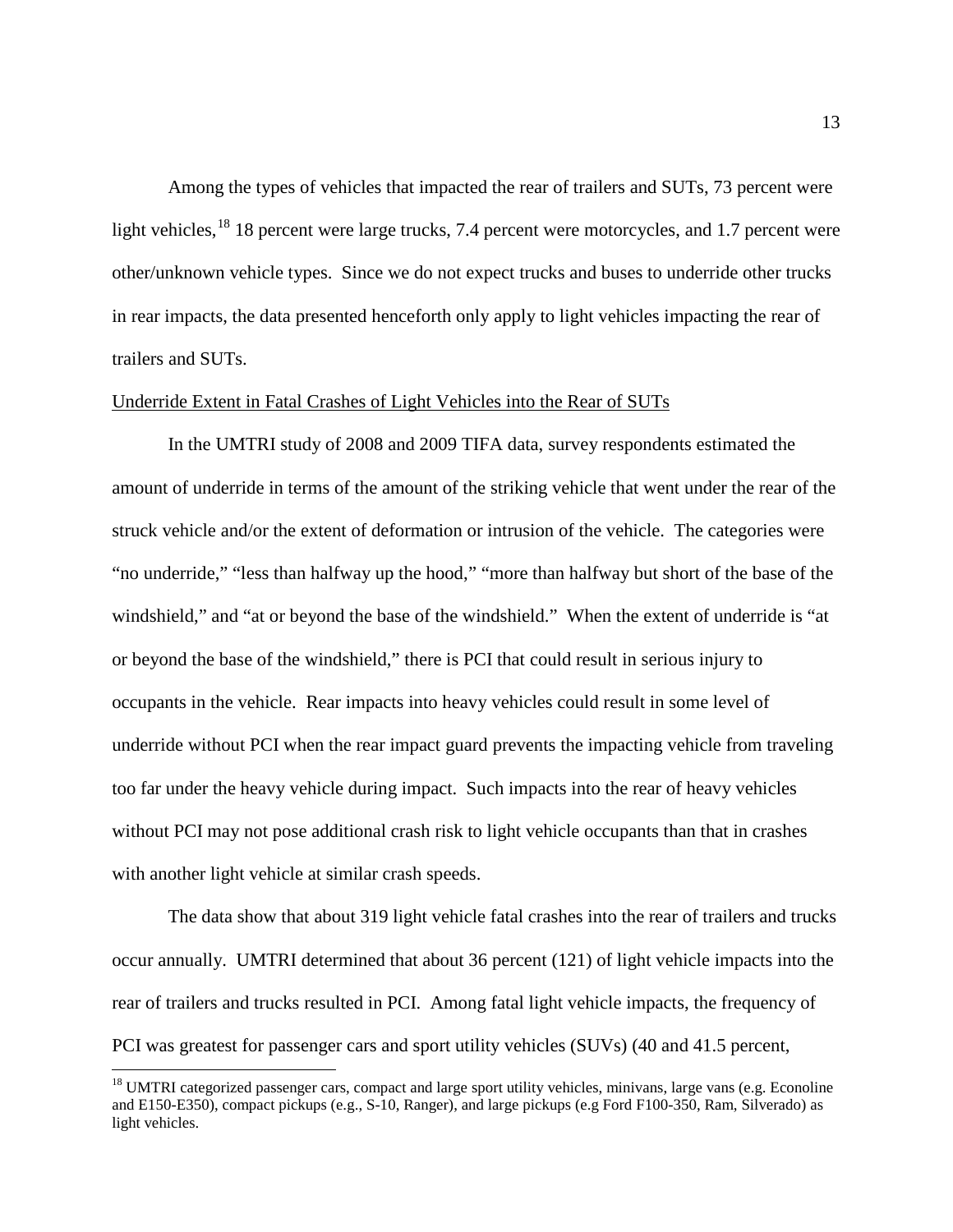Among the types of vehicles that impacted the rear of trailers and SUTs, 73 percent were light vehicles,[18] 18 percent were large trucks, 7.4 percent were motorcycles, and 1.7 percent were other/unknown vehicle types. Since we do not expect trucks and buses to underride other trucks in rear impacts, the data presented henceforth only apply to light vehicles impacting the rear of trailers and SUTs.

<u>Underride Extent in Fatal Crashes of Light Vehicles into the Rear of SUTs</u>

In the UMTRI study of 2008 and 2009 TIFA data, survey respondents estimated the amount of underride in terms of the amount of the striking vehicle that went under the rear of the struck vehicle and/or the extent of deformation or intrusion of the vehicle. The categories were "no underride," "less than halfway up the hood," "more than halfway but short of the base of the windshield," and "at or beyond the base of the windshield." When the extent of underride is "at or beyond the base of the windshield," there is PCI that could result in serious injury to occupants in the vehicle. Rear impacts into heavy vehicles could result in some level of underride without PCI when the rear impact guard prevents the impacting vehicle from traveling too far under the heavy vehicle during impact. Such impacts into the rear of heavy vehicles without PCI may not pose additional crash risk to light vehicle occupants than that in crashes with another light vehicle at similar crash speeds.

The data show that about 319 light vehicle fatal crashes into the rear of trailers and trucks occur annually. UMTRI determined that about 36 percent (121) of light vehicle impacts into the rear of trailers and trucks resulted in PCI. Among fatal light vehicle impacts, the frequency of PCI was greatest for passenger cars and sport utility vehicles (SUVs) (40 and 41.5 percent,

---

[18] UMTRI categorized passenger cars, compact and large sport utility vehicles, minivans, large vans (e.g. Econoline and E150-E350), compact pickups (e.g., S-10, Ranger), and large pickups (e.g Ford F100-350, Ram, Silverado) as light vehicles.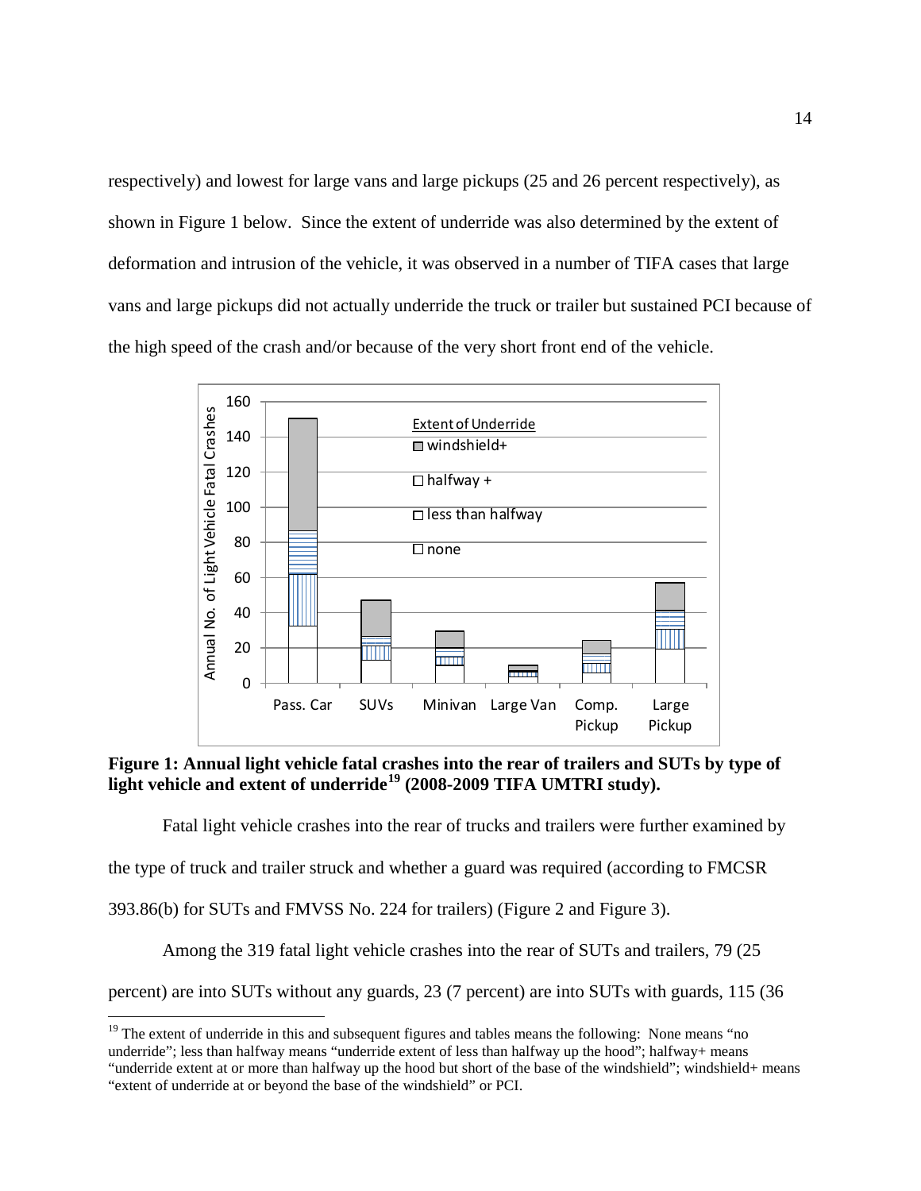respectively) and lowest for large vans and large pickups (25 and 26 percent respectively), as shown in Figure 1 below. Since the extent of underride was also determined by the extent of deformation and intrusion of the vehicle, it was observed in a number of TIFA cases that large vans and large pickups did not actually underride the truck or trailer but sustained PCI because of the high speed of the crash and/or because of the very short front end of the vehicle.

**Figure 1: Annual light vehicle fatal crashes into the rear of trailers and SUTs by type of light vehicle and extent of underride[19] (2008-2009 TIFA UMTRI study).**

Fatal light vehicle crashes into the rear of trucks and trailers were further examined by the type of truck and trailer struck and whether a guard was required (according to FMCSR 393.86(b) for SUTs and FMVSS No. 224 for trailers) (Figure 2 and Figure 3).

Among the 319 fatal light vehicle crashes into the rear of SUTs and trailers, 79 (25 percent) are into SUTs without any guards, 23 (7 percent) are into SUTs with guards, 115 (36

---

[19] The extent of underride in this and subsequent figures and tables means the following: None means "no underride"; less than halfway means "underride extent of less than halfway up the hood"; halfway+ means "underride extent at or more than halfway up the hood but short of the base of the windshield"; windshield+ means "extent of underride at or beyond the base of the windshield" or PCI.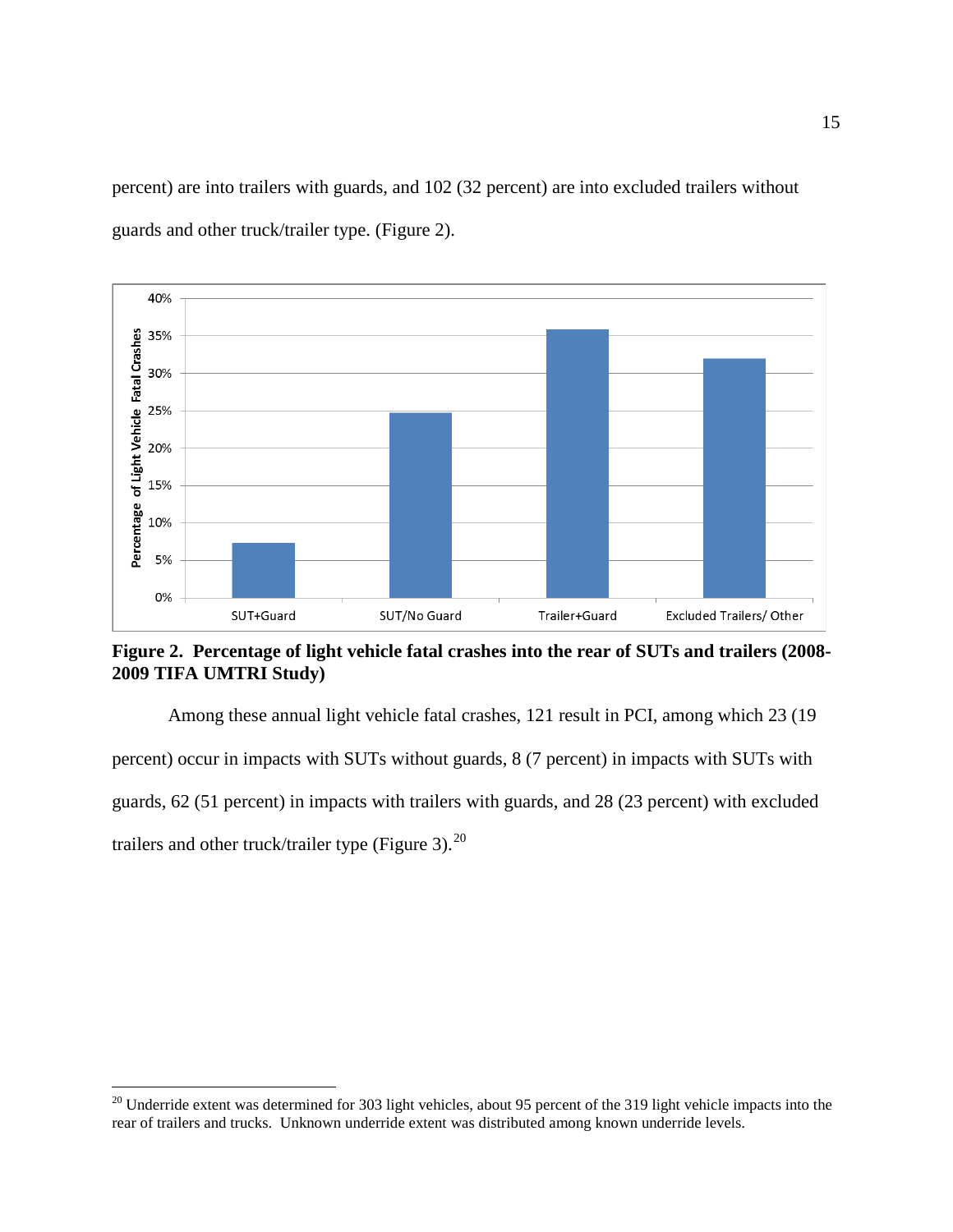percent) are into trailers with guards, and 102 (32 percent) are into excluded trailers without guards and other truck/trailer type. (Figure 2).

**Figure 2. Percentage of light vehicle fatal crashes into the rear of SUTs and trailers (2008-2009 TIFA UMTRI Study)**

Among these annual light vehicle fatal crashes, 121 result in PCI, among which 23 (19 percent) occur in impacts with SUTs without guards, 8 (7 percent) in impacts with SUTs with guards, 62 (51 percent) in impacts with trailers with guards, and 28 (23 percent) with excluded trailers and other truck/trailer type (Figure 3).[20]

[20] Underride extent was determined for 303 light vehicles, about 95 percent of the 319 light vehicle impacts into the rear of trailers and trucks. Unknown underride extent was distributed among known underride levels.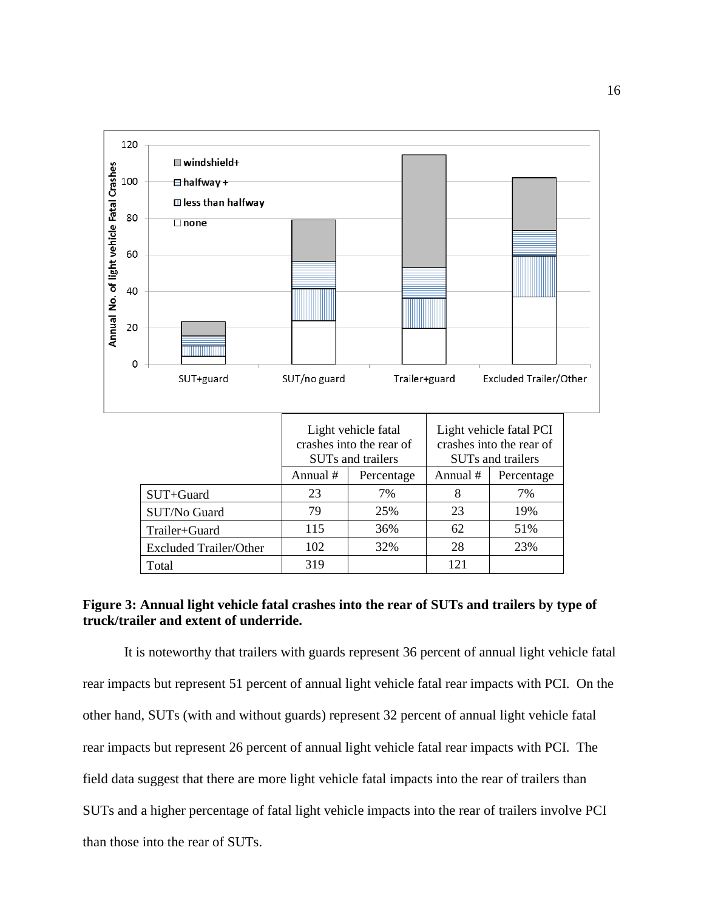|  | Light vehicle fatal crashes into the rear of SUTs and trailers |  | Light vehicle fatal PCI crashes into the rear of SUTs and trailers |  |
|---|---|---|---|---|
|  | Annual # | Percentage | Annual # | Percentage |
| SUT+Guard | 23 | 7% | 8 | 7% |
| SUT/No Guard | 79 | 25% | 23 | 19% |
| Trailer+Guard | 115 | 36% | 62 | 51% |
| Excluded Trailer/Other | 102 | 32% | 28 | 23% |
| Total | 319 |  | 121 |  |

**Figure 3: Annual light vehicle fatal crashes into the rear of SUTs and trailers by type of truck/trailer and extent of underride.**

It is noteworthy that trailers with guards represent 36 percent of annual light vehicle fatal rear impacts but represent 51 percent of annual light vehicle fatal rear impacts with PCI. On the other hand, SUTs (with and without guards) represent 32 percent of annual light vehicle fatal rear impacts but represent 26 percent of annual light vehicle fatal rear impacts with PCI. The field data suggest that there are more light vehicle fatal impacts into the rear of trailers than SUTs and a higher percentage of fatal light vehicle impacts into the rear of trailers involve PCI than those into the rear of SUTs.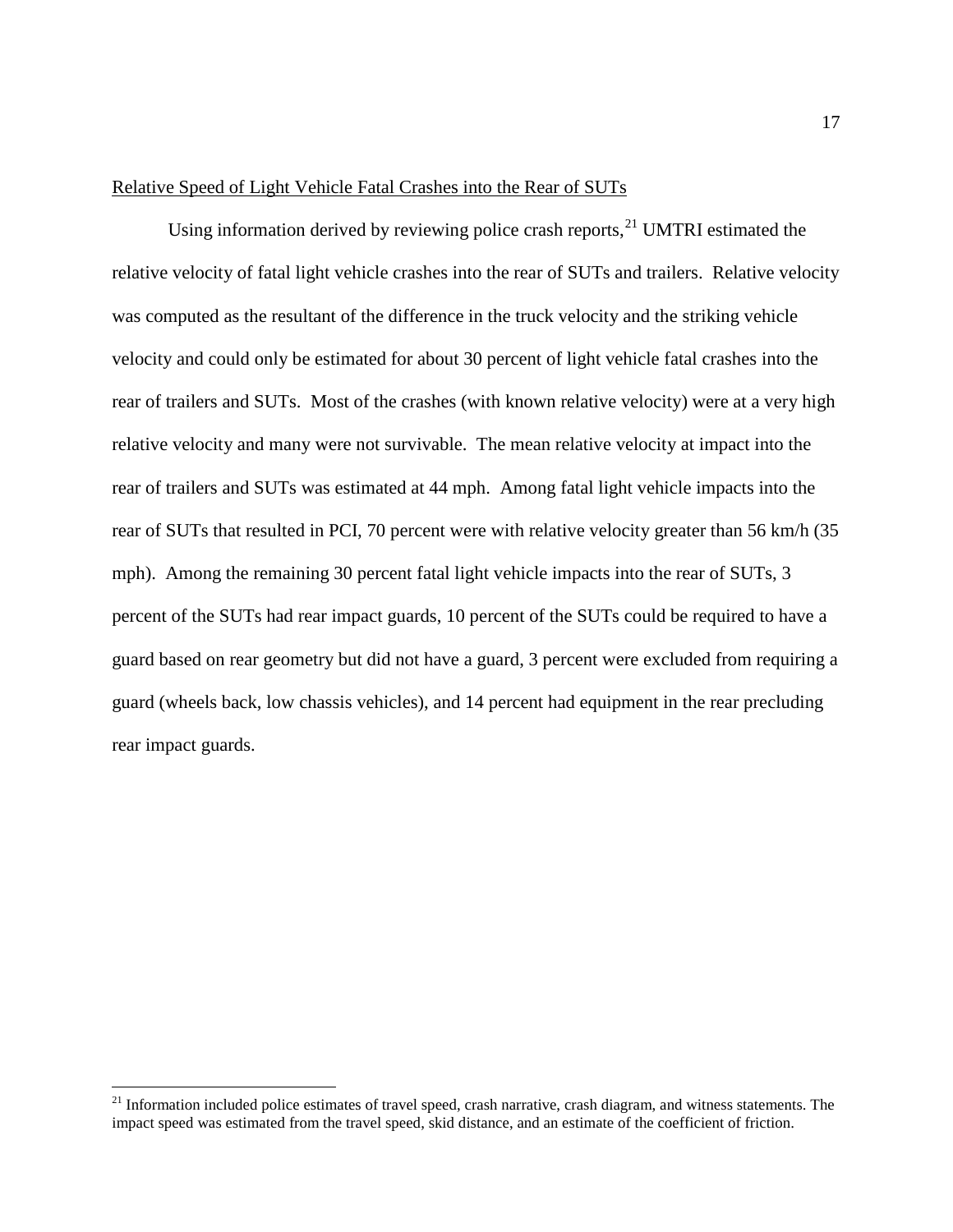Relative Speed of Light Vehicle Fatal Crashes into the Rear of SUTs

Using information derived by reviewing police crash reports,[21] UMTRI estimated the relative velocity of fatal light vehicle crashes into the rear of SUTs and trailers. Relative velocity was computed as the resultant of the difference in the truck velocity and the striking vehicle velocity and could only be estimated for about 30 percent of light vehicle fatal crashes into the rear of trailers and SUTs. Most of the crashes (with known relative velocity) were at a very high relative velocity and many were not survivable. The mean relative velocity at impact into the rear of trailers and SUTs was estimated at 44 mph. Among fatal light vehicle impacts into the rear of SUTs that resulted in PCI, 70 percent were with relative velocity greater than 56 km/h (35 mph). Among the remaining 30 percent fatal light vehicle impacts into the rear of SUTs, 3 percent of the SUTs had rear impact guards, 10 percent of the SUTs could be required to have a guard based on rear geometry but did not have a guard, 3 percent were excluded from requiring a guard (wheels back, low chassis vehicles), and 14 percent had equipment in the rear precluding rear impact guards.

---

[21] Information included police estimates of travel speed, crash narrative, crash diagram, and witness statements. The impact speed was estimated from the travel speed, skid distance, and an estimate of the coefficient of friction.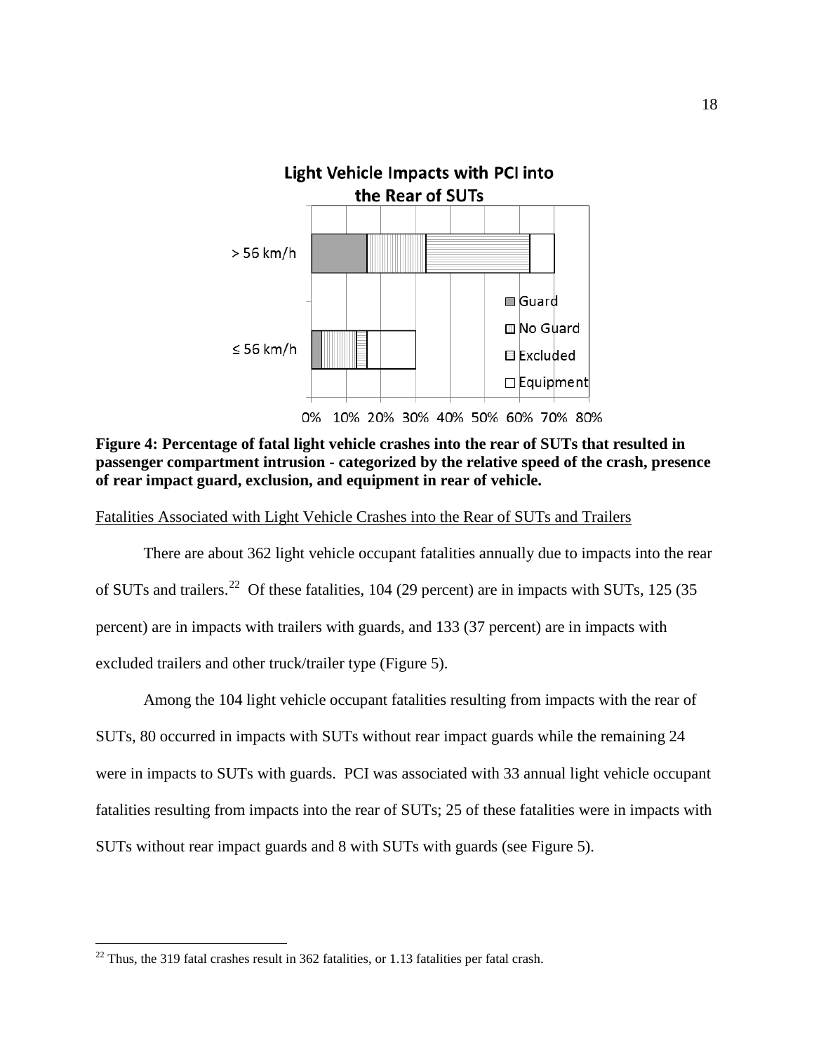**Figure 4: Percentage of fatal light vehicle crashes into the rear of SUTs that resulted in passenger compartment intrusion - categorized by the relative speed of the crash, presence of rear impact guard, exclusion, and equipment in rear of vehicle.**

Fatalities Associated with Light Vehicle Crashes into the Rear of SUTs and Trailers

There are about 362 light vehicle occupant fatalities annually due to impacts into the rear of SUTs and trailers.[22] Of these fatalities, 104 (29 percent) are in impacts with SUTs, 125 (35 percent) are in impacts with trailers with guards, and 133 (37 percent) are in impacts with excluded trailers and other truck/trailer type (Figure 5).

Among the 104 light vehicle occupant fatalities resulting from impacts with the rear of SUTs, 80 occurred in impacts with SUTs without rear impact guards while the remaining 24 were in impacts to SUTs with guards. PCI was associated with 33 annual light vehicle occupant fatalities resulting from impacts into the rear of SUTs; 25 of these fatalities were in impacts with SUTs without rear impact guards and 8 with SUTs with guards (see Figure 5).

[22] Thus, the 319 fatal crashes result in 362 fatalities, or 1.13 fatalities per fatal crash.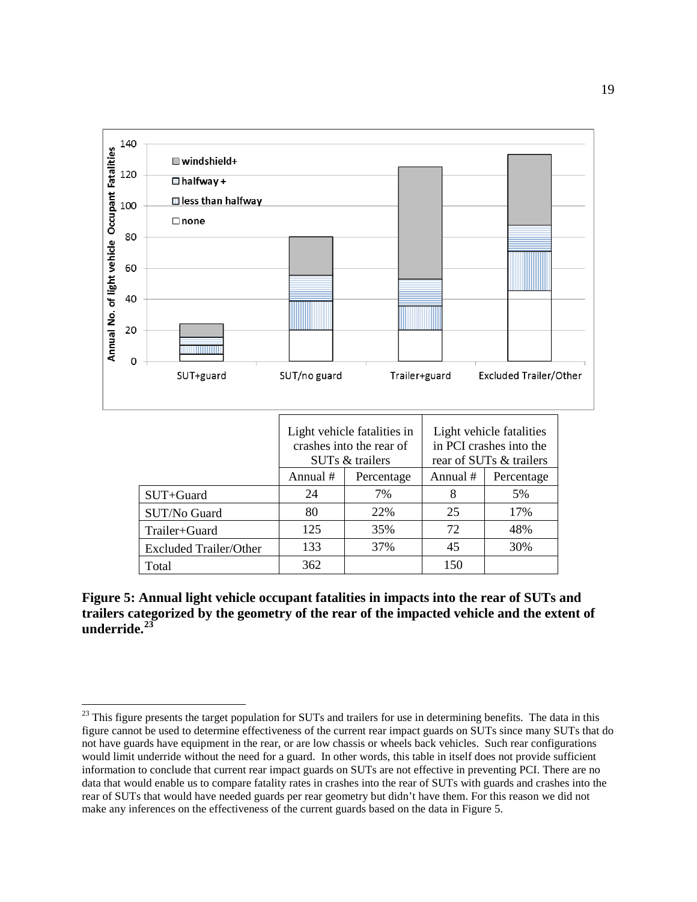|  | Light vehicle fatalities in crashes into the rear of SUTs & trailers | | Light vehicle fatalities in PCI crashes into the rear of SUTs & trailers | |
|---|---|---|---|---|
|  | Annual # | Percentage | Annual # | Percentage |
| SUT+Guard | 24 | 7% | 8 | 5% |
| SUT/No Guard | 80 | 22% | 25 | 17% |
| Trailer+Guard | 125 | 35% | 72 | 48% |
| Excluded Trailer/Other | 133 | 37% | 45 | 30% |
| Total | 362 |  | 150 |  |

**Figure 5: Annual light vehicle occupant fatalities in impacts into the rear of SUTs and trailers categorized by the geometry of the rear of the impacted vehicle and the extent of underride.[23]**

[23] This figure presents the target population for SUTs and trailers for use in determining benefits. The data in this figure cannot be used to determine effectiveness of the current rear impact guards on SUTs since many SUTs that do not have guards have equipment in the rear, or are low chassis or wheels back vehicles. Such rear configurations would limit underride without the need for a guard. In other words, this table in itself does not provide sufficient information to conclude that current rear impact guards on SUTs are not effective in preventing PCI. There are no data that would enable us to compare fatality rates in crashes into the rear of SUTs with guards and crashes into the rear of SUTs that would have needed guards per rear geometry but didn't have them. For this reason we did not make any inferences on the effectiveness of the current guards based on the data in Figure 5.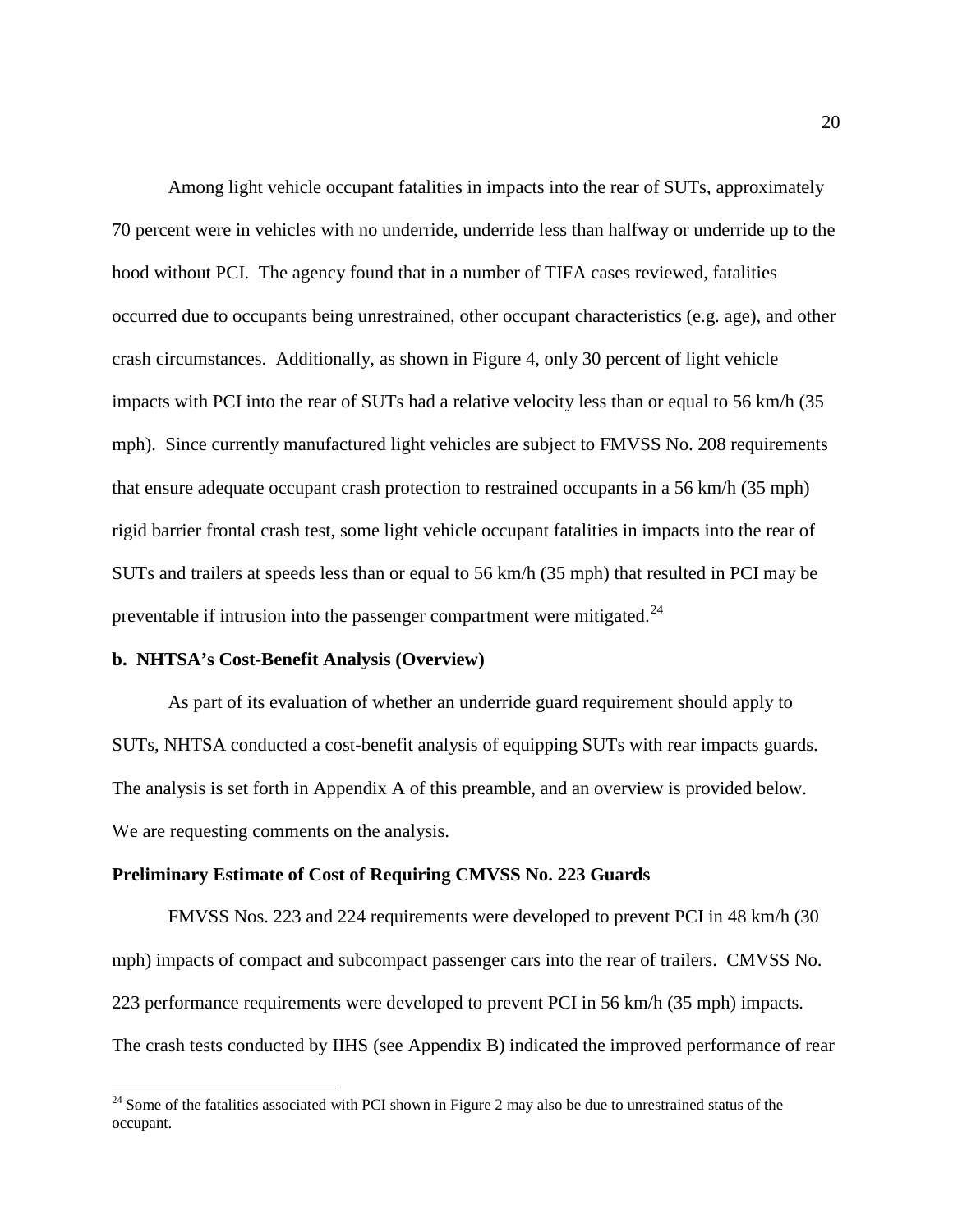Among light vehicle occupant fatalities in impacts into the rear of SUTs, approximately 70 percent were in vehicles with no underride, underride less than halfway or underride up to the hood without PCI. The agency found that in a number of TIFA cases reviewed, fatalities occurred due to occupants being unrestrained, other occupant characteristics (e.g. age), and other crash circumstances. Additionally, as shown in Figure 4, only 30 percent of light vehicle impacts with PCI into the rear of SUTs had a relative velocity less than or equal to 56 km/h (35 mph). Since currently manufactured light vehicles are subject to FMVSS No. 208 requirements that ensure adequate occupant crash protection to restrained occupants in a 56 km/h (35 mph) rigid barrier frontal crash test, some light vehicle occupant fatalities in impacts into the rear of SUTs and trailers at speeds less than or equal to 56 km/h (35 mph) that resulted in PCI may be preventable if intrusion into the passenger compartment were mitigated.[24]

**b. NHTSA's Cost-Benefit Analysis (Overview)**

As part of its evaluation of whether an underride guard requirement should apply to SUTs, NHTSA conducted a cost-benefit analysis of equipping SUTs with rear impacts guards. The analysis is set forth in Appendix A of this preamble, and an overview is provided below. We are requesting comments on the analysis.

**Preliminary Estimate of Cost of Requiring CMVSS No. 223 Guards**

FMVSS Nos. 223 and 224 requirements were developed to prevent PCI in 48 km/h (30 mph) impacts of compact and subcompact passenger cars into the rear of trailers. CMVSS No. 223 performance requirements were developed to prevent PCI in 56 km/h (35 mph) impacts. The crash tests conducted by IIHS (see Appendix B) indicated the improved performance of rear

[24] Some of the fatalities associated with PCI shown in Figure 2 may also be due to unrestrained status of the occupant.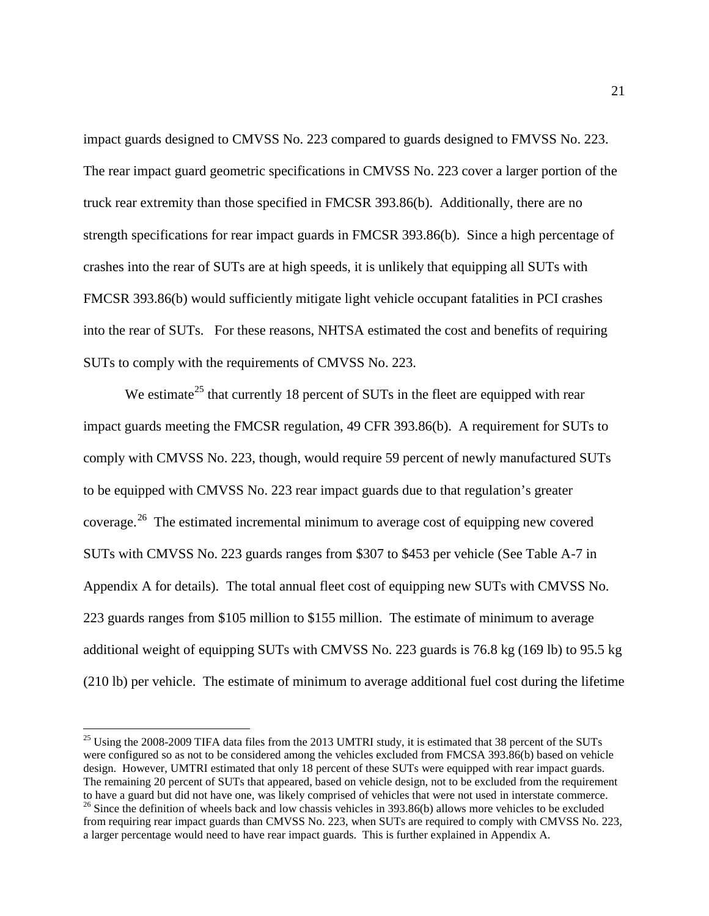impact guards designed to CMVSS No. 223 compared to guards designed to FMVSS No. 223. The rear impact guard geometric specifications in CMVSS No. 223 cover a larger portion of the truck rear extremity than those specified in FMCSR 393.86(b). Additionally, there are no strength specifications for rear impact guards in FMCSR 393.86(b). Since a high percentage of crashes into the rear of SUTs are at high speeds, it is unlikely that equipping all SUTs with FMCSR 393.86(b) would sufficiently mitigate light vehicle occupant fatalities in PCI crashes into the rear of SUTs. For these reasons, NHTSA estimated the cost and benefits of requiring SUTs to comply with the requirements of CMVSS No. 223.

We estimate[25] that currently 18 percent of SUTs in the fleet are equipped with rear impact guards meeting the FMCSR regulation, 49 CFR 393.86(b). A requirement for SUTs to comply with CMVSS No. 223, though, would require 59 percent of newly manufactured SUTs to be equipped with CMVSS No. 223 rear impact guards due to that regulation's greater coverage.[26] The estimated incremental minimum to average cost of equipping new covered SUTs with CMVSS No. 223 guards ranges from $307 to $453 per vehicle (See Table A-7 in Appendix A for details). The total annual fleet cost of equipping new SUTs with CMVSS No. 223 guards ranges from $105 million to $155 million. The estimate of minimum to average additional weight of equipping SUTs with CMVSS No. 223 guards is 76.8 kg (169 lb) to 95.5 kg (210 lb) per vehicle. The estimate of minimum to average additional fuel cost during the lifetime

---

[25] Using the 2008-2009 TIFA data files from the 2013 UMTRI study, it is estimated that 38 percent of the SUTs were configured so as not to be considered among the vehicles excluded from FMCSA 393.86(b) based on vehicle design. However, UMTRI estimated that only 18 percent of these SUTs were equipped with rear impact guards. The remaining 20 percent of SUTs that appeared, based on vehicle design, not to be excluded from the requirement to have a guard but did not have one, was likely comprised of vehicles that were not used in interstate commerce.

[26] Since the definition of wheels back and low chassis vehicles in 393.86(b) allows more vehicles to be excluded from requiring rear impact guards than CMVSS No. 223, when SUTs are required to comply with CMVSS No. 223, a larger percentage would need to have rear impact guards. This is further explained in Appendix A.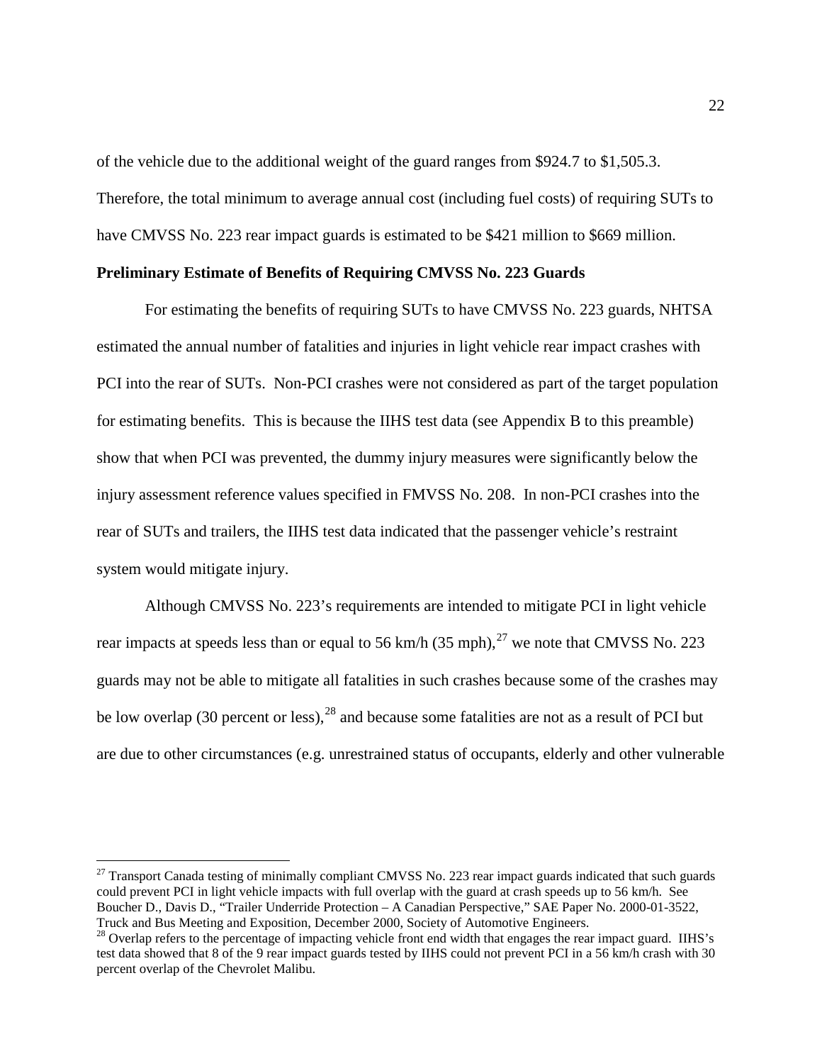of the vehicle due to the additional weight of the guard ranges from $924.7 to $1,505.3. Therefore, the total minimum to average annual cost (including fuel costs) of requiring SUTs to have CMVSS No. 223 rear impact guards is estimated to be $421 million to $669 million.

**Preliminary Estimate of Benefits of Requiring CMVSS No. 223 Guards**

For estimating the benefits of requiring SUTs to have CMVSS No. 223 guards, NHTSA estimated the annual number of fatalities and injuries in light vehicle rear impact crashes with PCI into the rear of SUTs. Non-PCI crashes were not considered as part of the target population for estimating benefits. This is because the IIHS test data (see Appendix B to this preamble) show that when PCI was prevented, the dummy injury measures were significantly below the injury assessment reference values specified in FMVSS No. 208. In non-PCI crashes into the rear of SUTs and trailers, the IIHS test data indicated that the passenger vehicle's restraint system would mitigate injury.

Although CMVSS No. 223's requirements are intended to mitigate PCI in light vehicle rear impacts at speeds less than or equal to 56 km/h (35 mph),[27] we note that CMVSS No. 223 guards may not be able to mitigate all fatalities in such crashes because some of the crashes may be low overlap (30 percent or less),[28] and because some fatalities are not as a result of PCI but are due to other circumstances (e.g. unrestrained status of occupants, elderly and other vulnerable

---

[27] Transport Canada testing of minimally compliant CMVSS No. 223 rear impact guards indicated that such guards could prevent PCI in light vehicle impacts with full overlap with the guard at crash speeds up to 56 km/h. See Boucher D., Davis D., "Trailer Underride Protection – A Canadian Perspective," SAE Paper No. 2000-01-3522, Truck and Bus Meeting and Exposition, December 2000, Society of Automotive Engineers.

[28] Overlap refers to the percentage of impacting vehicle front end width that engages the rear impact guard. IIHS's test data showed that 8 of the 9 rear impact guards tested by IIHS could not prevent PCI in a 56 km/h crash with 30 percent overlap of the Chevrolet Malibu.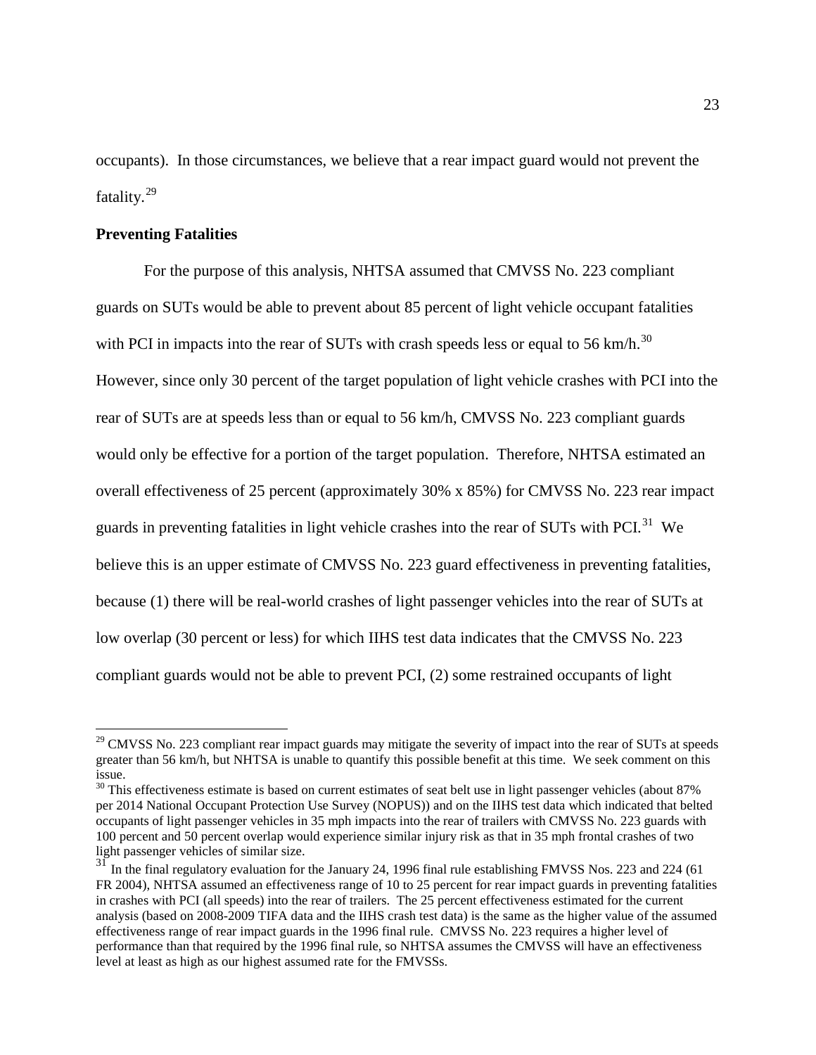occupants). In those circumstances, we believe that a rear impact guard would not prevent the fatality.[29]

**Preventing Fatalities**

For the purpose of this analysis, NHTSA assumed that CMVSS No. 223 compliant guards on SUTs would be able to prevent about 85 percent of light vehicle occupant fatalities with PCI in impacts into the rear of SUTs with crash speeds less or equal to 56 km/h.[30] However, since only 30 percent of the target population of light vehicle crashes with PCI into the rear of SUTs are at speeds less than or equal to 56 km/h, CMVSS No. 223 compliant guards would only be effective for a portion of the target population. Therefore, NHTSA estimated an overall effectiveness of 25 percent (approximately 30% x 85%) for CMVSS No. 223 rear impact guards in preventing fatalities in light vehicle crashes into the rear of SUTs with PCI.[31] We believe this is an upper estimate of CMVSS No. 223 guard effectiveness in preventing fatalities, because (1) there will be real-world crashes of light passenger vehicles into the rear of SUTs at low overlap (30 percent or less) for which IIHS test data indicates that the CMVSS No. 223 compliant guards would not be able to prevent PCI, (2) some restrained occupants of light

---

[29] CMVSS No. 223 compliant rear impact guards may mitigate the severity of impact into the rear of SUTs at speeds greater than 56 km/h, but NHTSA is unable to quantify this possible benefit at this time. We seek comment on this issue.

[30] This effectiveness estimate is based on current estimates of seat belt use in light passenger vehicles (about 87% per 2014 National Occupant Protection Use Survey (NOPUS)) and on the IIHS test data which indicated that belted occupants of light passenger vehicles in 35 mph impacts into the rear of trailers with CMVSS No. 223 guards with 100 percent and 50 percent overlap would experience similar injury risk as that in 35 mph frontal crashes of two light passenger vehicles of similar size.

[31] In the final regulatory evaluation for the January 24, 1996 final rule establishing FMVSS Nos. 223 and 224 (61 FR 2004), NHTSA assumed an effectiveness range of 10 to 25 percent for rear impact guards in preventing fatalities in crashes with PCI (all speeds) into the rear of trailers. The 25 percent effectiveness estimated for the current analysis (based on 2008-2009 TIFA data and the IIHS crash test data) is the same as the higher value of the assumed effectiveness range of rear impact guards in the 1996 final rule. CMVSS No. 223 requires a higher level of performance than that required by the 1996 final rule, so NHTSA assumes the CMVSS will have an effectiveness level at least as high as our highest assumed rate for the FMVSSs.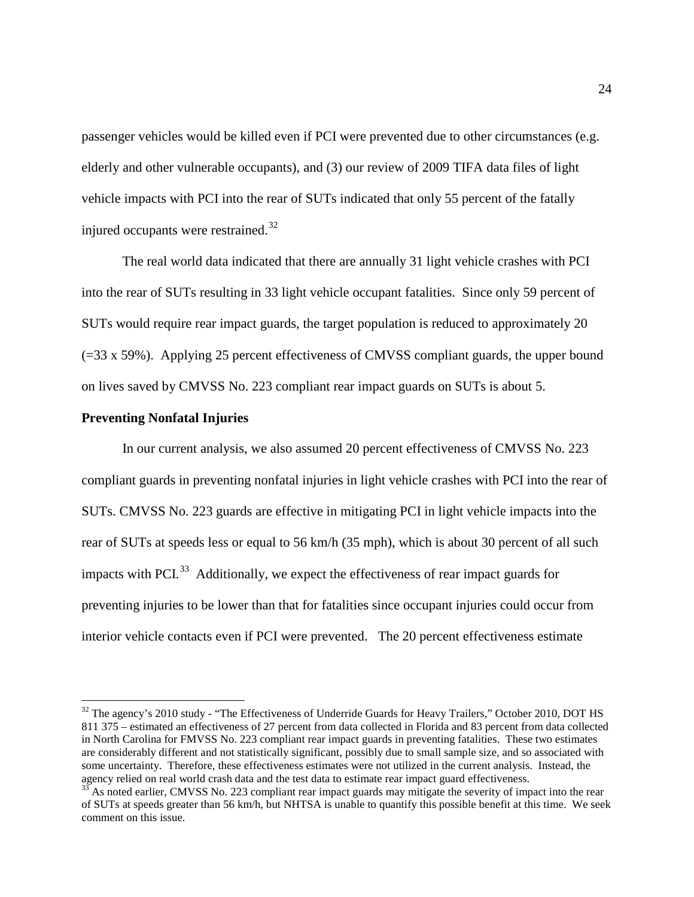passenger vehicles would be killed even if PCI were prevented due to other circumstances (e.g. elderly and other vulnerable occupants), and (3) our review of 2009 TIFA data files of light vehicle impacts with PCI into the rear of SUTs indicated that only 55 percent of the fatally injured occupants were restrained.[32]

The real world data indicated that there are annually 31 light vehicle crashes with PCI into the rear of SUTs resulting in 33 light vehicle occupant fatalities. Since only 59 percent of SUTs would require rear impact guards, the target population is reduced to approximately 20 (=33 x 59%). Applying 25 percent effectiveness of CMVSS compliant guards, the upper bound on lives saved by CMVSS No. 223 compliant rear impact guards on SUTs is about 5.

**Preventing Nonfatal Injuries**

In our current analysis, we also assumed 20 percent effectiveness of CMVSS No. 223 compliant guards in preventing nonfatal injuries in light vehicle crashes with PCI into the rear of SUTs. CMVSS No. 223 guards are effective in mitigating PCI in light vehicle impacts into the rear of SUTs at speeds less or equal to 56 km/h (35 mph), which is about 30 percent of all such impacts with PCI.[33] Additionally, we expect the effectiveness of rear impact guards for preventing injuries to be lower than that for fatalities since occupant injuries could occur from interior vehicle contacts even if PCI were prevented. The 20 percent effectiveness estimate

---

[32] The agency's 2010 study - "The Effectiveness of Underride Guards for Heavy Trailers," October 2010, DOT HS 811 375 – estimated an effectiveness of 27 percent from data collected in Florida and 83 percent from data collected in North Carolina for FMVSS No. 223 compliant rear impact guards in preventing fatalities. These two estimates are considerably different and not statistically significant, possibly due to small sample size, and so associated with some uncertainty. Therefore, these effectiveness estimates were not utilized in the current analysis. Instead, the agency relied on real world crash data and the test data to estimate rear impact guard effectiveness.

[33] As noted earlier, CMVSS No. 223 compliant rear impact guards may mitigate the severity of impact into the rear of SUTs at speeds greater than 56 km/h, but NHTSA is unable to quantify this possible benefit at this time. We seek comment on this issue.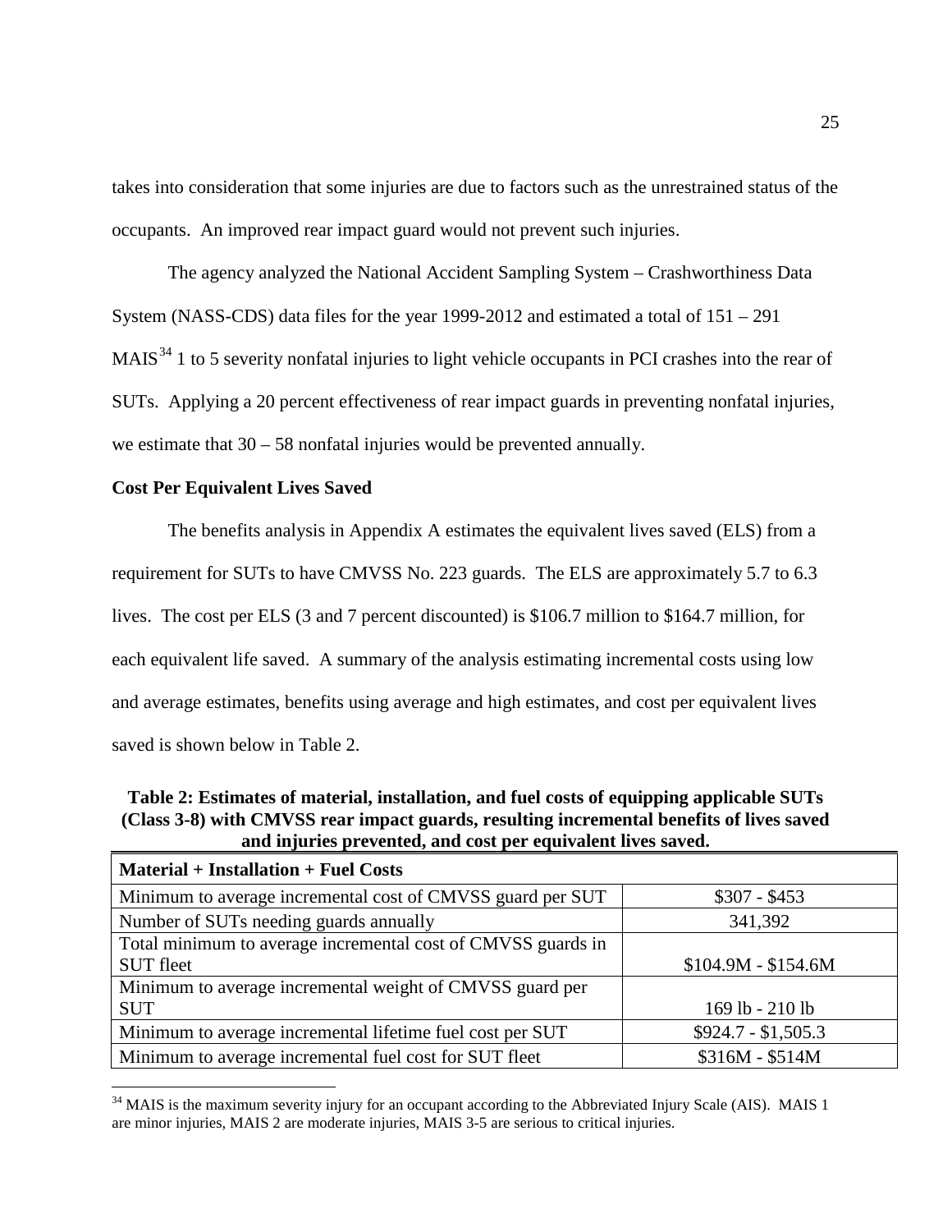takes into consideration that some injuries are due to factors such as the unrestrained status of the occupants. An improved rear impact guard would not prevent such injuries.

The agency analyzed the National Accident Sampling System – Crashworthiness Data System (NASS-CDS) data files for the year 1999-2012 and estimated a total of 151 – 291 MAIS[34] 1 to 5 severity nonfatal injuries to light vehicle occupants in PCI crashes into the rear of SUTs. Applying a 20 percent effectiveness of rear impact guards in preventing nonfatal injuries, we estimate that 30 – 58 nonfatal injuries would be prevented annually.

**Cost Per Equivalent Lives Saved**

The benefits analysis in Appendix A estimates the equivalent lives saved (ELS) from a requirement for SUTs to have CMVSS No. 223 guards. The ELS are approximately 5.7 to 6.3 lives. The cost per ELS (3 and 7 percent discounted) is \$106.7 million to \$164.7 million, for each equivalent life saved. A summary of the analysis estimating incremental costs using low and average estimates, benefits using average and high estimates, and cost per equivalent lives saved is shown below in Table 2.

**Table 2: Estimates of material, installation, and fuel costs of equipping applicable SUTs (Class 3-8) with CMVSS rear impact guards, resulting incremental benefits of lives saved and injuries prevented, and cost per equivalent lives saved.**

| **Material + Installation + Fuel Costs** | |
|---|---|
| Minimum to average incremental cost of CMVSS guard per SUT | \$307 - \$453 |
| Number of SUTs needing guards annually | 341,392 |
| Total minimum to average incremental cost of CMVSS guards in SUT fleet | \$104.9M - \$154.6M |
| Minimum to average incremental weight of CMVSS guard per SUT | 169 lb - 210 lb |
| Minimum to average incremental lifetime fuel cost per SUT | \$924.7 - \$1,505.3 |
| Minimum to average incremental fuel cost for SUT fleet | \$316M - \$514M |

[34] MAIS is the maximum severity injury for an occupant according to the Abbreviated Injury Scale (AIS). MAIS 1 are minor injuries, MAIS 2 are moderate injuries, MAIS 3-5 are serious to critical injuries.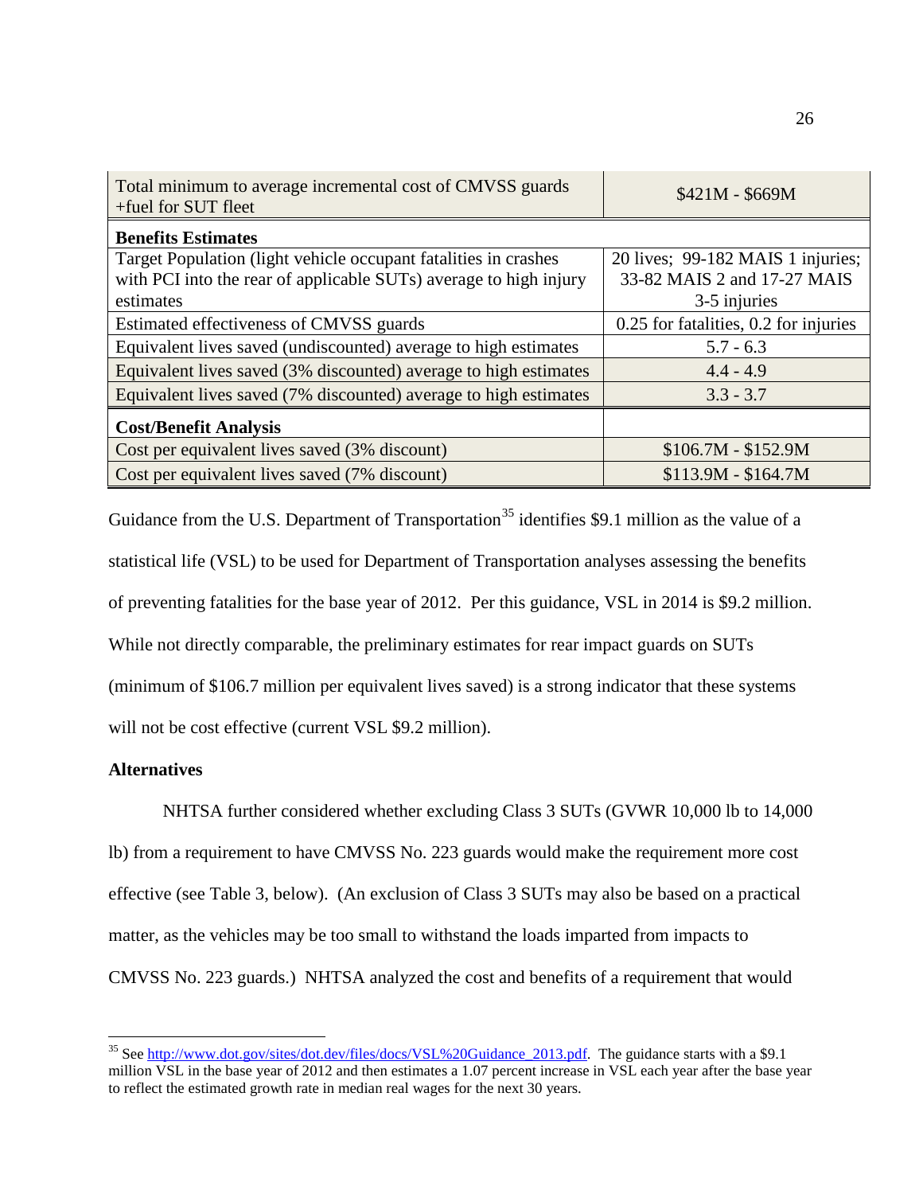| Total minimum to average incremental cost of CMVSS guards +fuel for SUT fleet | $421M - $669M |
|---|---|
| **Benefits Estimates** | |
| Target Population (light vehicle occupant fatalities in crashes with PCI into the rear of applicable SUTs) average to high injury estimates | 20 lives; 99-182 MAIS 1 injuries; 33-82 MAIS 2 and 17-27 MAIS 3-5 injuries |
| Estimated effectiveness of CMVSS guards | 0.25 for fatalities, 0.2 for injuries |
| Equivalent lives saved (undiscounted) average to high estimates | 5.7 - 6.3 |
| Equivalent lives saved (3% discounted) average to high estimates | 4.4 - 4.9 |
| Equivalent lives saved (7% discounted) average to high estimates | 3.3 - 3.7 |
| **Cost/Benefit Analysis** | |
| Cost per equivalent lives saved (3% discount) | $106.7M - $152.9M |
| Cost per equivalent lives saved (7% discount) | $113.9M - $164.7M |

Guidance from the U.S. Department of Transportation[35] identifies $9.1 million as the value of a statistical life (VSL) to be used for Department of Transportation analyses assessing the benefits of preventing fatalities for the base year of 2012. Per this guidance, VSL in 2014 is $9.2 million. While not directly comparable, the preliminary estimates for rear impact guards on SUTs (minimum of $106.7 million per equivalent lives saved) is a strong indicator that these systems will not be cost effective (current VSL $9.2 million).

**Alternatives**

NHTSA further considered whether excluding Class 3 SUTs (GVWR 10,000 lb to 14,000 lb) from a requirement to have CMVSS No. 223 guards would make the requirement more cost effective (see Table 3, below). (An exclusion of Class 3 SUTs may also be based on a practical matter, as the vehicles may be too small to withstand the loads imparted from impacts to CMVSS No. 223 guards.) NHTSA analyzed the cost and benefits of a requirement that would

[35] See http://www.dot.gov/sites/dot.dev/files/docs/VSL%20Guidance_2013.pdf. The guidance starts with a $9.1 million VSL in the base year of 2012 and then estimates a 1.07 percent increase in VSL each year after the base year to reflect the estimated growth rate in median real wages for the next 30 years.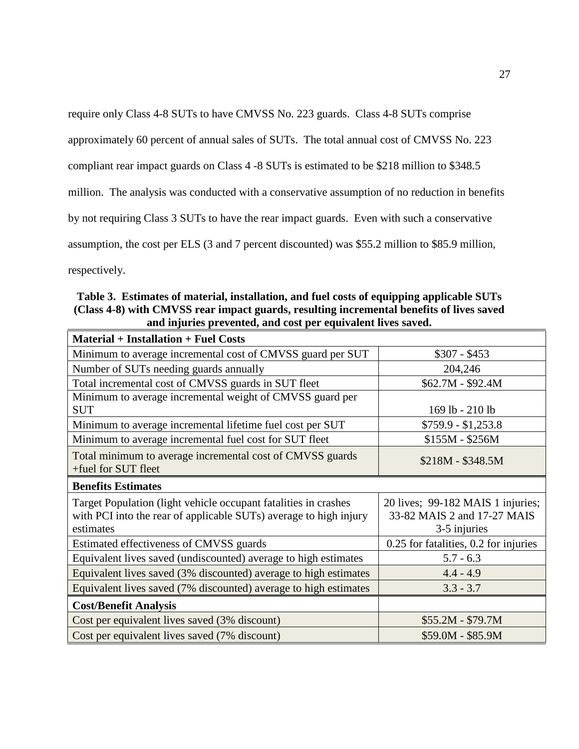require only Class 4-8 SUTs to have CMVSS No. 223 guards. Class 4-8 SUTs comprise approximately 60 percent of annual sales of SUTs. The total annual cost of CMVSS No. 223 compliant rear impact guards on Class 4 -8 SUTs is estimated to be $218 million to $348.5 million. The analysis was conducted with a conservative assumption of no reduction in benefits by not requiring Class 3 SUTs to have the rear impact guards. Even with such a conservative assumption, the cost per ELS (3 and 7 percent discounted) was $55.2 million to $85.9 million, respectively.

**Table 3. Estimates of material, installation, and fuel costs of equipping applicable SUTs (Class 4-8) with CMVSS rear impact guards, resulting incremental benefits of lives saved and injuries prevented, and cost per equivalent lives saved.**

| **Material + Installation + Fuel Costs** | |
|---|---|
| Minimum to average incremental cost of CMVSS guard per SUT | $307 - $453 |
| Number of SUTs needing guards annually | 204,246 |
| Total incremental cost of CMVSS guards in SUT fleet | $62.7M - $92.4M |
| Minimum to average incremental weight of CMVSS guard per SUT | 169 lb - 210 lb |
| Minimum to average incremental lifetime fuel cost per SUT | $759.9 - $1,253.8 |
| Minimum to average incremental fuel cost for SUT fleet | $155M - $256M |
| Total minimum to average incremental cost of CMVSS guards +fuel for SUT fleet | $218M - $348.5M |
| **Benefits Estimates** | |
| Target Population (light vehicle occupant fatalities in crashes with PCI into the rear of applicable SUTs) average to high injury estimates | 20 lives; 99-182 MAIS 1 injuries; 33-82 MAIS 2 and 17-27 MAIS 3-5 injuries |
| Estimated effectiveness of CMVSS guards | 0.25 for fatalities, 0.2 for injuries |
| Equivalent lives saved (undiscounted) average to high estimates | 5.7 - 6.3 |
| Equivalent lives saved (3% discounted) average to high estimates | 4.4 - 4.9 |
| Equivalent lives saved (7% discounted) average to high estimates | 3.3 - 3.7 |
| **Cost/Benefit Analysis** | |
| Cost per equivalent lives saved (3% discount) | $55.2M - $79.7M |
| Cost per equivalent lives saved (7% discount) | $59.0M - $85.9M |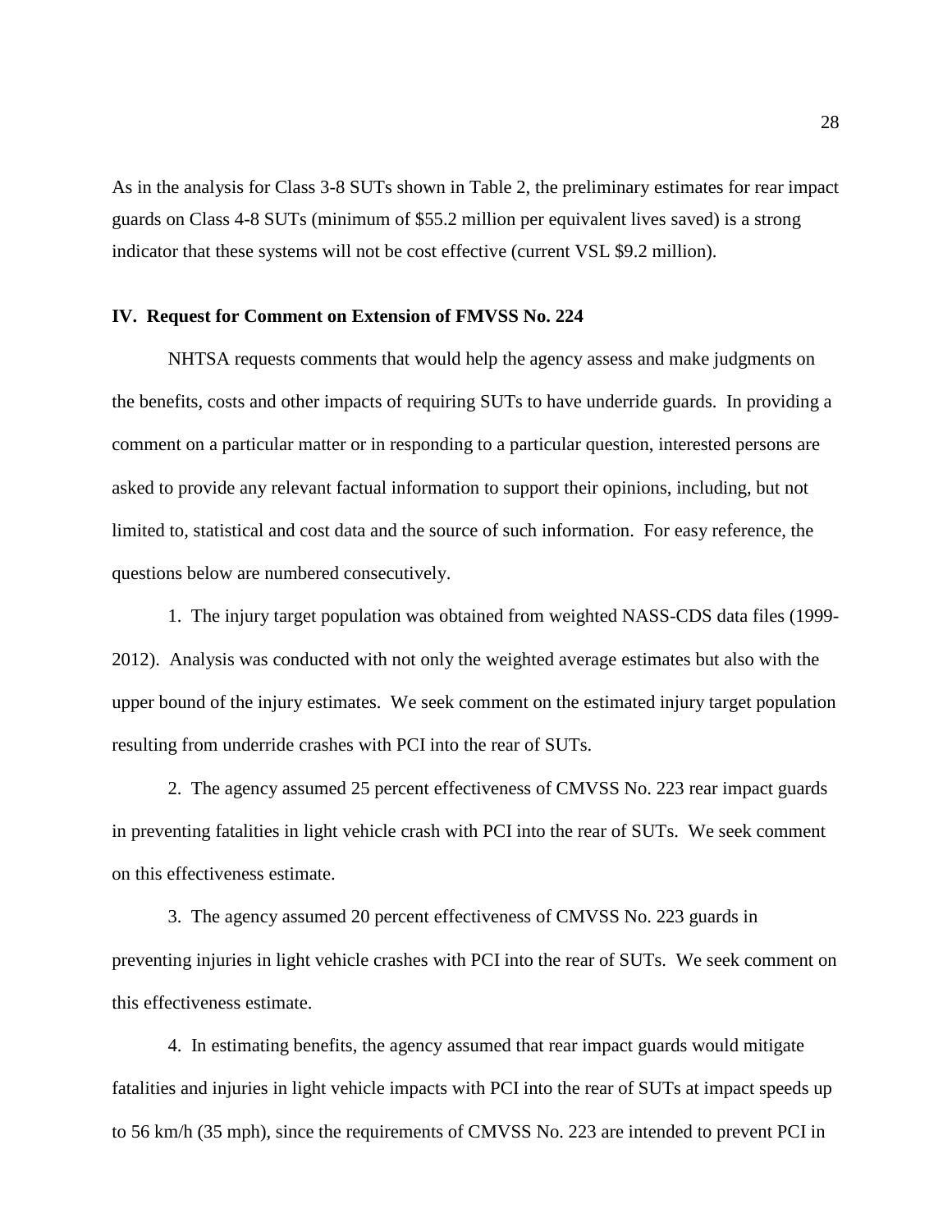As in the analysis for Class 3-8 SUTs shown in Table 2, the preliminary estimates for rear impact guards on Class 4-8 SUTs (minimum of $55.2 million per equivalent lives saved) is a strong indicator that these systems will not be cost effective (current VSL $9.2 million).

## IV. Request for Comment on Extension of FMVSS No. 224

NHTSA requests comments that would help the agency assess and make judgments on the benefits, costs and other impacts of requiring SUTs to have underride guards. In providing a comment on a particular matter or in responding to a particular question, interested persons are asked to provide any relevant factual information to support their opinions, including, but not limited to, statistical and cost data and the source of such information. For easy reference, the questions below are numbered consecutively.

1. The injury target population was obtained from weighted NASS-CDS data files (1999-2012). Analysis was conducted with not only the weighted average estimates but also with the upper bound of the injury estimates. We seek comment on the estimated injury target population resulting from underride crashes with PCI into the rear of SUTs.

2. The agency assumed 25 percent effectiveness of CMVSS No. 223 rear impact guards in preventing fatalities in light vehicle crash with PCI into the rear of SUTs. We seek comment on this effectiveness estimate.

3. The agency assumed 20 percent effectiveness of CMVSS No. 223 guards in preventing injuries in light vehicle crashes with PCI into the rear of SUTs. We seek comment on this effectiveness estimate.

4. In estimating benefits, the agency assumed that rear impact guards would mitigate fatalities and injuries in light vehicle impacts with PCI into the rear of SUTs at impact speeds up to 56 km/h (35 mph), since the requirements of CMVSS No. 223 are intended to prevent PCI in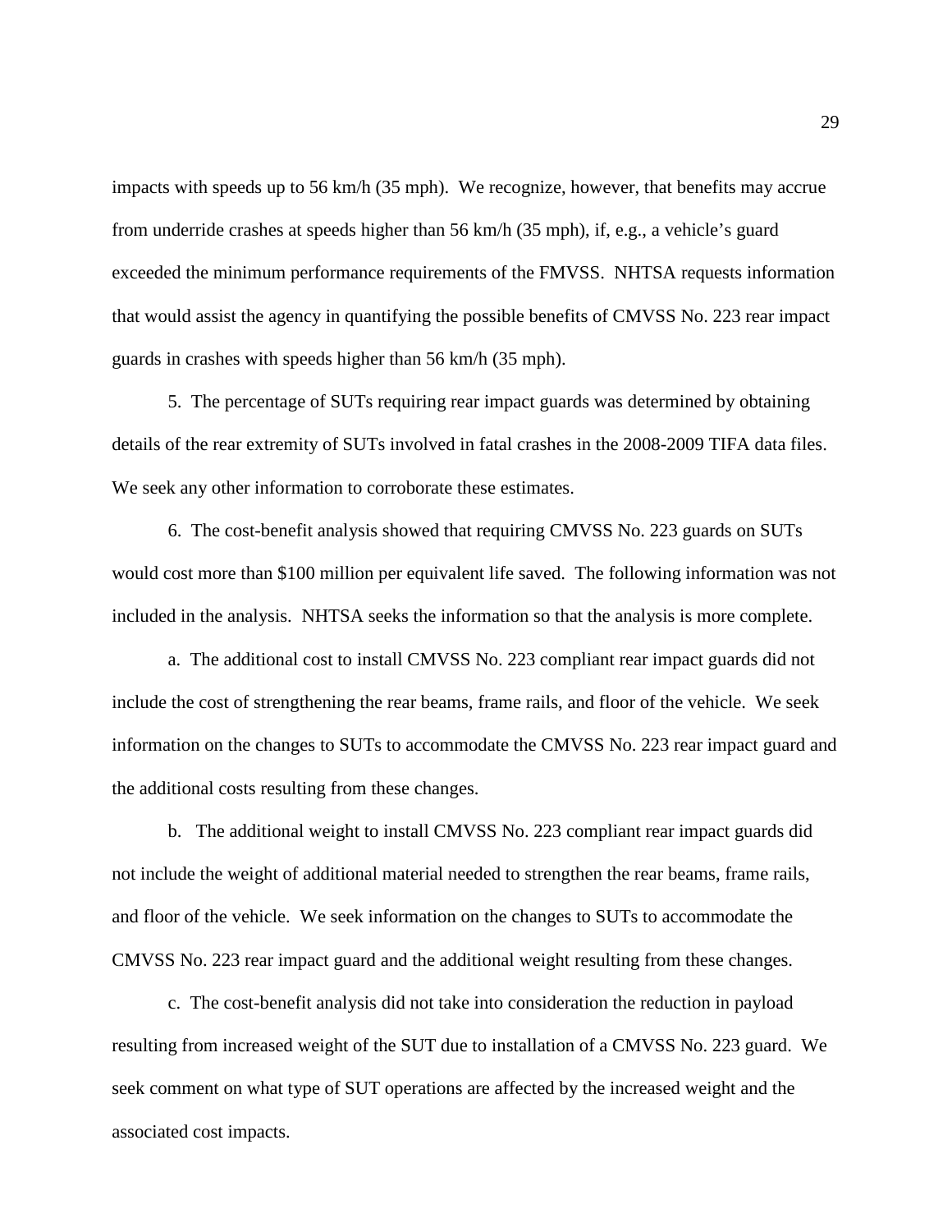impacts with speeds up to 56 km/h (35 mph). We recognize, however, that benefits may accrue from underride crashes at speeds higher than 56 km/h (35 mph), if, e.g., a vehicle's guard exceeded the minimum performance requirements of the FMVSS. NHTSA requests information that would assist the agency in quantifying the possible benefits of CMVSS No. 223 rear impact guards in crashes with speeds higher than 56 km/h (35 mph).

5. The percentage of SUTs requiring rear impact guards was determined by obtaining details of the rear extremity of SUTs involved in fatal crashes in the 2008-2009 TIFA data files. We seek any other information to corroborate these estimates.

6. The cost-benefit analysis showed that requiring CMVSS No. 223 guards on SUTs would cost more than $100 million per equivalent life saved. The following information was not included in the analysis. NHTSA seeks the information so that the analysis is more complete.

a. The additional cost to install CMVSS No. 223 compliant rear impact guards did not include the cost of strengthening the rear beams, frame rails, and floor of the vehicle. We seek information on the changes to SUTs to accommodate the CMVSS No. 223 rear impact guard and the additional costs resulting from these changes.

b. The additional weight to install CMVSS No. 223 compliant rear impact guards did not include the weight of additional material needed to strengthen the rear beams, frame rails, and floor of the vehicle. We seek information on the changes to SUTs to accommodate the CMVSS No. 223 rear impact guard and the additional weight resulting from these changes.

c. The cost-benefit analysis did not take into consideration the reduction in payload resulting from increased weight of the SUT due to installation of a CMVSS No. 223 guard. We seek comment on what type of SUT operations are affected by the increased weight and the associated cost impacts.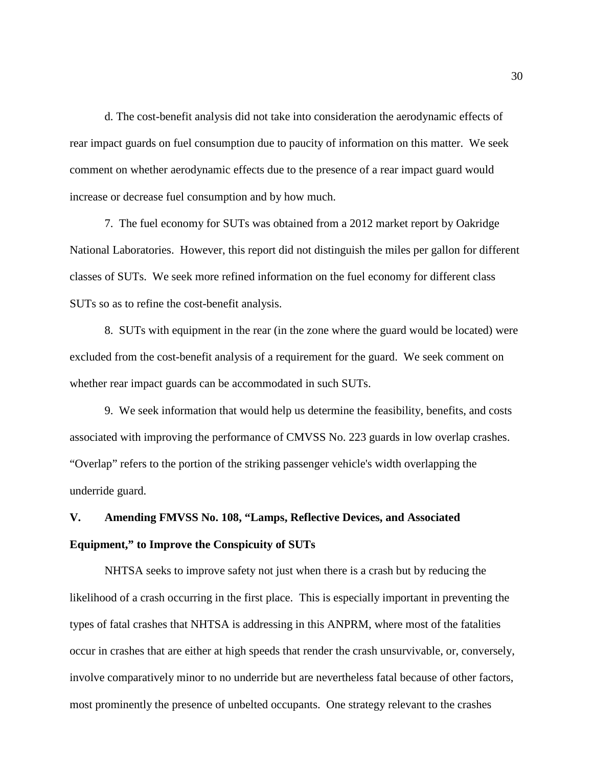d. The cost-benefit analysis did not take into consideration the aerodynamic effects of rear impact guards on fuel consumption due to paucity of information on this matter. We seek comment on whether aerodynamic effects due to the presence of a rear impact guard would increase or decrease fuel consumption and by how much.

7. The fuel economy for SUTs was obtained from a 2012 market report by Oakridge National Laboratories. However, this report did not distinguish the miles per gallon for different classes of SUTs. We seek more refined information on the fuel economy for different class SUTs so as to refine the cost-benefit analysis.

8. SUTs with equipment in the rear (in the zone where the guard would be located) were excluded from the cost-benefit analysis of a requirement for the guard. We seek comment on whether rear impact guards can be accommodated in such SUTs.

9. We seek information that would help us determine the feasibility, benefits, and costs associated with improving the performance of CMVSS No. 223 guards in low overlap crashes. "Overlap" refers to the portion of the striking passenger vehicle's width overlapping the underride guard.

## V. Amending FMVSS No. 108, "Lamps, Reflective Devices, and Associated Equipment," to Improve the Conspicuity of SUTs

NHTSA seeks to improve safety not just when there is a crash but by reducing the likelihood of a crash occurring in the first place. This is especially important in preventing the types of fatal crashes that NHTSA is addressing in this ANPRM, where most of the fatalities occur in crashes that are either at high speeds that render the crash unsurvivable, or, conversely, involve comparatively minor to no underride but are nevertheless fatal because of other factors, most prominently the presence of unbelted occupants. One strategy relevant to the crashes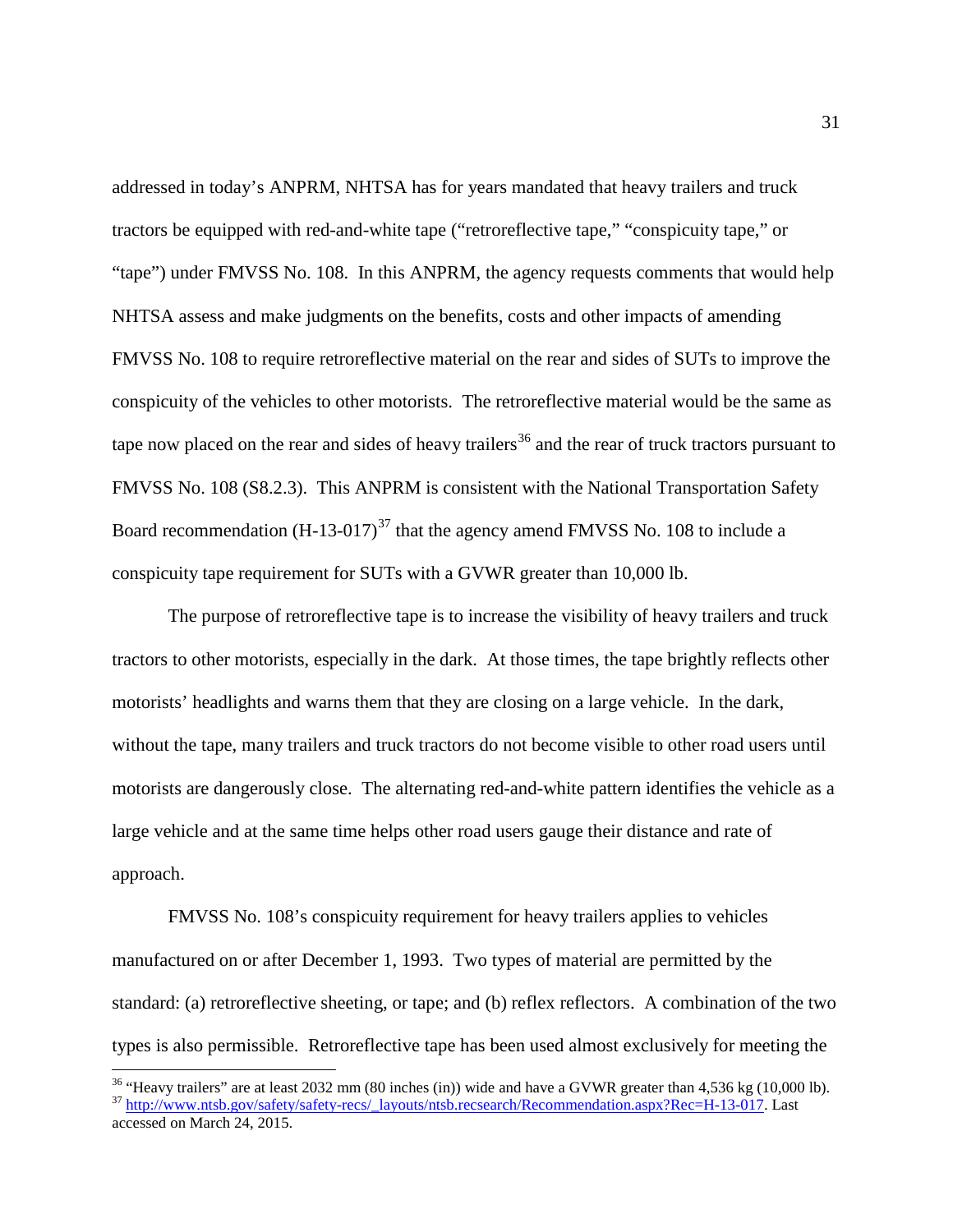addressed in today's ANPRM, NHTSA has for years mandated that heavy trailers and truck tractors be equipped with red-and-white tape ("retroreflective tape," "conspicuity tape," or "tape") under FMVSS No. 108. In this ANPRM, the agency requests comments that would help NHTSA assess and make judgments on the benefits, costs and other impacts of amending FMVSS No. 108 to require retroreflective material on the rear and sides of SUTs to improve the conspicuity of the vehicles to other motorists. The retroreflective material would be the same as tape now placed on the rear and sides of heavy trailers[36] and the rear of truck tractors pursuant to FMVSS No. 108 (S8.2.3). This ANPRM is consistent with the National Transportation Safety Board recommendation (H-13-017)[37] that the agency amend FMVSS No. 108 to include a conspicuity tape requirement for SUTs with a GVWR greater than 10,000 lb.

The purpose of retroreflective tape is to increase the visibility of heavy trailers and truck tractors to other motorists, especially in the dark. At those times, the tape brightly reflects other motorists' headlights and warns them that they are closing on a large vehicle. In the dark, without the tape, many trailers and truck tractors do not become visible to other road users until motorists are dangerously close. The alternating red-and-white pattern identifies the vehicle as a large vehicle and at the same time helps other road users gauge their distance and rate of approach.

FMVSS No. 108's conspicuity requirement for heavy trailers applies to vehicles manufactured on or after December 1, 1993. Two types of material are permitted by the standard: (a) retroreflective sheeting, or tape; and (b) reflex reflectors. A combination of the two types is also permissible. Retroreflective tape has been used almost exclusively for meeting the

[36] "Heavy trailers" are at least 2032 mm (80 inches (in)) wide and have a GVWR greater than 4,536 kg (10,000 lb).

[37] http://www.ntsb.gov/safety/safety-recs/_layouts/ntsb.recsearch/Recommendation.aspx?Rec=H-13-017. Last accessed on March 24, 2015.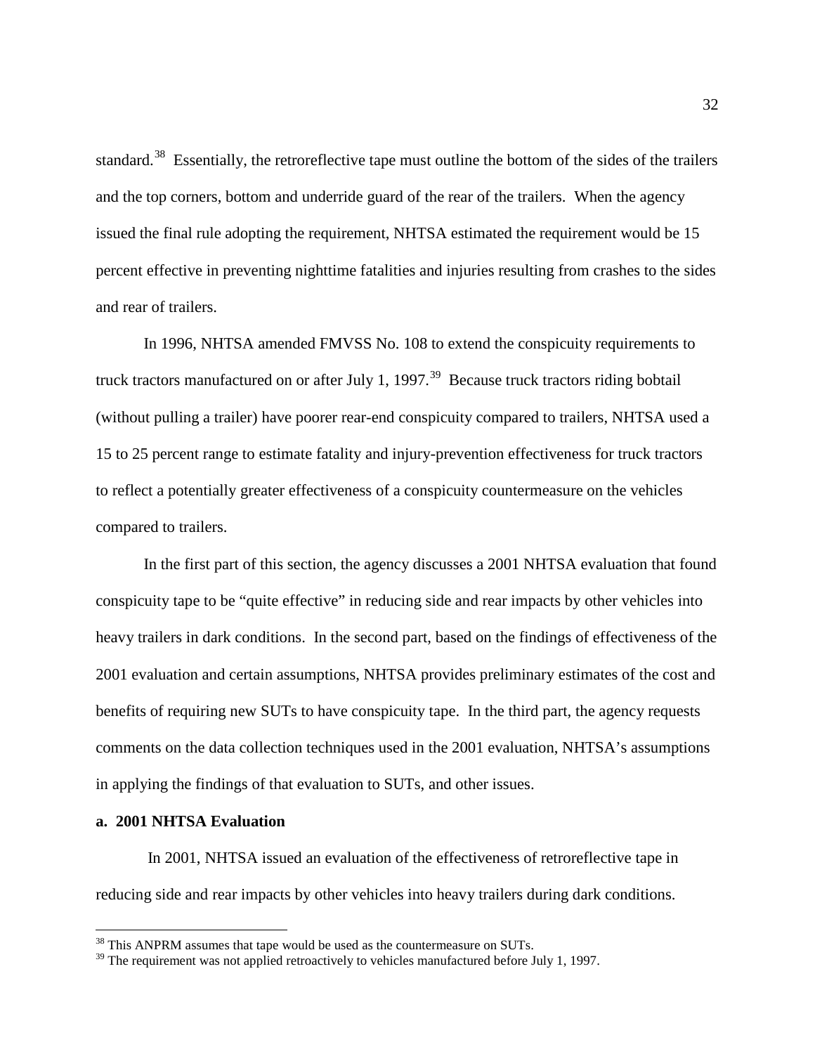standard.[38] Essentially, the retroreflective tape must outline the bottom of the sides of the trailers and the top corners, bottom and underride guard of the rear of the trailers. When the agency issued the final rule adopting the requirement, NHTSA estimated the requirement would be 15 percent effective in preventing nighttime fatalities and injuries resulting from crashes to the sides and rear of trailers.

In 1996, NHTSA amended FMVSS No. 108 to extend the conspicuity requirements to truck tractors manufactured on or after July 1, 1997.[39] Because truck tractors riding bobtail (without pulling a trailer) have poorer rear-end conspicuity compared to trailers, NHTSA used a 15 to 25 percent range to estimate fatality and injury-prevention effectiveness for truck tractors to reflect a potentially greater effectiveness of a conspicuity countermeasure on the vehicles compared to trailers.

In the first part of this section, the agency discusses a 2001 NHTSA evaluation that found conspicuity tape to be "quite effective" in reducing side and rear impacts by other vehicles into heavy trailers in dark conditions. In the second part, based on the findings of effectiveness of the 2001 evaluation and certain assumptions, NHTSA provides preliminary estimates of the cost and benefits of requiring new SUTs to have conspicuity tape. In the third part, the agency requests comments on the data collection techniques used in the 2001 evaluation, NHTSA's assumptions in applying the findings of that evaluation to SUTs, and other issues.

**a. 2001 NHTSA Evaluation**

In 2001, NHTSA issued an evaluation of the effectiveness of retroreflective tape in reducing side and rear impacts by other vehicles into heavy trailers during dark conditions.

[38] This ANPRM assumes that tape would be used as the countermeasure on SUTs.

[39] The requirement was not applied retroactively to vehicles manufactured before July 1, 1997.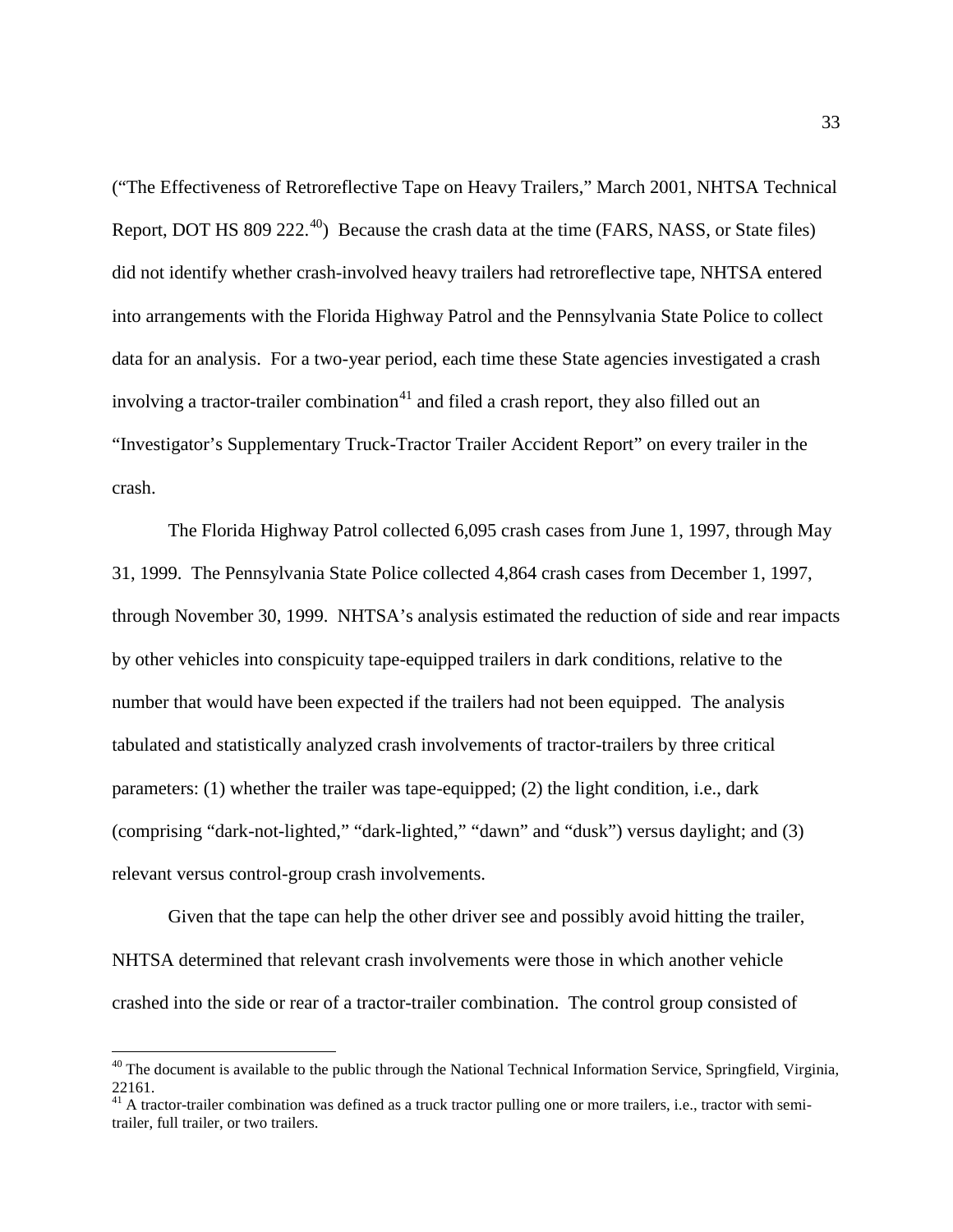("The Effectiveness of Retroreflective Tape on Heavy Trailers," March 2001, NHTSA Technical Report, DOT HS 809 222.[40]) Because the crash data at the time (FARS, NASS, or State files) did not identify whether crash-involved heavy trailers had retroreflective tape, NHTSA entered into arrangements with the Florida Highway Patrol and the Pennsylvania State Police to collect data for an analysis. For a two-year period, each time these State agencies investigated a crash involving a tractor-trailer combination[41] and filed a crash report, they also filled out an "Investigator's Supplementary Truck-Tractor Trailer Accident Report" on every trailer in the crash.

The Florida Highway Patrol collected 6,095 crash cases from June 1, 1997, through May 31, 1999. The Pennsylvania State Police collected 4,864 crash cases from December 1, 1997, through November 30, 1999. NHTSA's analysis estimated the reduction of side and rear impacts by other vehicles into conspicuity tape-equipped trailers in dark conditions, relative to the number that would have been expected if the trailers had not been equipped. The analysis tabulated and statistically analyzed crash involvements of tractor-trailers by three critical parameters: (1) whether the trailer was tape-equipped; (2) the light condition, i.e., dark (comprising "dark-not-lighted," "dark-lighted," "dawn" and "dusk") versus daylight; and (3) relevant versus control-group crash involvements.

Given that the tape can help the other driver see and possibly avoid hitting the trailer, NHTSA determined that relevant crash involvements were those in which another vehicle crashed into the side or rear of a tractor-trailer combination. The control group consisted of

---

[40] The document is available to the public through the National Technical Information Service, Springfield, Virginia, 22161.

[41] A tractor-trailer combination was defined as a truck tractor pulling one or more trailers, i.e., tractor with semi-trailer, full trailer, or two trailers.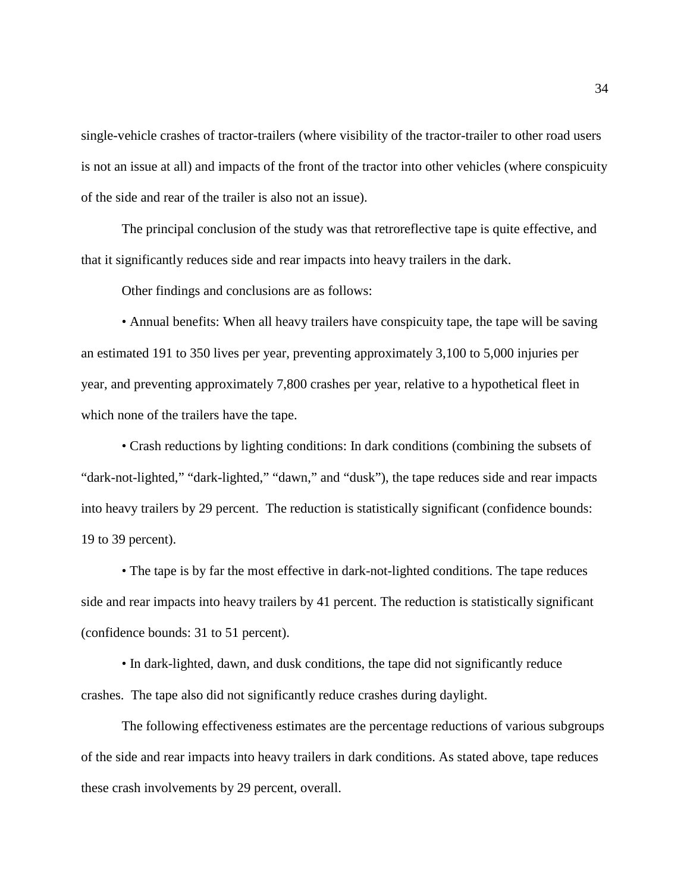single-vehicle crashes of tractor-trailers (where visibility of the tractor-trailer to other road users is not an issue at all) and impacts of the front of the tractor into other vehicles (where conspicuity of the side and rear of the trailer is also not an issue).

The principal conclusion of the study was that retroreflective tape is quite effective, and that it significantly reduces side and rear impacts into heavy trailers in the dark.

Other findings and conclusions are as follows:

• Annual benefits: When all heavy trailers have conspicuity tape, the tape will be saving an estimated 191 to 350 lives per year, preventing approximately 3,100 to 5,000 injuries per year, and preventing approximately 7,800 crashes per year, relative to a hypothetical fleet in which none of the trailers have the tape.

• Crash reductions by lighting conditions: In dark conditions (combining the subsets of "dark-not-lighted," "dark-lighted," "dawn," and "dusk"), the tape reduces side and rear impacts into heavy trailers by 29 percent. The reduction is statistically significant (confidence bounds: 19 to 39 percent).

• The tape is by far the most effective in dark-not-lighted conditions. The tape reduces side and rear impacts into heavy trailers by 41 percent. The reduction is statistically significant (confidence bounds: 31 to 51 percent).

• In dark-lighted, dawn, and dusk conditions, the tape did not significantly reduce crashes. The tape also did not significantly reduce crashes during daylight.

The following effectiveness estimates are the percentage reductions of various subgroups of the side and rear impacts into heavy trailers in dark conditions. As stated above, tape reduces these crash involvements by 29 percent, overall.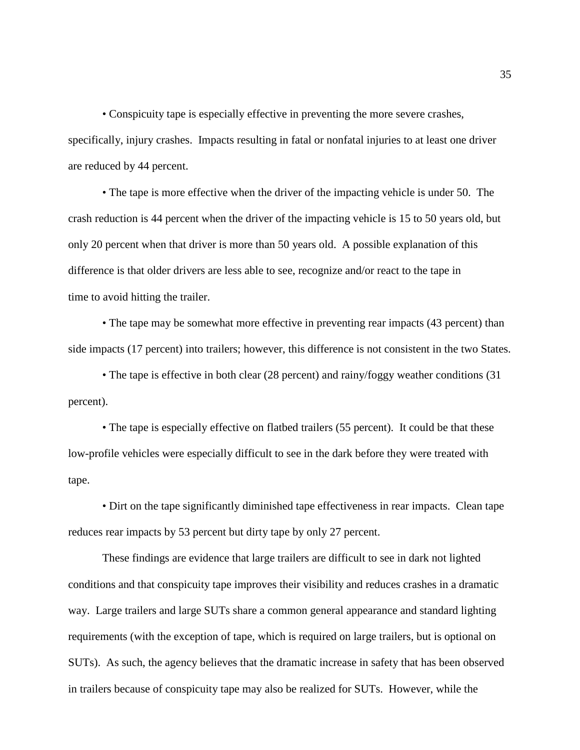• Conspicuity tape is especially effective in preventing the more severe crashes, specifically, injury crashes. Impacts resulting in fatal or nonfatal injuries to at least one driver are reduced by 44 percent.

• The tape is more effective when the driver of the impacting vehicle is under 50. The crash reduction is 44 percent when the driver of the impacting vehicle is 15 to 50 years old, but only 20 percent when that driver is more than 50 years old. A possible explanation of this difference is that older drivers are less able to see, recognize and/or react to the tape in time to avoid hitting the trailer.

• The tape may be somewhat more effective in preventing rear impacts (43 percent) than side impacts (17 percent) into trailers; however, this difference is not consistent in the two States.

• The tape is effective in both clear (28 percent) and rainy/foggy weather conditions (31 percent).

• The tape is especially effective on flatbed trailers (55 percent). It could be that these low-profile vehicles were especially difficult to see in the dark before they were treated with tape.

• Dirt on the tape significantly diminished tape effectiveness in rear impacts. Clean tape reduces rear impacts by 53 percent but dirty tape by only 27 percent.

These findings are evidence that large trailers are difficult to see in dark not lighted conditions and that conspicuity tape improves their visibility and reduces crashes in a dramatic way. Large trailers and large SUTs share a common general appearance and standard lighting requirements (with the exception of tape, which is required on large trailers, but is optional on SUTs). As such, the agency believes that the dramatic increase in safety that has been observed in trailers because of conspicuity tape may also be realized for SUTs. However, while the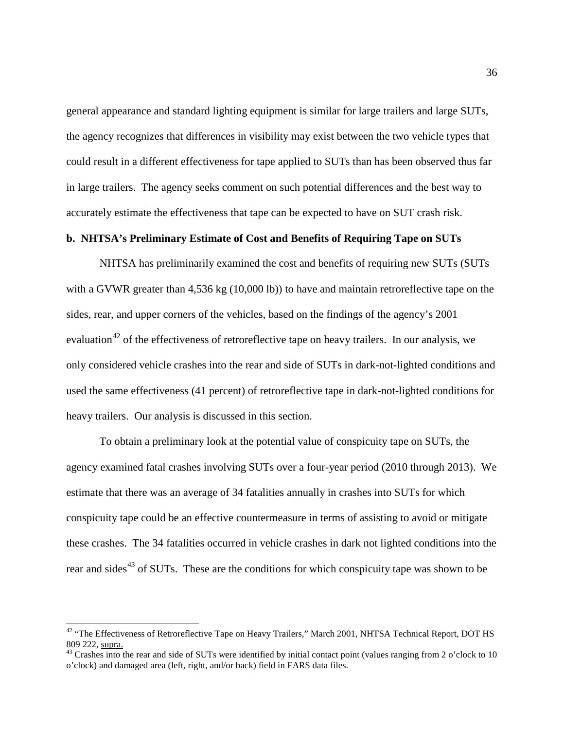general appearance and standard lighting equipment is similar for large trailers and large SUTs, the agency recognizes that differences in visibility may exist between the two vehicle types that could result in a different effectiveness for tape applied to SUTs than has been observed thus far in large trailers. The agency seeks comment on such potential differences and the best way to accurately estimate the effectiveness that tape can be expected to have on SUT crash risk.

**b. NHTSA's Preliminary Estimate of Cost and Benefits of Requiring Tape on SUTs**

NHTSA has preliminarily examined the cost and benefits of requiring new SUTs (SUTs with a GVWR greater than 4,536 kg (10,000 lb)) to have and maintain retroreflective tape on the sides, rear, and upper corners of the vehicles, based on the findings of the agency's 2001 evaluation[42] of the effectiveness of retroreflective tape on heavy trailers. In our analysis, we only considered vehicle crashes into the rear and side of SUTs in dark-not-lighted conditions and used the same effectiveness (41 percent) of retroreflective tape in dark-not-lighted conditions for heavy trailers. Our analysis is discussed in this section.

To obtain a preliminary look at the potential value of conspicuity tape on SUTs, the agency examined fatal crashes involving SUTs over a four-year period (2010 through 2013). We estimate that there was an average of 34 fatalities annually in crashes into SUTs for which conspicuity tape could be an effective countermeasure in terms of assisting to avoid or mitigate these crashes. The 34 fatalities occurred in vehicle crashes in dark not lighted conditions into the rear and sides[43] of SUTs. These are the conditions for which conspicuity tape was shown to be

---

[42] "The Effectiveness of Retroreflective Tape on Heavy Trailers," March 2001, NHTSA Technical Report, DOT HS 809 222, supra.

[43] Crashes into the rear and side of SUTs were identified by initial contact point (values ranging from 2 o'clock to 10 o'clock) and damaged area (left, right, and/or back) field in FARS data files.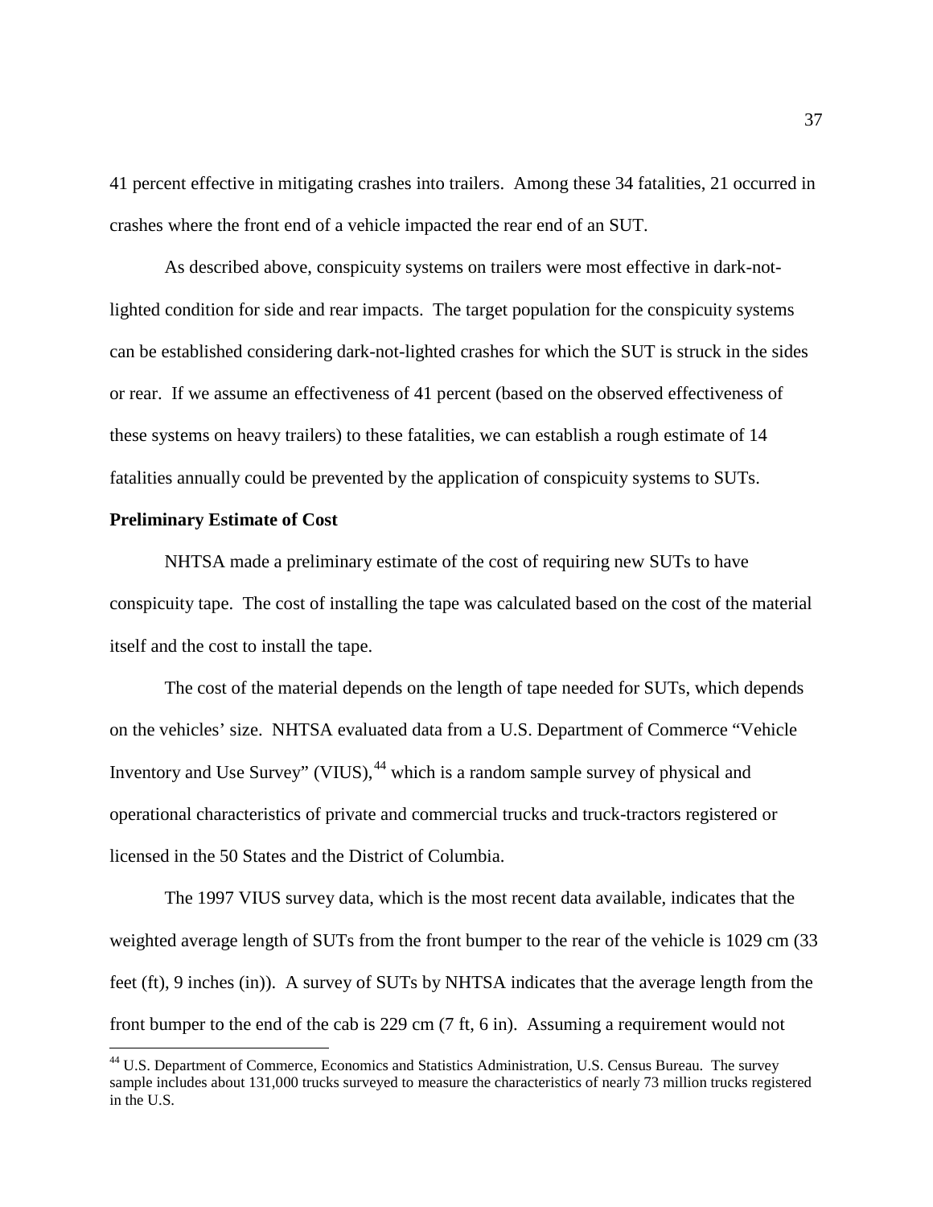41 percent effective in mitigating crashes into trailers. Among these 34 fatalities, 21 occurred in crashes where the front end of a vehicle impacted the rear end of an SUT.

As described above, conspicuity systems on trailers were most effective in dark-not-lighted condition for side and rear impacts. The target population for the conspicuity systems can be established considering dark-not-lighted crashes for which the SUT is struck in the sides or rear. If we assume an effectiveness of 41 percent (based on the observed effectiveness of these systems on heavy trailers) to these fatalities, we can establish a rough estimate of 14 fatalities annually could be prevented by the application of conspicuity systems to SUTs.

**Preliminary Estimate of Cost**

NHTSA made a preliminary estimate of the cost of requiring new SUTs to have conspicuity tape. The cost of installing the tape was calculated based on the cost of the material itself and the cost to install the tape.

The cost of the material depends on the length of tape needed for SUTs, which depends on the vehicles' size. NHTSA evaluated data from a U.S. Department of Commerce "Vehicle Inventory and Use Survey" (VIUS),[44] which is a random sample survey of physical and operational characteristics of private and commercial trucks and truck-tractors registered or licensed in the 50 States and the District of Columbia.

The 1997 VIUS survey data, which is the most recent data available, indicates that the weighted average length of SUTs from the front bumper to the rear of the vehicle is 1029 cm (33 feet (ft), 9 inches (in)). A survey of SUTs by NHTSA indicates that the average length from the front bumper to the end of the cab is 229 cm (7 ft, 6 in). Assuming a requirement would not

[44] U.S. Department of Commerce, Economics and Statistics Administration, U.S. Census Bureau. The survey sample includes about 131,000 trucks surveyed to measure the characteristics of nearly 73 million trucks registered in the U.S.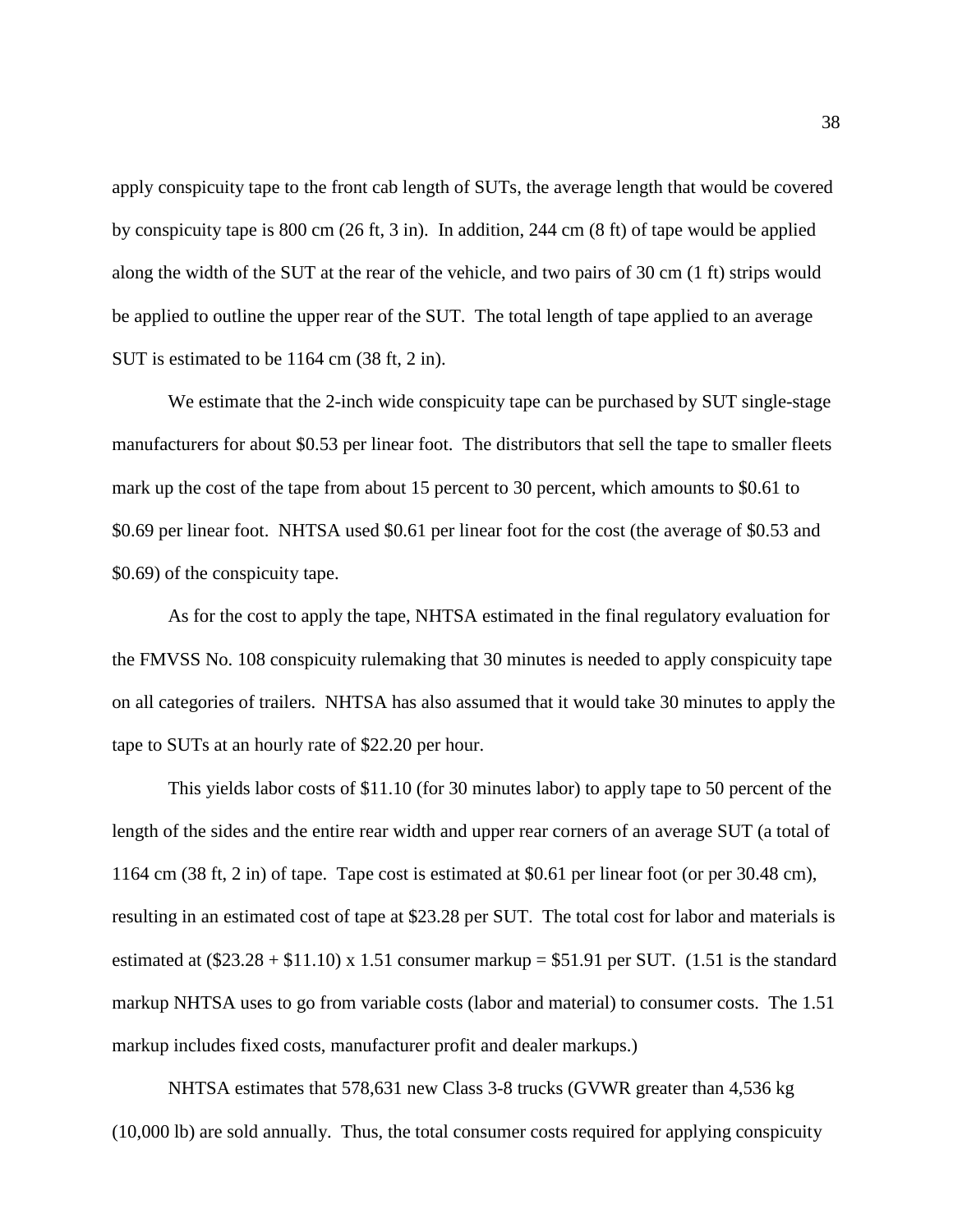apply conspicuity tape to the front cab length of SUTs, the average length that would be covered by conspicuity tape is 800 cm (26 ft, 3 in). In addition, 244 cm (8 ft) of tape would be applied along the width of the SUT at the rear of the vehicle, and two pairs of 30 cm (1 ft) strips would be applied to outline the upper rear of the SUT. The total length of tape applied to an average SUT is estimated to be 1164 cm (38 ft, 2 in).

We estimate that the 2-inch wide conspicuity tape can be purchased by SUT single-stage manufacturers for about $0.53 per linear foot. The distributors that sell the tape to smaller fleets mark up the cost of the tape from about 15 percent to 30 percent, which amounts to $0.61 to $0.69 per linear foot. NHTSA used $0.61 per linear foot for the cost (the average of $0.53 and $0.69) of the conspicuity tape.

As for the cost to apply the tape, NHTSA estimated in the final regulatory evaluation for the FMVSS No. 108 conspicuity rulemaking that 30 minutes is needed to apply conspicuity tape on all categories of trailers. NHTSA has also assumed that it would take 30 minutes to apply the tape to SUTs at an hourly rate of $22.20 per hour.

This yields labor costs of $11.10 (for 30 minutes labor) to apply tape to 50 percent of the length of the sides and the entire rear width and upper rear corners of an average SUT (a total of 1164 cm (38 ft, 2 in) of tape. Tape cost is estimated at $0.61 per linear foot (or per 30.48 cm), resulting in an estimated cost of tape at $23.28 per SUT. The total cost for labor and materials is estimated at ($23.28 + $11.10) x 1.51 consumer markup = $51.91 per SUT. (1.51 is the standard markup NHTSA uses to go from variable costs (labor and material) to consumer costs. The 1.51 markup includes fixed costs, manufacturer profit and dealer markups.)

NHTSA estimates that 578,631 new Class 3-8 trucks (GVWR greater than 4,536 kg (10,000 lb) are sold annually. Thus, the total consumer costs required for applying conspicuity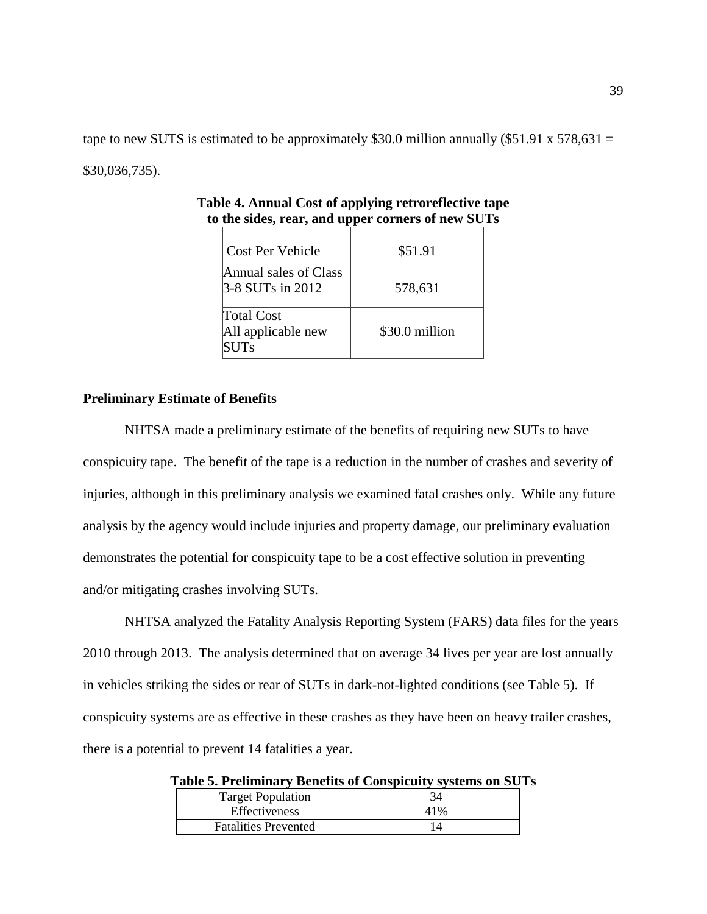tape to new SUTS is estimated to be approximately \$30.0 million annually (\$51.91 x 578,631 = \$30,036,735).

**Table 4. Annual Cost of applying retroreflective tape to the sides, rear, and upper corners of new SUTs**

| | |
|---|---|
| Cost Per Vehicle | \$51.91 |
| Annual sales of Class 3-8 SUTs in 2012 | 578,631 |
| Total Cost All applicable new SUTs | \$30.0 million |

**Preliminary Estimate of Benefits**

NHTSA made a preliminary estimate of the benefits of requiring new SUTs to have conspicuity tape. The benefit of the tape is a reduction in the number of crashes and severity of injuries, although in this preliminary analysis we examined fatal crashes only. While any future analysis by the agency would include injuries and property damage, our preliminary evaluation demonstrates the potential for conspicuity tape to be a cost effective solution in preventing and/or mitigating crashes involving SUTs.

NHTSA analyzed the Fatality Analysis Reporting System (FARS) data files for the years 2010 through 2013. The analysis determined that on average 34 lives per year are lost annually in vehicles striking the sides or rear of SUTs in dark-not-lighted conditions (see Table 5). If conspicuity systems are as effective in these crashes as they have been on heavy trailer crashes, there is a potential to prevent 14 fatalities a year.

**Table 5. Preliminary Benefits of Conspicuity systems on SUTs**

| | |
|---|---|
| Target Population | 34 |
| Effectiveness | 41% |
| Fatalities Prevented | 14 |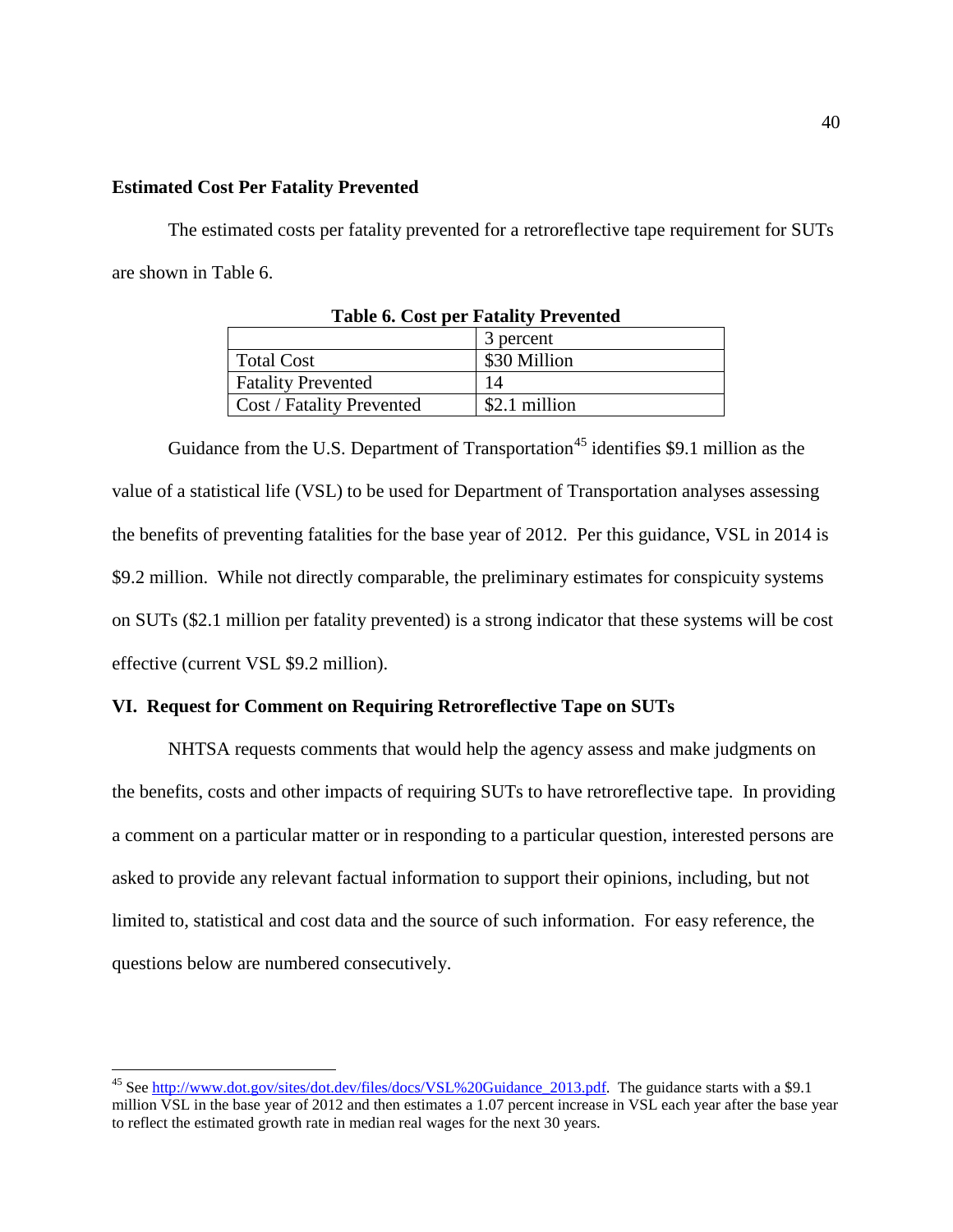**Estimated Cost Per Fatality Prevented**

The estimated costs per fatality prevented for a retroreflective tape requirement for SUTs are shown in Table 6.

**Table 6. Cost per Fatality Prevented**

| | 3 percent |
|---|---|
| Total Cost | $30 Million |
| Fatality Prevented | 14 |
| Cost / Fatality Prevented | $2.1 million |

Guidance from the U.S. Department of Transportation[45] identifies $9.1 million as the value of a statistical life (VSL) to be used for Department of Transportation analyses assessing the benefits of preventing fatalities for the base year of 2012. Per this guidance, VSL in 2014 is $9.2 million. While not directly comparable, the preliminary estimates for conspicuity systems on SUTs ($2.1 million per fatality prevented) is a strong indicator that these systems will be cost effective (current VSL $9.2 million).

## VI. Request for Comment on Requiring Retroreflective Tape on SUTs

NHTSA requests comments that would help the agency assess and make judgments on the benefits, costs and other impacts of requiring SUTs to have retroreflective tape. In providing a comment on a particular matter or in responding to a particular question, interested persons are asked to provide any relevant factual information to support their opinions, including, but not limited to, statistical and cost data and the source of such information. For easy reference, the questions below are numbered consecutively.

---

[45] See http://www.dot.gov/sites/dot.dev/files/docs/VSL%20Guidance_2013.pdf. The guidance starts with a $9.1 million VSL in the base year of 2012 and then estimates a 1.07 percent increase in VSL each year after the base year to reflect the estimated growth rate in median real wages for the next 30 years.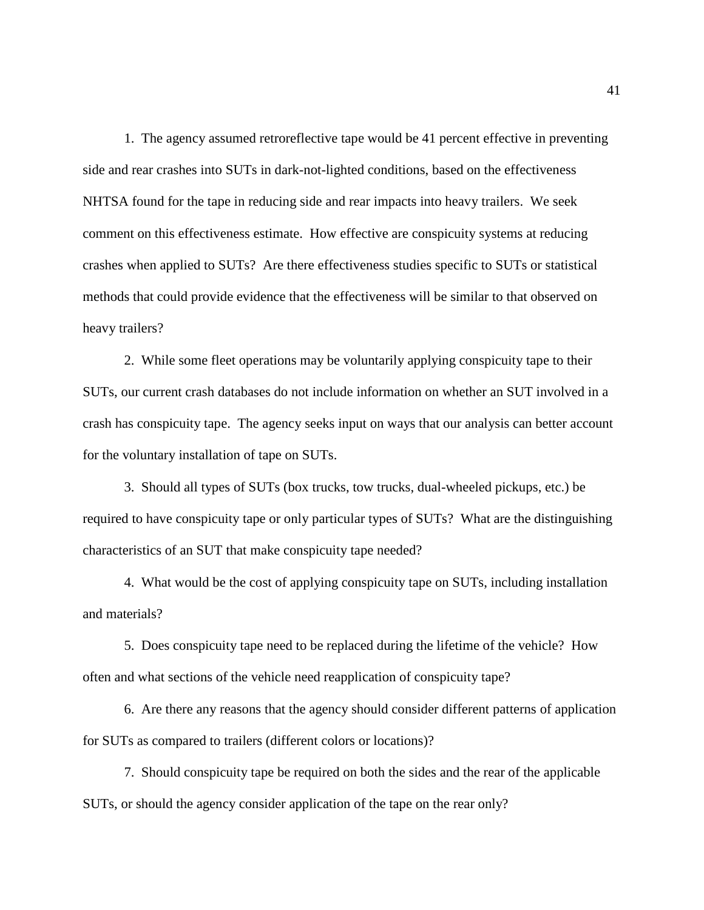1. The agency assumed retroreflective tape would be 41 percent effective in preventing side and rear crashes into SUTs in dark-not-lighted conditions, based on the effectiveness NHTSA found for the tape in reducing side and rear impacts into heavy trailers. We seek comment on this effectiveness estimate. How effective are conspicuity systems at reducing crashes when applied to SUTs? Are there effectiveness studies specific to SUTs or statistical methods that could provide evidence that the effectiveness will be similar to that observed on heavy trailers?

2. While some fleet operations may be voluntarily applying conspicuity tape to their SUTs, our current crash databases do not include information on whether an SUT involved in a crash has conspicuity tape. The agency seeks input on ways that our analysis can better account for the voluntary installation of tape on SUTs.

3. Should all types of SUTs (box trucks, tow trucks, dual-wheeled pickups, etc.) be required to have conspicuity tape or only particular types of SUTs? What are the distinguishing characteristics of an SUT that make conspicuity tape needed?

4. What would be the cost of applying conspicuity tape on SUTs, including installation and materials?

5. Does conspicuity tape need to be replaced during the lifetime of the vehicle? How often and what sections of the vehicle need reapplication of conspicuity tape?

6. Are there any reasons that the agency should consider different patterns of application for SUTs as compared to trailers (different colors or locations)?

7. Should conspicuity tape be required on both the sides and the rear of the applicable SUTs, or should the agency consider application of the tape on the rear only?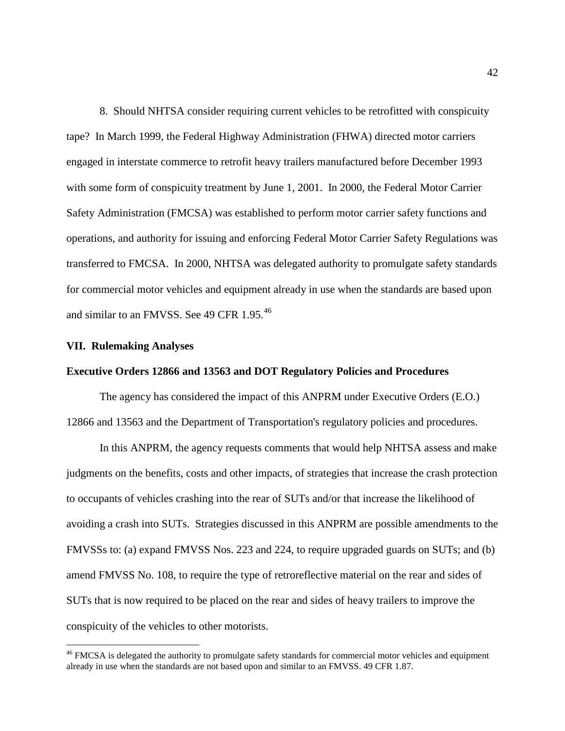8. Should NHTSA consider requiring current vehicles to be retrofitted with conspicuity tape? In March 1999, the Federal Highway Administration (FHWA) directed motor carriers engaged in interstate commerce to retrofit heavy trailers manufactured before December 1993 with some form of conspicuity treatment by June 1, 2001. In 2000, the Federal Motor Carrier Safety Administration (FMCSA) was established to perform motor carrier safety functions and operations, and authority for issuing and enforcing Federal Motor Carrier Safety Regulations was transferred to FMCSA. In 2000, NHTSA was delegated authority to promulgate safety standards for commercial motor vehicles and equipment already in use when the standards are based upon and similar to an FMVSS. See 49 CFR 1.95.[46]

**VII. Rulemaking Analyses**

**Executive Orders 12866 and 13563 and DOT Regulatory Policies and Procedures**

The agency has considered the impact of this ANPRM under Executive Orders (E.O.) 12866 and 13563 and the Department of Transportation's regulatory policies and procedures.

In this ANPRM, the agency requests comments that would help NHTSA assess and make judgments on the benefits, costs and other impacts, of strategies that increase the crash protection to occupants of vehicles crashing into the rear of SUTs and/or that increase the likelihood of avoiding a crash into SUTs. Strategies discussed in this ANPRM are possible amendments to the FMVSSs to: (a) expand FMVSS Nos. 223 and 224, to require upgraded guards on SUTs; and (b) amend FMVSS No. 108, to require the type of retroreflective material on the rear and sides of SUTs that is now required to be placed on the rear and sides of heavy trailers to improve the conspicuity of the vehicles to other motorists.

[46] FMCSA is delegated the authority to promulgate safety standards for commercial motor vehicles and equipment already in use when the standards are not based upon and similar to an FMVSS. 49 CFR 1.87.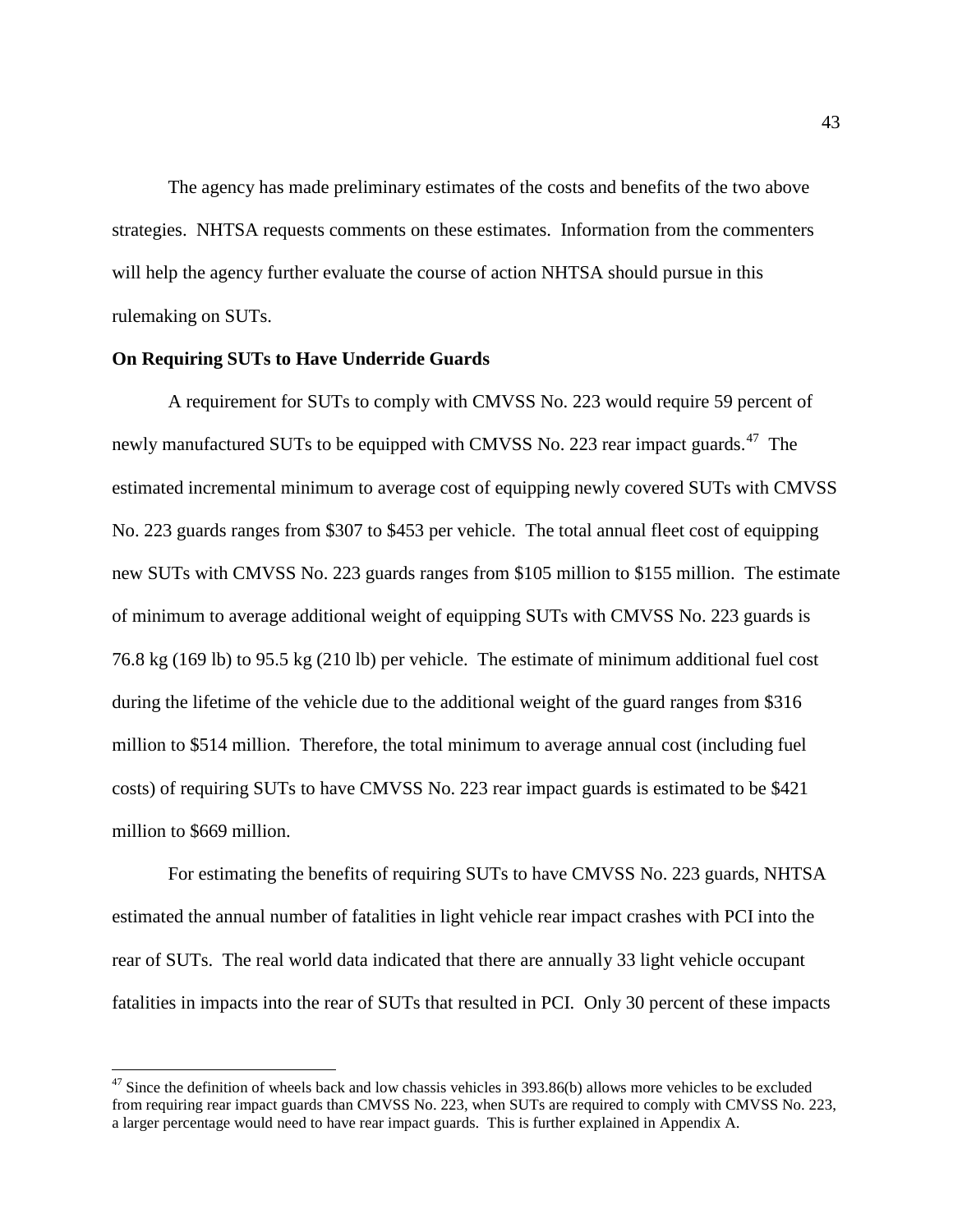The agency has made preliminary estimates of the costs and benefits of the two above strategies. NHTSA requests comments on these estimates. Information from the commenters will help the agency further evaluate the course of action NHTSA should pursue in this rulemaking on SUTs.

**On Requiring SUTs to Have Underride Guards**

A requirement for SUTs to comply with CMVSS No. 223 would require 59 percent of newly manufactured SUTs to be equipped with CMVSS No. 223 rear impact guards.[47] The estimated incremental minimum to average cost of equipping newly covered SUTs with CMVSS No. 223 guards ranges from $307 to $453 per vehicle. The total annual fleet cost of equipping new SUTs with CMVSS No. 223 guards ranges from $105 million to $155 million. The estimate of minimum to average additional weight of equipping SUTs with CMVSS No. 223 guards is 76.8 kg (169 lb) to 95.5 kg (210 lb) per vehicle. The estimate of minimum additional fuel cost during the lifetime of the vehicle due to the additional weight of the guard ranges from $316 million to $514 million. Therefore, the total minimum to average annual cost (including fuel costs) of requiring SUTs to have CMVSS No. 223 rear impact guards is estimated to be $421 million to $669 million.

For estimating the benefits of requiring SUTs to have CMVSS No. 223 guards, NHTSA estimated the annual number of fatalities in light vehicle rear impact crashes with PCI into the rear of SUTs. The real world data indicated that there are annually 33 light vehicle occupant fatalities in impacts into the rear of SUTs that resulted in PCI. Only 30 percent of these impacts

[47] Since the definition of wheels back and low chassis vehicles in 393.86(b) allows more vehicles to be excluded from requiring rear impact guards than CMVSS No. 223, when SUTs are required to comply with CMVSS No. 223, a larger percentage would need to have rear impact guards. This is further explained in Appendix A.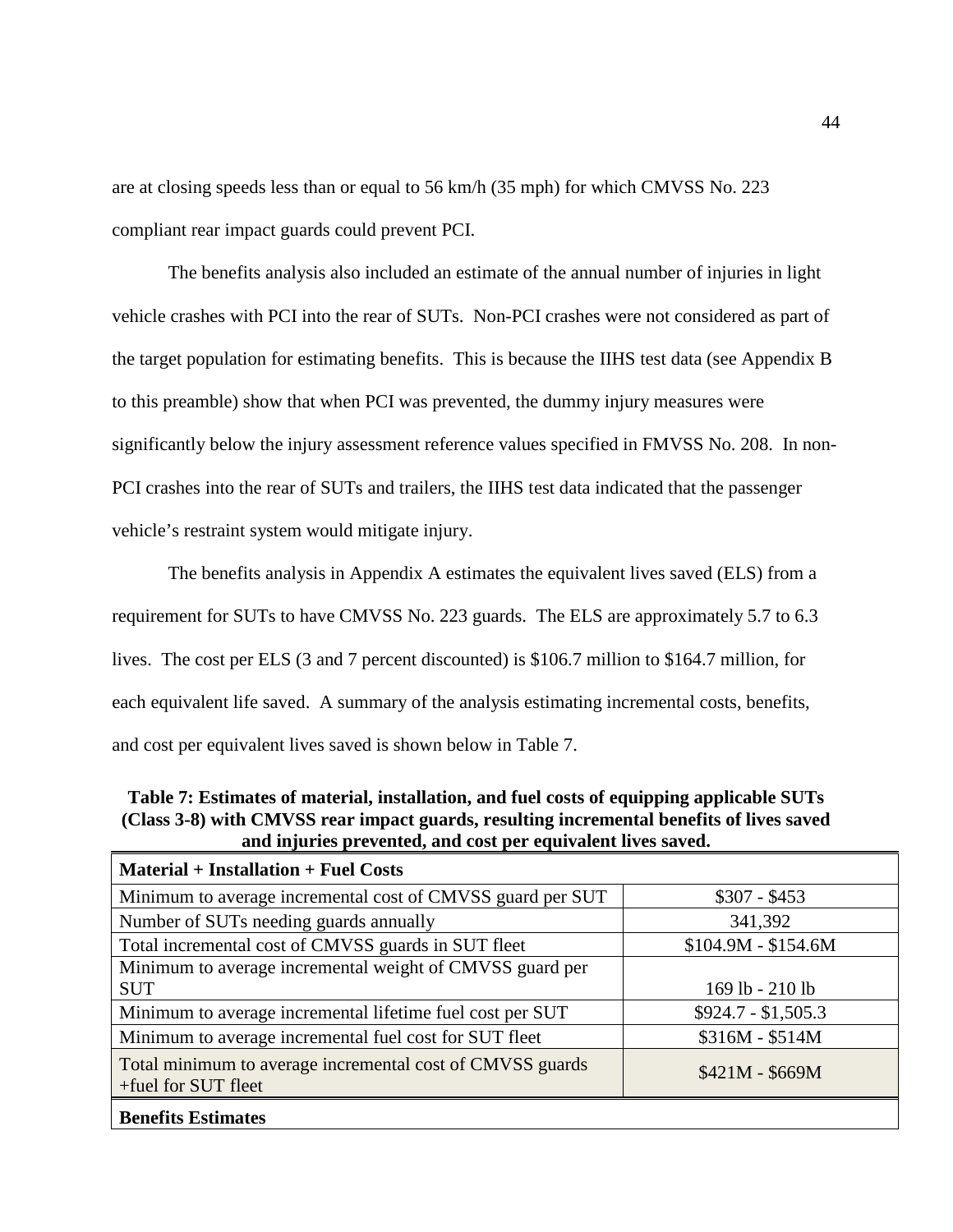are at closing speeds less than or equal to 56 km/h (35 mph) for which CMVSS No. 223 compliant rear impact guards could prevent PCI.

The benefits analysis also included an estimate of the annual number of injuries in light vehicle crashes with PCI into the rear of SUTs. Non-PCI crashes were not considered as part of the target population for estimating benefits. This is because the IIHS test data (see Appendix B to this preamble) show that when PCI was prevented, the dummy injury measures were significantly below the injury assessment reference values specified in FMVSS No. 208. In non-PCI crashes into the rear of SUTs and trailers, the IIHS test data indicated that the passenger vehicle's restraint system would mitigate injury.

The benefits analysis in Appendix A estimates the equivalent lives saved (ELS) from a requirement for SUTs to have CMVSS No. 223 guards. The ELS are approximately 5.7 to 6.3 lives. The cost per ELS (3 and 7 percent discounted) is $106.7 million to $164.7 million, for each equivalent life saved. A summary of the analysis estimating incremental costs, benefits, and cost per equivalent lives saved is shown below in Table 7.

**Table 7: Estimates of material, installation, and fuel costs of equipping applicable SUTs (Class 3-8) with CMVSS rear impact guards, resulting incremental benefits of lives saved and injuries prevented, and cost per equivalent lives saved.**

| **Material + Installation + Fuel Costs** | |
|---|---|
| Minimum to average incremental cost of CMVSS guard per SUT | $307 - $453 |
| Number of SUTs needing guards annually | 341,392 |
| Total incremental cost of CMVSS guards in SUT fleet | $104.9M - $154.6M |
| Minimum to average incremental weight of CMVSS guard per SUT | 169 lb - 210 lb |
| Minimum to average incremental lifetime fuel cost per SUT | $924.7 - $1,505.3 |
| Minimum to average incremental fuel cost for SUT fleet | $316M - $514M |
| Total minimum to average incremental cost of CMVSS guards +fuel for SUT fleet | $421M - $669M |
| **Benefits Estimates** | |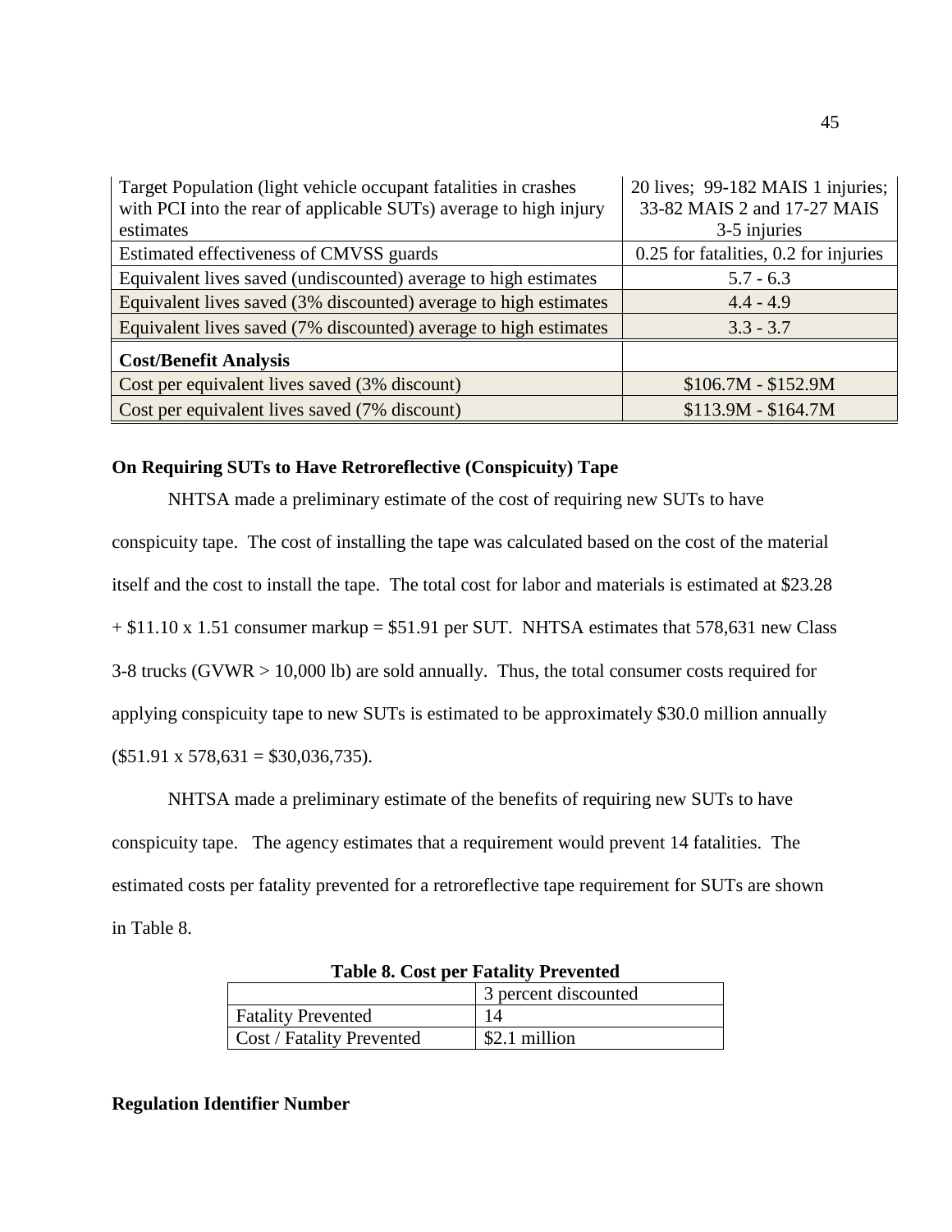| | |
|---|---|
| Target Population (light vehicle occupant fatalities in crashes with PCI into the rear of applicable SUTs) average to high injury estimates | 20 lives; 99-182 MAIS 1 injuries; 33-82 MAIS 2 and 17-27 MAIS 3-5 injuries |
| Estimated effectiveness of CMVSS guards | 0.25 for fatalities, 0.2 for injuries |
| Equivalent lives saved (undiscounted) average to high estimates | 5.7 - 6.3 |
| Equivalent lives saved (3% discounted) average to high estimates | 4.4 - 4.9 |
| Equivalent lives saved (7% discounted) average to high estimates | 3.3 - 3.7 |
| **Cost/Benefit Analysis** | |
| Cost per equivalent lives saved (3% discount) | $106.7M - $152.9M |
| Cost per equivalent lives saved (7% discount) | $113.9M - $164.7M |

**On Requiring SUTs to Have Retroreflective (Conspicuity) Tape**

NHTSA made a preliminary estimate of the cost of requiring new SUTs to have conspicuity tape. The cost of installing the tape was calculated based on the cost of the material itself and the cost to install the tape. The total cost for labor and materials is estimated at $23.28 + $11.10 x 1.51 consumer markup = $51.91 per SUT. NHTSA estimates that 578,631 new Class 3-8 trucks (GVWR > 10,000 lb) are sold annually. Thus, the total consumer costs required for applying conspicuity tape to new SUTs is estimated to be approximately $30.0 million annually ($51.91 x 578,631 = $30,036,735).

NHTSA made a preliminary estimate of the benefits of requiring new SUTs to have conspicuity tape. The agency estimates that a requirement would prevent 14 fatalities. The estimated costs per fatality prevented for a retroreflective tape requirement for SUTs are shown in Table 8.

**Table 8. Cost per Fatality Prevented**

| | 3 percent discounted |
|---|---|
| Fatality Prevented | 14 |
| Cost / Fatality Prevented | $2.1 million |

**Regulation Identifier Number**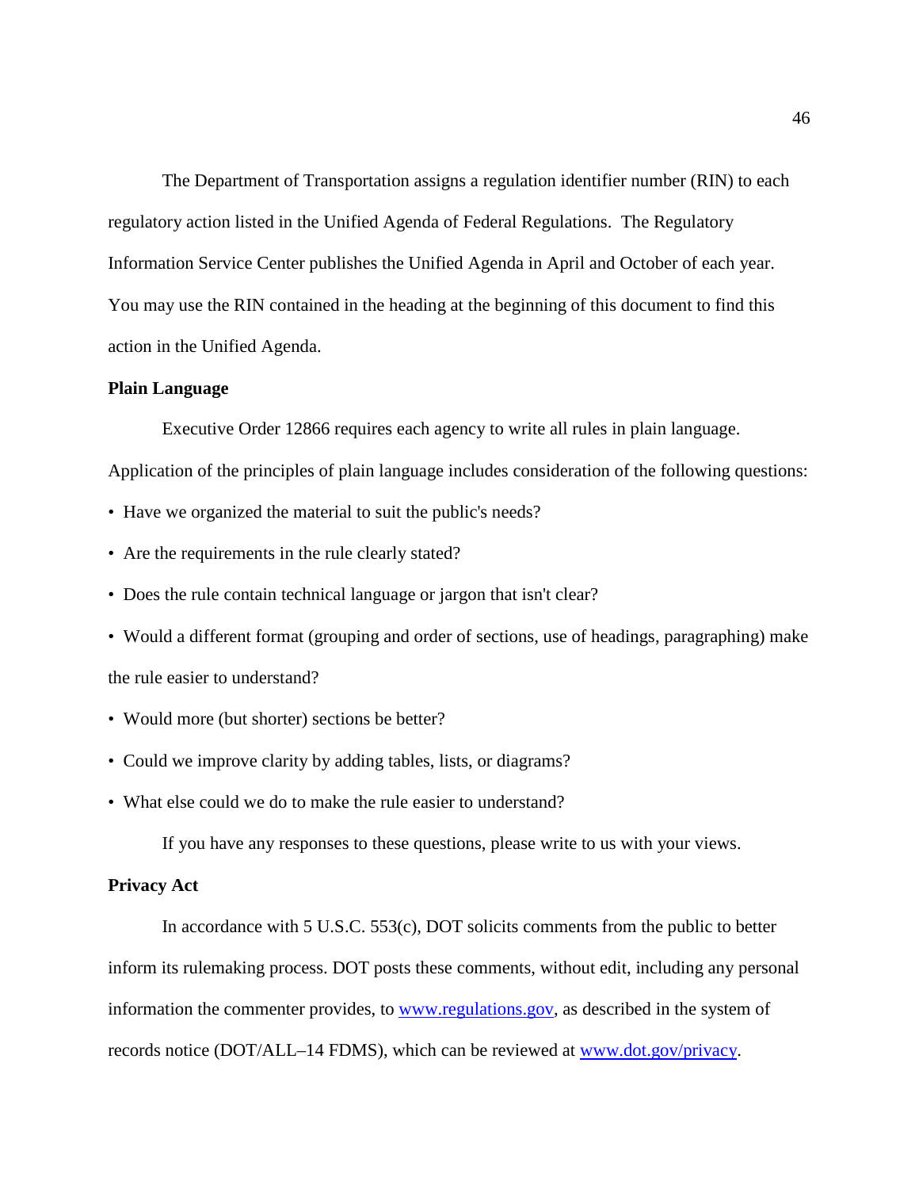The Department of Transportation assigns a regulation identifier number (RIN) to each regulatory action listed in the Unified Agenda of Federal Regulations. The Regulatory Information Service Center publishes the Unified Agenda in April and October of each year. You may use the RIN contained in the heading at the beginning of this document to find this action in the Unified Agenda.

**Plain Language**

Executive Order 12866 requires each agency to write all rules in plain language. Application of the principles of plain language includes consideration of the following questions:

- Have we organized the material to suit the public's needs?
- Are the requirements in the rule clearly stated?
- Does the rule contain technical language or jargon that isn't clear?
- Would a different format (grouping and order of sections, use of headings, paragraphing) make the rule easier to understand?
- Would more (but shorter) sections be better?
- Could we improve clarity by adding tables, lists, or diagrams?
- What else could we do to make the rule easier to understand?

If you have any responses to these questions, please write to us with your views.

**Privacy Act**

In accordance with 5 U.S.C. 553(c), DOT solicits comments from the public to better inform its rulemaking process. DOT posts these comments, without edit, including any personal information the commenter provides, to www.regulations.gov, as described in the system of records notice (DOT/ALL–14 FDMS), which can be reviewed at www.dot.gov/privacy.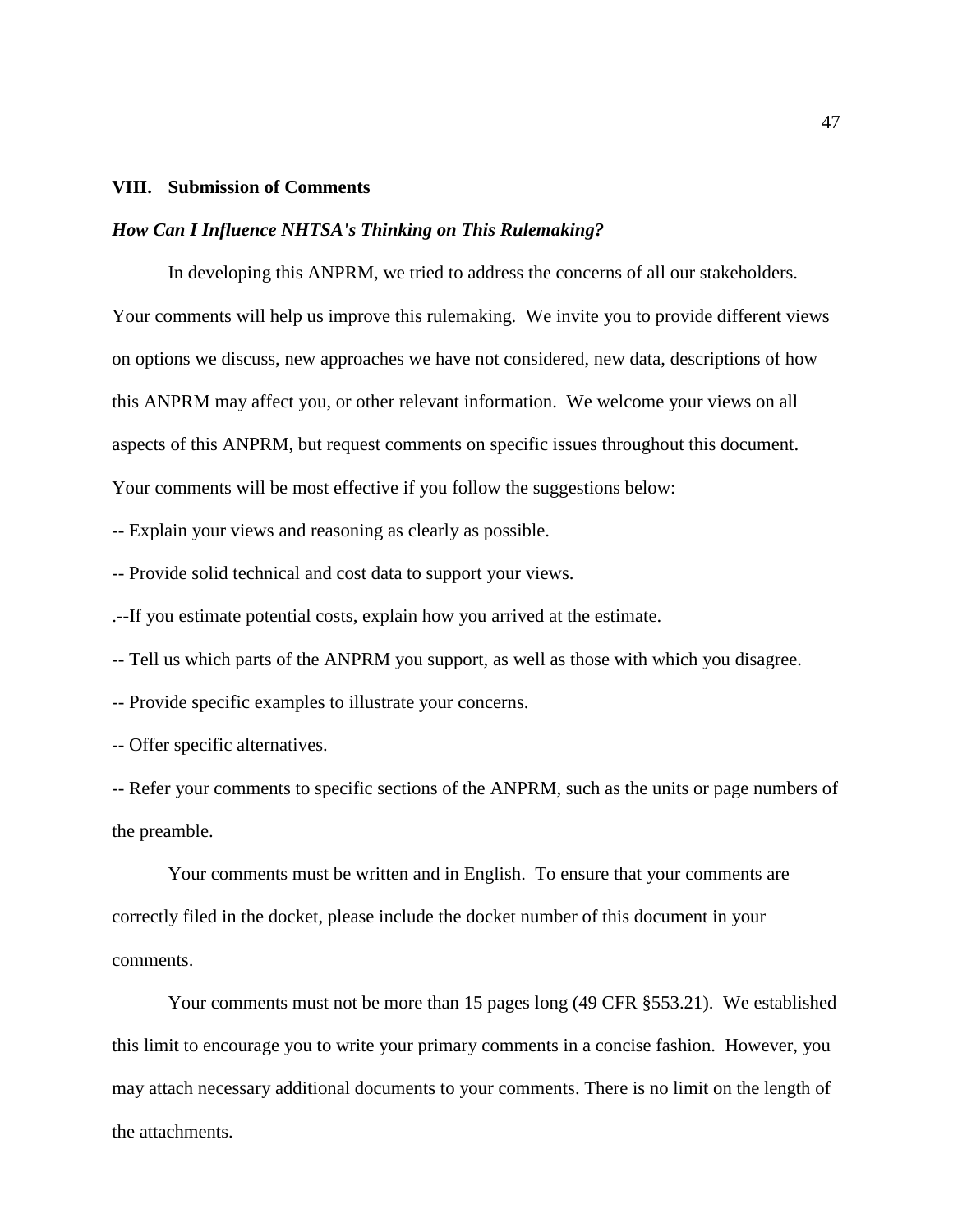## VIII. Submission of Comments

### *How Can I Influence NHTSA's Thinking on This Rulemaking?*

In developing this ANPRM, we tried to address the concerns of all our stakeholders. Your comments will help us improve this rulemaking. We invite you to provide different views on options we discuss, new approaches we have not considered, new data, descriptions of how this ANPRM may affect you, or other relevant information. We welcome your views on all aspects of this ANPRM, but request comments on specific issues throughout this document. Your comments will be most effective if you follow the suggestions below:

-- Explain your views and reasoning as clearly as possible.

-- Provide solid technical and cost data to support your views.

.--If you estimate potential costs, explain how you arrived at the estimate.

-- Tell us which parts of the ANPRM you support, as well as those with which you disagree.

-- Provide specific examples to illustrate your concerns.

-- Offer specific alternatives.

-- Refer your comments to specific sections of the ANPRM, such as the units or page numbers of the preamble.

Your comments must be written and in English. To ensure that your comments are correctly filed in the docket, please include the docket number of this document in your comments.

Your comments must not be more than 15 pages long (49 CFR §553.21). We established this limit to encourage you to write your primary comments in a concise fashion. However, you may attach necessary additional documents to your comments. There is no limit on the length of the attachments.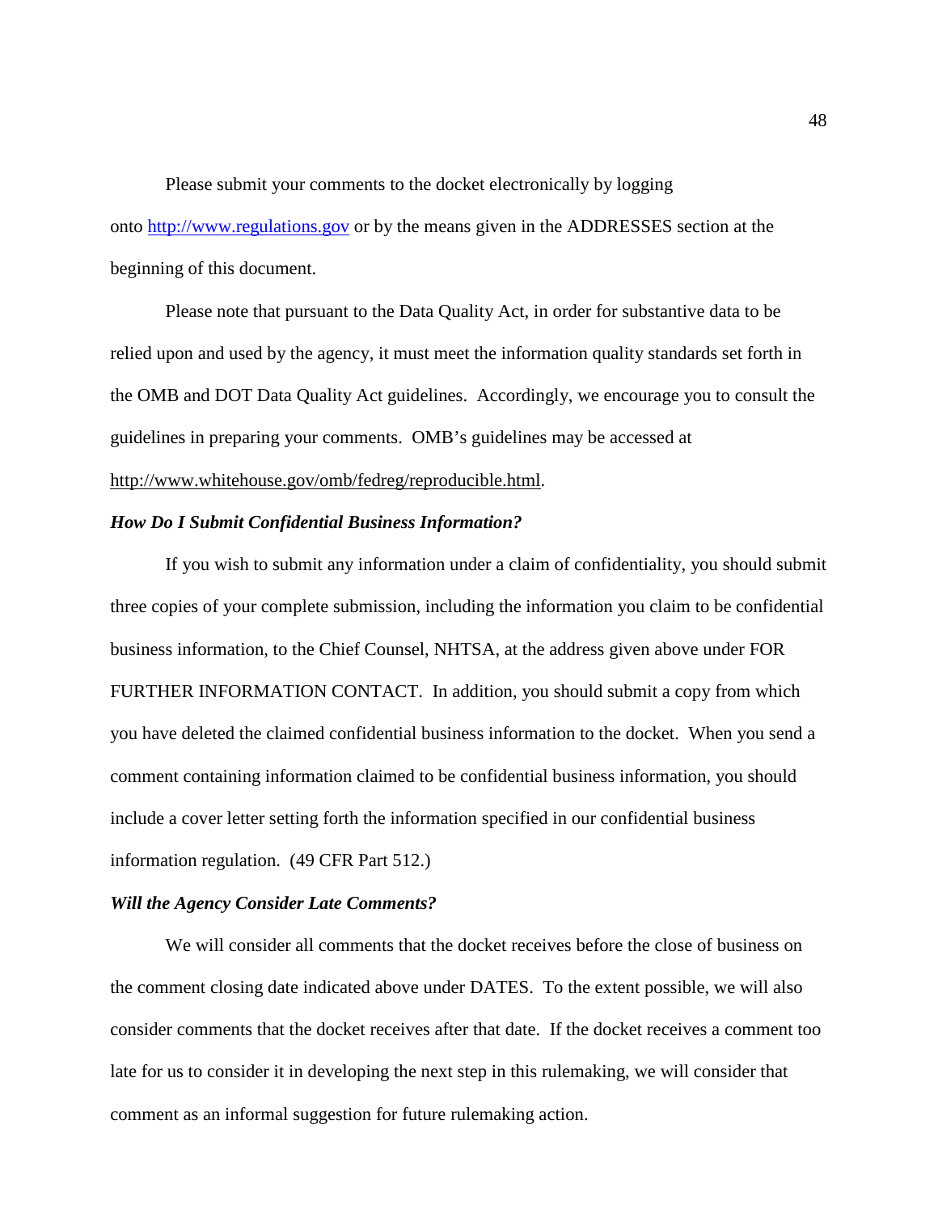Please submit your comments to the docket electronically by logging onto http://www.regulations.gov or by the means given in the ADDRESSES section at the beginning of this document.

Please note that pursuant to the Data Quality Act, in order for substantive data to be relied upon and used by the agency, it must meet the information quality standards set forth in the OMB and DOT Data Quality Act guidelines. Accordingly, we encourage you to consult the guidelines in preparing your comments. OMB's guidelines may be accessed at http://www.whitehouse.gov/omb/fedreg/reproducible.html.

### *How Do I Submit Confidential Business Information?*

If you wish to submit any information under a claim of confidentiality, you should submit three copies of your complete submission, including the information you claim to be confidential business information, to the Chief Counsel, NHTSA, at the address given above under FOR FURTHER INFORMATION CONTACT. In addition, you should submit a copy from which you have deleted the claimed confidential business information to the docket. When you send a comment containing information claimed to be confidential business information, you should include a cover letter setting forth the information specified in our confidential business information regulation. (49 CFR Part 512.)

### *Will the Agency Consider Late Comments?*

We will consider all comments that the docket receives before the close of business on the comment closing date indicated above under DATES. To the extent possible, we will also consider comments that the docket receives after that date. If the docket receives a comment too late for us to consider it in developing the next step in this rulemaking, we will consider that comment as an informal suggestion for future rulemaking action.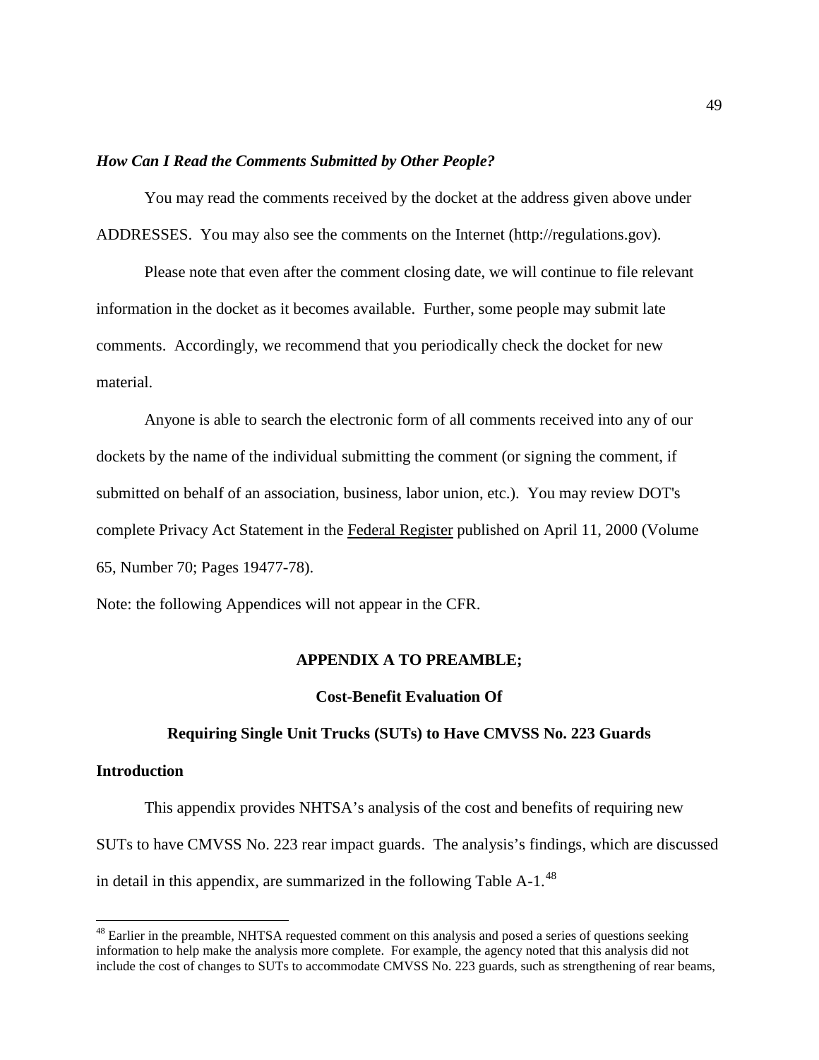### *How Can I Read the Comments Submitted by Other People?*

You may read the comments received by the docket at the address given above under ADDRESSES. You may also see the comments on the Internet (http://regulations.gov).

Please note that even after the comment closing date, we will continue to file relevant information in the docket as it becomes available. Further, some people may submit late comments. Accordingly, we recommend that you periodically check the docket for new material.

Anyone is able to search the electronic form of all comments received into any of our dockets by the name of the individual submitting the comment (or signing the comment, if submitted on behalf of an association, business, labor union, etc.). You may review DOT's complete Privacy Act Statement in the Federal Register published on April 11, 2000 (Volume 65, Number 70; Pages 19477-78).

Note: the following Appendices will not appear in the CFR.

## APPENDIX A TO PREAMBLE;

## Cost-Benefit Evaluation Of

## Requiring Single Unit Trucks (SUTs) to Have CMVSS No. 223 Guards

### Introduction

This appendix provides NHTSA's analysis of the cost and benefits of requiring new SUTs to have CMVSS No. 223 rear impact guards. The analysis's findings, which are discussed in detail in this appendix, are summarized in the following Table A-1.[48]

[48] Earlier in the preamble, NHTSA requested comment on this analysis and posed a series of questions seeking information to help make the analysis more complete. For example, the agency noted that this analysis did not include the cost of changes to SUTs to accommodate CMVSS No. 223 guards, such as strengthening of rear beams,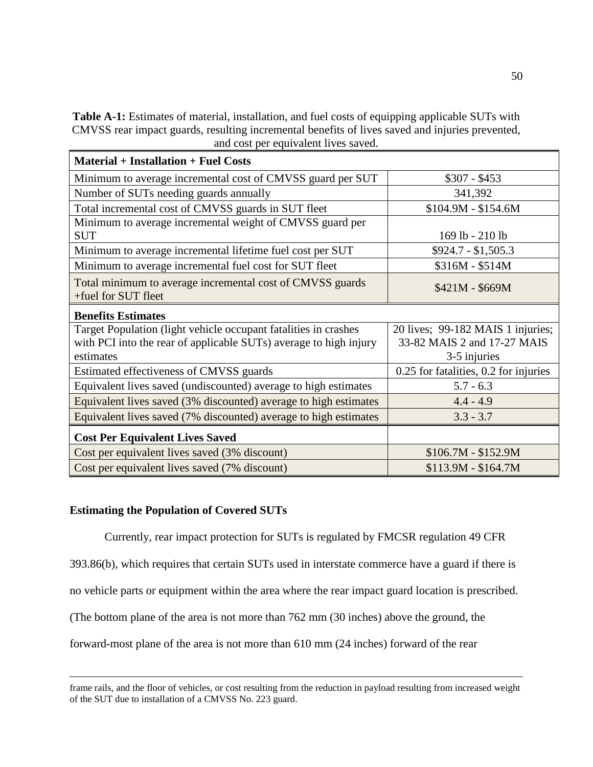**Table A-1:** Estimates of material, installation, and fuel costs of equipping applicable SUTs with CMVSS rear impact guards, resulting incremental benefits of lives saved and injuries prevented, and cost per equivalent lives saved.

| **Material + Installation + Fuel Costs** | |
|---|---|
| Minimum to average incremental cost of CMVSS guard per SUT | \$307 - \$453 |
| Number of SUTs needing guards annually | 341,392 |
| Total incremental cost of CMVSS guards in SUT fleet | \$104.9M - \$154.6M |
| Minimum to average incremental weight of CMVSS guard per SUT | 169 lb - 210 lb |
| Minimum to average incremental lifetime fuel cost per SUT | \$924.7 - \$1,505.3 |
| Minimum to average incremental fuel cost for SUT fleet | \$316M - \$514M |
| Total minimum to average incremental cost of CMVSS guards +fuel for SUT fleet | \$421M - \$669M |
| **Benefits Estimates** | |
| Target Population (light vehicle occupant fatalities in crashes with PCI into the rear of applicable SUTs) average to high injury estimates | 20 lives; 99-182 MAIS 1 injuries; 33-82 MAIS 2 and 17-27 MAIS 3-5 injuries |
| Estimated effectiveness of CMVSS guards | 0.25 for fatalities, 0.2 for injuries |
| Equivalent lives saved (undiscounted) average to high estimates | 5.7 - 6.3 |
| Equivalent lives saved (3% discounted) average to high estimates | 4.4 - 4.9 |
| Equivalent lives saved (7% discounted) average to high estimates | 3.3 - 3.7 |
| **Cost Per Equivalent Lives Saved** | |
| Cost per equivalent lives saved (3% discount) | \$106.7M - \$152.9M |
| Cost per equivalent lives saved (7% discount) | \$113.9M - \$164.7M |

### Estimating the Population of Covered SUTs

Currently, rear impact protection for SUTs is regulated by FMCSR regulation 49 CFR 393.86(b), which requires that certain SUTs used in interstate commerce have a guard if there is no vehicle parts or equipment within the area where the rear impact guard location is prescribed. (The bottom plane of the area is not more than 762 mm (30 inches) above the ground, the forward-most plane of the area is not more than 610 mm (24 inches) forward of the rear

---

frame rails, and the floor of vehicles, or cost resulting from the reduction in payload resulting from increased weight of the SUT due to installation of a CMVSS No. 223 guard.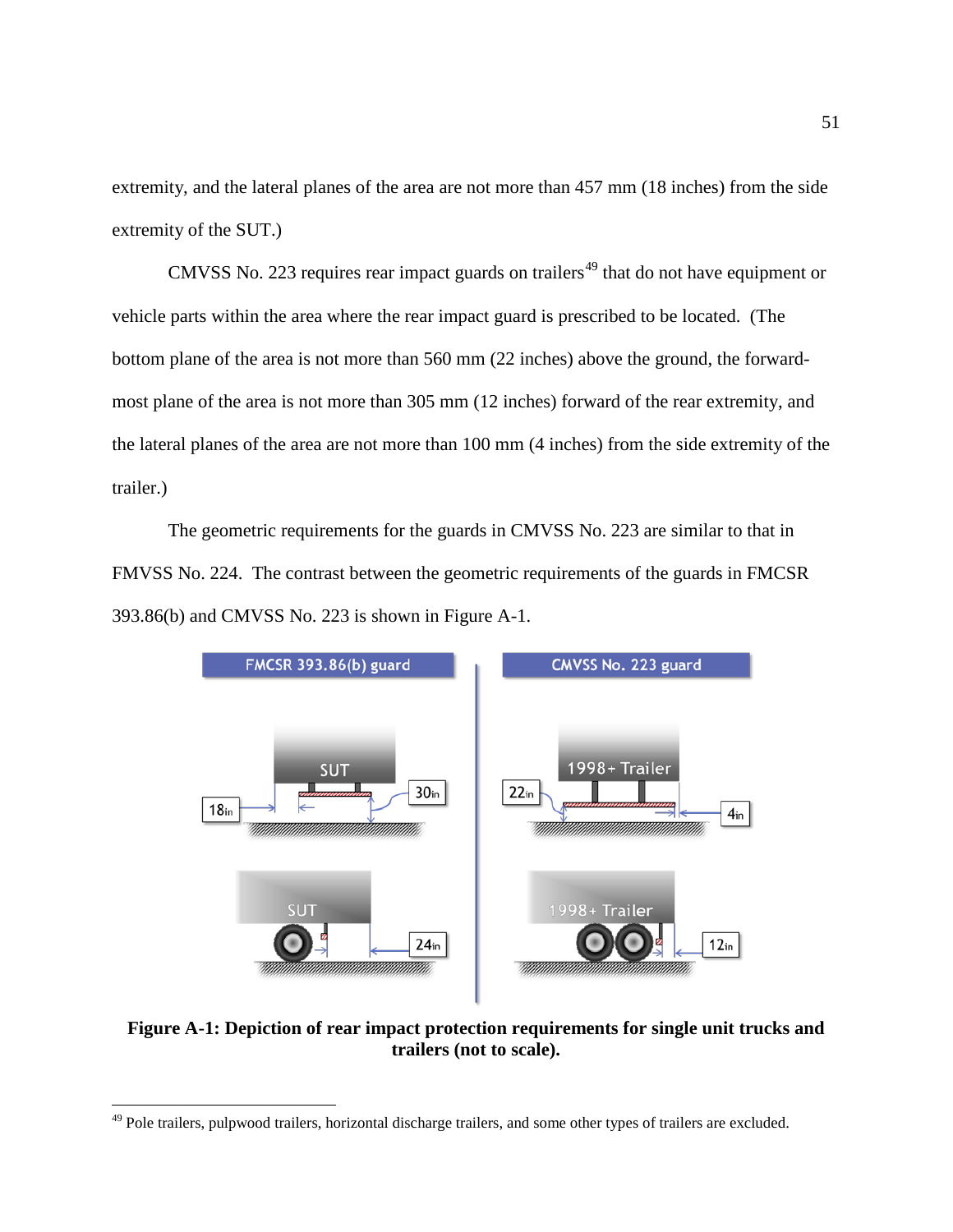extremity, and the lateral planes of the area are not more than 457 mm (18 inches) from the side extremity of the SUT.)

CMVSS No. 223 requires rear impact guards on trailers[49] that do not have equipment or vehicle parts within the area where the rear impact guard is prescribed to be located. (The bottom plane of the area is not more than 560 mm (22 inches) above the ground, the forward-most plane of the area is not more than 305 mm (12 inches) forward of the rear extremity, and the lateral planes of the area are not more than 100 mm (4 inches) from the side extremity of the trailer.)

The geometric requirements for the guards in CMVSS No. 223 are similar to that in FMVSS No. 224. The contrast between the geometric requirements of the guards in FMCSR 393.86(b) and CMVSS No. 223 is shown in Figure A-1.

**Figure A-1: Depiction of rear impact protection requirements for single unit trucks and trailers (not to scale).**

[49] Pole trailers, pulpwood trailers, horizontal discharge trailers, and some other types of trailers are excluded.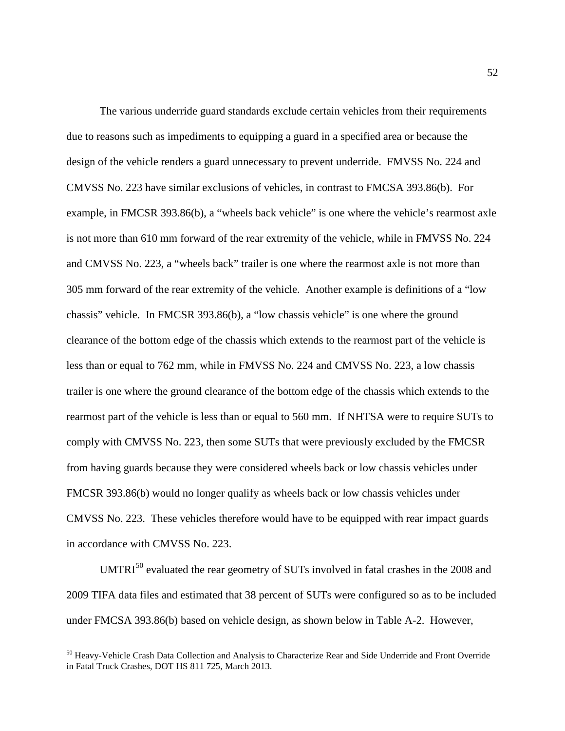The various underride guard standards exclude certain vehicles from their requirements due to reasons such as impediments to equipping a guard in a specified area or because the design of the vehicle renders a guard unnecessary to prevent underride. FMVSS No. 224 and CMVSS No. 223 have similar exclusions of vehicles, in contrast to FMCSA 393.86(b). For example, in FMCSR 393.86(b), a "wheels back vehicle" is one where the vehicle's rearmost axle is not more than 610 mm forward of the rear extremity of the vehicle, while in FMVSS No. 224 and CMVSS No. 223, a "wheels back" trailer is one where the rearmost axle is not more than 305 mm forward of the rear extremity of the vehicle. Another example is definitions of a "low chassis" vehicle. In FMCSR 393.86(b), a "low chassis vehicle" is one where the ground clearance of the bottom edge of the chassis which extends to the rearmost part of the vehicle is less than or equal to 762 mm, while in FMVSS No. 224 and CMVSS No. 223, a low chassis trailer is one where the ground clearance of the bottom edge of the chassis which extends to the rearmost part of the vehicle is less than or equal to 560 mm. If NHTSA were to require SUTs to comply with CMVSS No. 223, then some SUTs that were previously excluded by the FMCSR from having guards because they were considered wheels back or low chassis vehicles under FMCSR 393.86(b) would no longer qualify as wheels back or low chassis vehicles under CMVSS No. 223. These vehicles therefore would have to be equipped with rear impact guards in accordance with CMVSS No. 223.

UMTRI[50] evaluated the rear geometry of SUTs involved in fatal crashes in the 2008 and 2009 TIFA data files and estimated that 38 percent of SUTs were configured so as to be included under FMCSA 393.86(b) based on vehicle design, as shown below in Table A-2. However,

[50] Heavy-Vehicle Crash Data Collection and Analysis to Characterize Rear and Side Underride and Front Override in Fatal Truck Crashes, DOT HS 811 725, March 2013.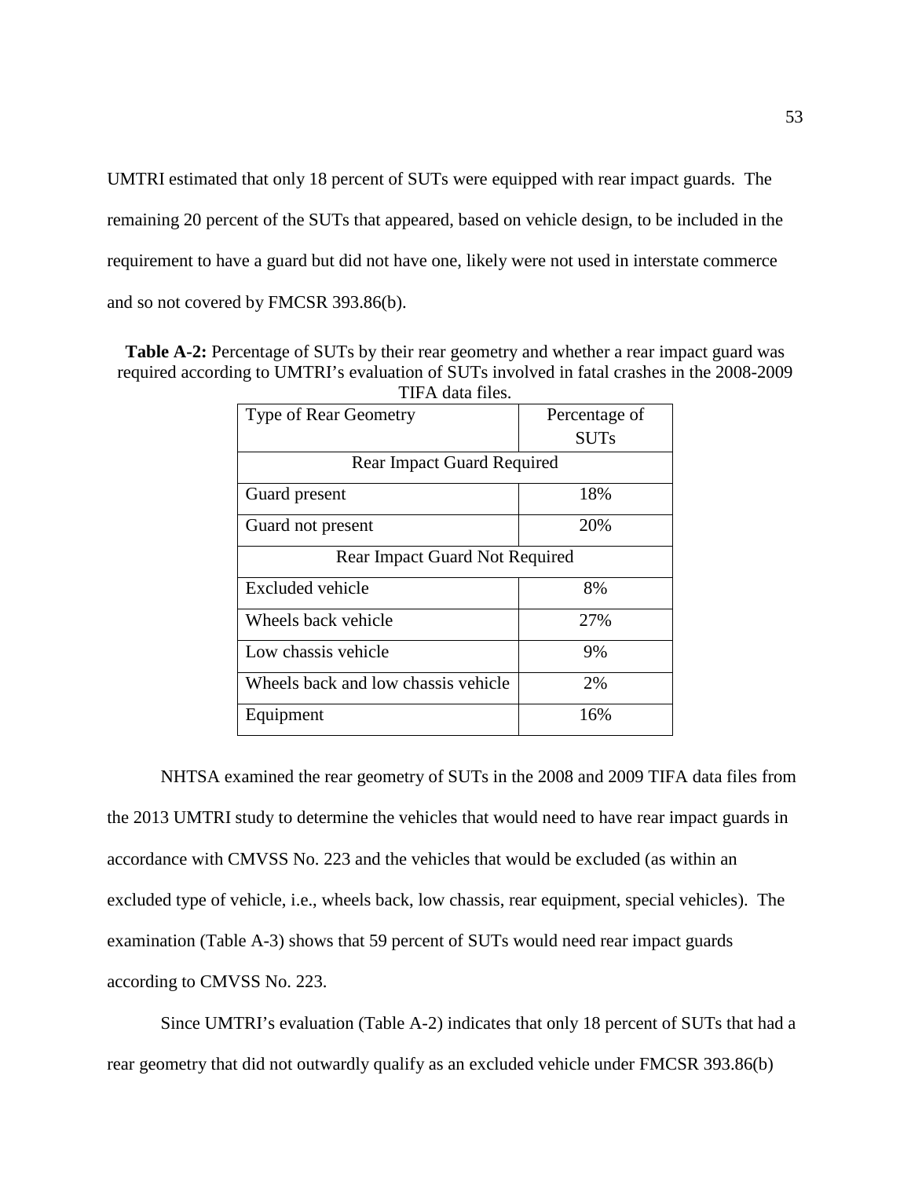UMTRI estimated that only 18 percent of SUTs were equipped with rear impact guards. The remaining 20 percent of the SUTs that appeared, based on vehicle design, to be included in the requirement to have a guard but did not have one, likely were not used in interstate commerce and so not covered by FMCSR 393.86(b).

**Table A-2:** Percentage of SUTs by their rear geometry and whether a rear impact guard was required according to UMTRI's evaluation of SUTs involved in fatal crashes in the 2008-2009 TIFA data files.

| Type of Rear Geometry | Percentage of SUTs |
|---|---|
| Rear Impact Guard Required | |
| Guard present | 18% |
| Guard not present | 20% |
| Rear Impact Guard Not Required | |
| Excluded vehicle | 8% |
| Wheels back vehicle | 27% |
| Low chassis vehicle | 9% |
| Wheels back and low chassis vehicle | 2% |
| Equipment | 16% |

NHTSA examined the rear geometry of SUTs in the 2008 and 2009 TIFA data files from the 2013 UMTRI study to determine the vehicles that would need to have rear impact guards in accordance with CMVSS No. 223 and the vehicles that would be excluded (as within an excluded type of vehicle, i.e., wheels back, low chassis, rear equipment, special vehicles). The examination (Table A-3) shows that 59 percent of SUTs would need rear impact guards according to CMVSS No. 223.

Since UMTRI's evaluation (Table A-2) indicates that only 18 percent of SUTs that had a rear geometry that did not outwardly qualify as an excluded vehicle under FMCSR 393.86(b)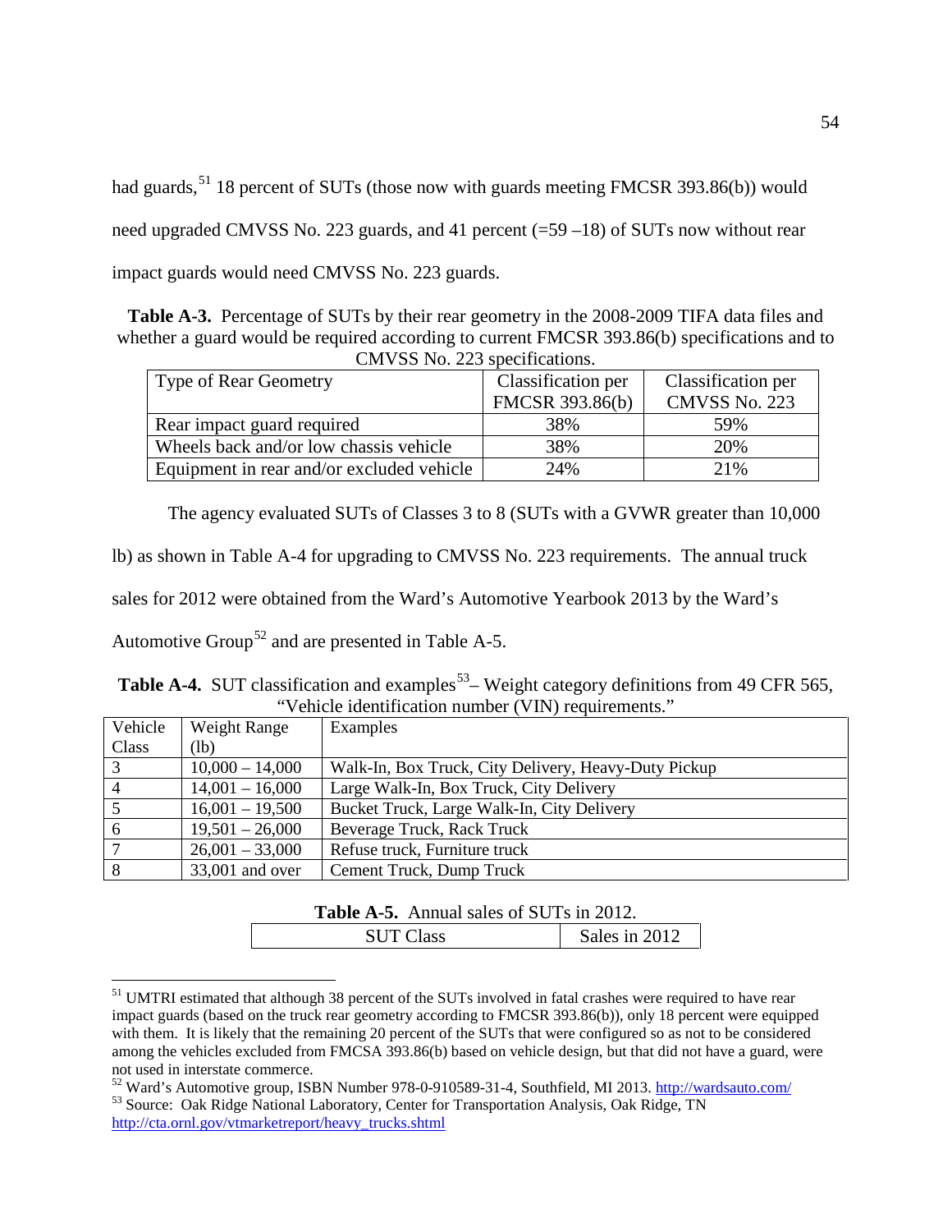had guards,[51] 18 percent of SUTs (those now with guards meeting FMCSR 393.86(b)) would need upgraded CMVSS No. 223 guards, and 41 percent (=59 –18) of SUTs now without rear impact guards would need CMVSS No. 223 guards.

**Table A-3.** Percentage of SUTs by their rear geometry in the 2008-2009 TIFA data files and whether a guard would be required according to current FMCSR 393.86(b) specifications and to CMVSS No. 223 specifications.

| Type of Rear Geometry | Classification per FMCSR 393.86(b) | Classification per CMVSS No. 223 |
|---|---|---|
| Rear impact guard required | 38% | 59% |
| Wheels back and/or low chassis vehicle | 38% | 20% |
| Equipment in rear and/or excluded vehicle | 24% | 21% |

The agency evaluated SUTs of Classes 3 to 8 (SUTs with a GVWR greater than 10,000 lb) as shown in Table A-4 for upgrading to CMVSS No. 223 requirements. The annual truck sales for 2012 were obtained from the Ward's Automotive Yearbook 2013 by the Ward's Automotive Group[52] and are presented in Table A-5.

**Table A-4.** SUT classification and examples[53]– Weight category definitions from 49 CFR 565, "Vehicle identification number (VIN) requirements."

| Vehicle Class | Weight Range (lb) | Examples |
|---|---|---|
| 3 | 10,000 – 14,000 | Walk-In, Box Truck, City Delivery, Heavy-Duty Pickup |
| 4 | 14,001 – 16,000 | Large Walk-In, Box Truck, City Delivery |
| 5 | 16,001 – 19,500 | Bucket Truck, Large Walk-In, City Delivery |
| 6 | 19,501 – 26,000 | Beverage Truck, Rack Truck |
| 7 | 26,001 – 33,000 | Refuse truck, Furniture truck |
| 8 | 33,001 and over | Cement Truck, Dump Truck |

**Table A-5.** Annual sales of SUTs in 2012.

| SUT Class | Sales in 2012 |
|---|---|

[51] UMTRI estimated that although 38 percent of the SUTs involved in fatal crashes were required to have rear impact guards (based on the truck rear geometry according to FMCSR 393.86(b)), only 18 percent were equipped with them. It is likely that the remaining 20 percent of the SUTs that were configured so as not to be considered among the vehicles excluded from FMCSA 393.86(b) based on vehicle design, but that did not have a guard, were not used in interstate commerce.

[52] Ward's Automotive group, ISBN Number 978-0-910589-31-4, Southfield, MI 2013. http://wardsauto.com/

[53] Source: Oak Ridge National Laboratory, Center for Transportation Analysis, Oak Ridge, TN http://cta.ornl.gov/vtmarketreport/heavy_trucks.shtml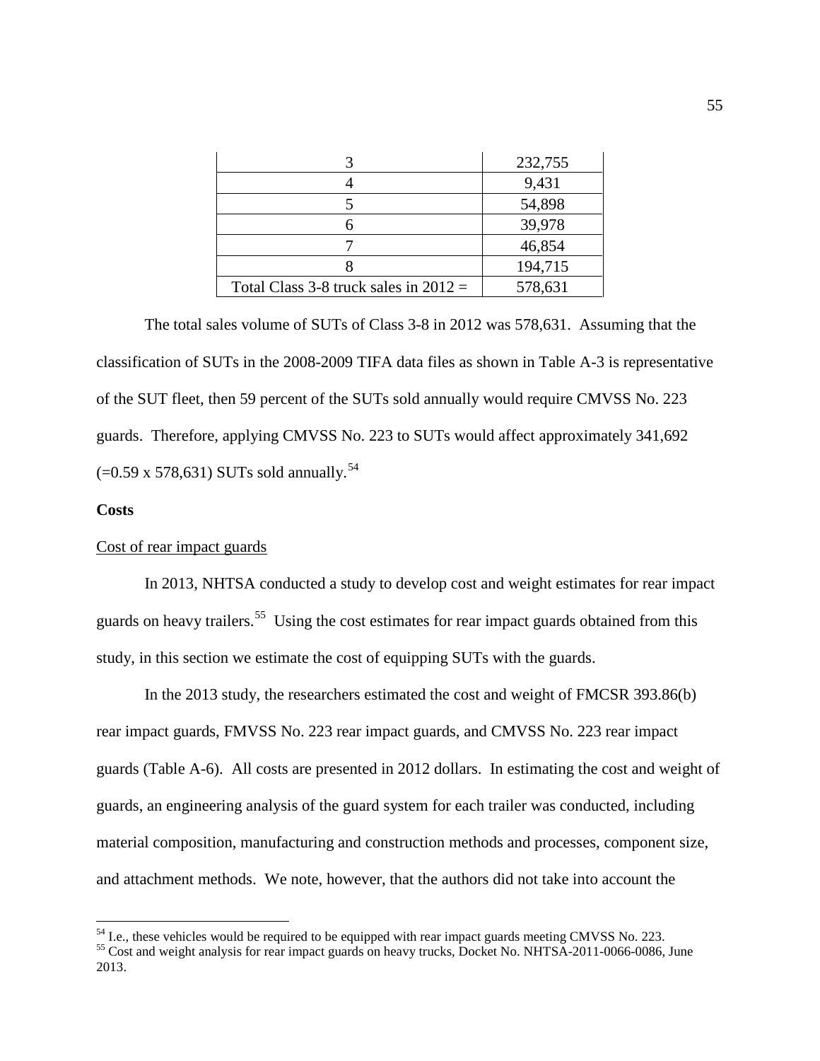| | |
|---|---|
| 3 | 232,755 |
| 4 | 9,431 |
| 5 | 54,898 |
| 6 | 39,978 |
| 7 | 46,854 |
| 8 | 194,715 |
| Total Class 3-8 truck sales in 2012 = | 578,631 |

The total sales volume of SUTs of Class 3-8 in 2012 was 578,631. Assuming that the classification of SUTs in the 2008-2009 TIFA data files as shown in Table A-3 is representative of the SUT fleet, then 59 percent of the SUTs sold annually would require CMVSS No. 223 guards. Therefore, applying CMVSS No. 223 to SUTs would affect approximately 341,692 (=0.59 x 578,631) SUTs sold annually.[54]

**Costs**

Cost of rear impact guards

In 2013, NHTSA conducted a study to develop cost and weight estimates for rear impact guards on heavy trailers.[55] Using the cost estimates for rear impact guards obtained from this study, in this section we estimate the cost of equipping SUTs with the guards.

In the 2013 study, the researchers estimated the cost and weight of FMCSR 393.86(b) rear impact guards, FMVSS No. 223 rear impact guards, and CMVSS No. 223 rear impact guards (Table A-6). All costs are presented in 2012 dollars. In estimating the cost and weight of guards, an engineering analysis of the guard system for each trailer was conducted, including material composition, manufacturing and construction methods and processes, component size, and attachment methods. We note, however, that the authors did not take into account the

[54] I.e., these vehicles would be required to be equipped with rear impact guards meeting CMVSS No. 223.

[55] Cost and weight analysis for rear impact guards on heavy trucks, Docket No. NHTSA-2011-0066-0086, June 2013.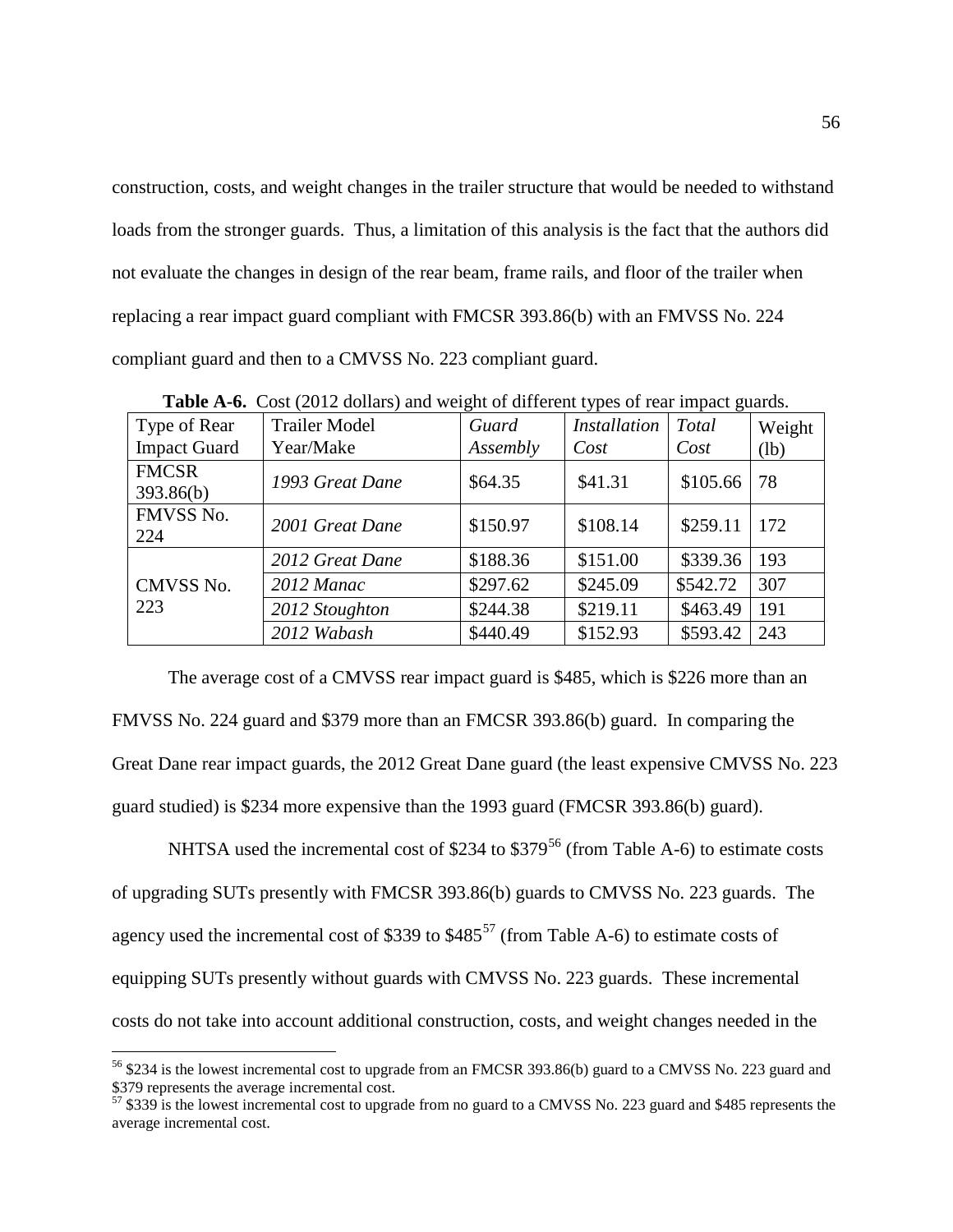construction, costs, and weight changes in the trailer structure that would be needed to withstand loads from the stronger guards. Thus, a limitation of this analysis is the fact that the authors did not evaluate the changes in design of the rear beam, frame rails, and floor of the trailer when replacing a rear impact guard compliant with FMCSR 393.86(b) with an FMVSS No. 224 compliant guard and then to a CMVSS No. 223 compliant guard.

**Table A-6.** Cost (2012 dollars) and weight of different types of rear impact guards.

| Type of Rear Impact Guard | Trailer Model Year/Make | *Guard Assembly* | *Installation Cost* | *Total Cost* | Weight (lb) |
|---|---|---|---|---|---|
| FMCSR 393.86(b) | *1993 Great Dane* | \$64.35 | \$41.31 | \$105.66 | 78 |
| FMVSS No. 224 | *2001 Great Dane* | \$150.97 | \$108.14 | \$259.11 | 172 |
| CMVSS No. 223 | *2012 Great Dane* | \$188.36 | \$151.00 | \$339.36 | 193 |
| | *2012 Manac* | \$297.62 | \$245.09 | \$542.72 | 307 |
| | *2012 Stoughton* | \$244.38 | \$219.11 | \$463.49 | 191 |
| | *2012 Wabash* | \$440.49 | \$152.93 | \$593.42 | 243 |

The average cost of a CMVSS rear impact guard is \$485, which is \$226 more than an FMVSS No. 224 guard and \$379 more than an FMCSR 393.86(b) guard. In comparing the Great Dane rear impact guards, the 2012 Great Dane guard (the least expensive CMVSS No. 223 guard studied) is \$234 more expensive than the 1993 guard (FMCSR 393.86(b) guard).

NHTSA used the incremental cost of \$234 to \$379[56] (from Table A-6) to estimate costs of upgrading SUTs presently with FMCSR 393.86(b) guards to CMVSS No. 223 guards. The agency used the incremental cost of \$339 to \$485[57] (from Table A-6) to estimate costs of equipping SUTs presently without guards with CMVSS No. 223 guards. These incremental costs do not take into account additional construction, costs, and weight changes needed in the

[56] \$234 is the lowest incremental cost to upgrade from an FMCSR 393.86(b) guard to a CMVSS No. 223 guard and \$379 represents the average incremental cost.

[57] \$339 is the lowest incremental cost to upgrade from no guard to a CMVSS No. 223 guard and \$485 represents the average incremental cost.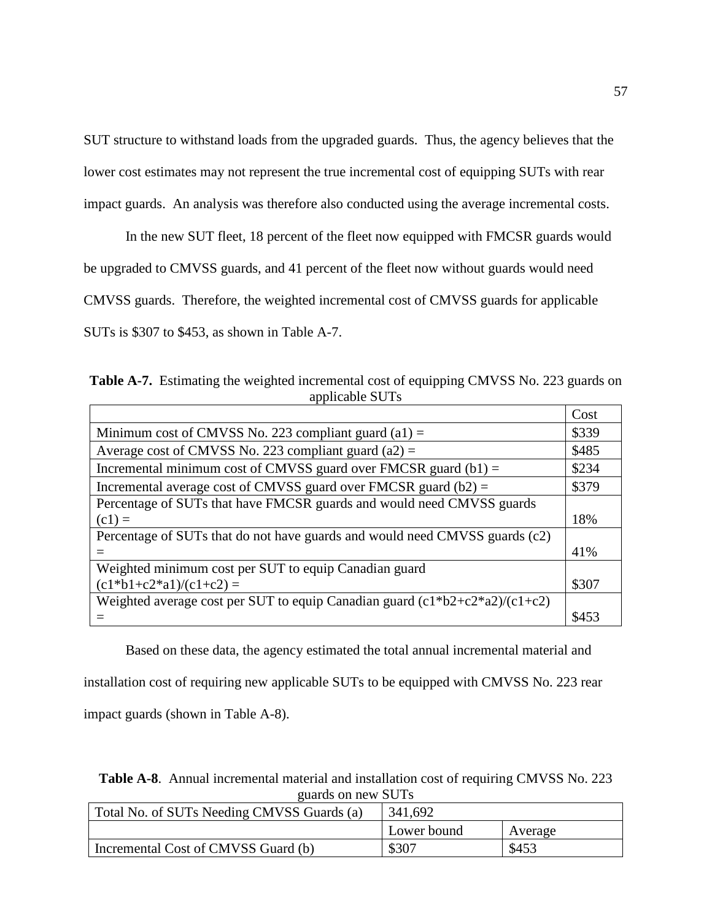SUT structure to withstand loads from the upgraded guards. Thus, the agency believes that the lower cost estimates may not represent the true incremental cost of equipping SUTs with rear impact guards. An analysis was therefore also conducted using the average incremental costs.

In the new SUT fleet, 18 percent of the fleet now equipped with FMCSR guards would be upgraded to CMVSS guards, and 41 percent of the fleet now without guards would need CMVSS guards. Therefore, the weighted incremental cost of CMVSS guards for applicable SUTs is $307 to $453, as shown in Table A-7.

**Table A-7.** Estimating the weighted incremental cost of equipping CMVSS No. 223 guards on applicable SUTs

| | Cost |
|---|---|
| Minimum cost of CMVSS No. 223 compliant guard (a1) = | $339 |
| Average cost of CMVSS No. 223 compliant guard (a2) = | $485 |
| Incremental minimum cost of CMVSS guard over FMCSR guard (b1) = | $234 |
| Incremental average cost of CMVSS guard over FMCSR guard (b2) = | $379 |
| Percentage of SUTs that have FMCSR guards and would need CMVSS guards (c1) = | 18% |
| Percentage of SUTs that do not have guards and would need CMVSS guards (c2) = | 41% |
| Weighted minimum cost per SUT to equip Canadian guard (c1*b1+c2*a1)/(c1+c2) = | $307 |
| Weighted average cost per SUT to equip Canadian guard (c1*b2+c2*a2)/(c1+c2) = | $453 |

Based on these data, the agency estimated the total annual incremental material and installation cost of requiring new applicable SUTs to be equipped with CMVSS No. 223 rear impact guards (shown in Table A-8).

**Table A-8**. Annual incremental material and installation cost of requiring CMVSS No. 223 guards on new SUTs

| Total No. of SUTs Needing CMVSS Guards (a) | 341,692 | |
|---|---|---|
| | Lower bound | Average |
| Incremental Cost of CMVSS Guard (b) | $307 | $453 |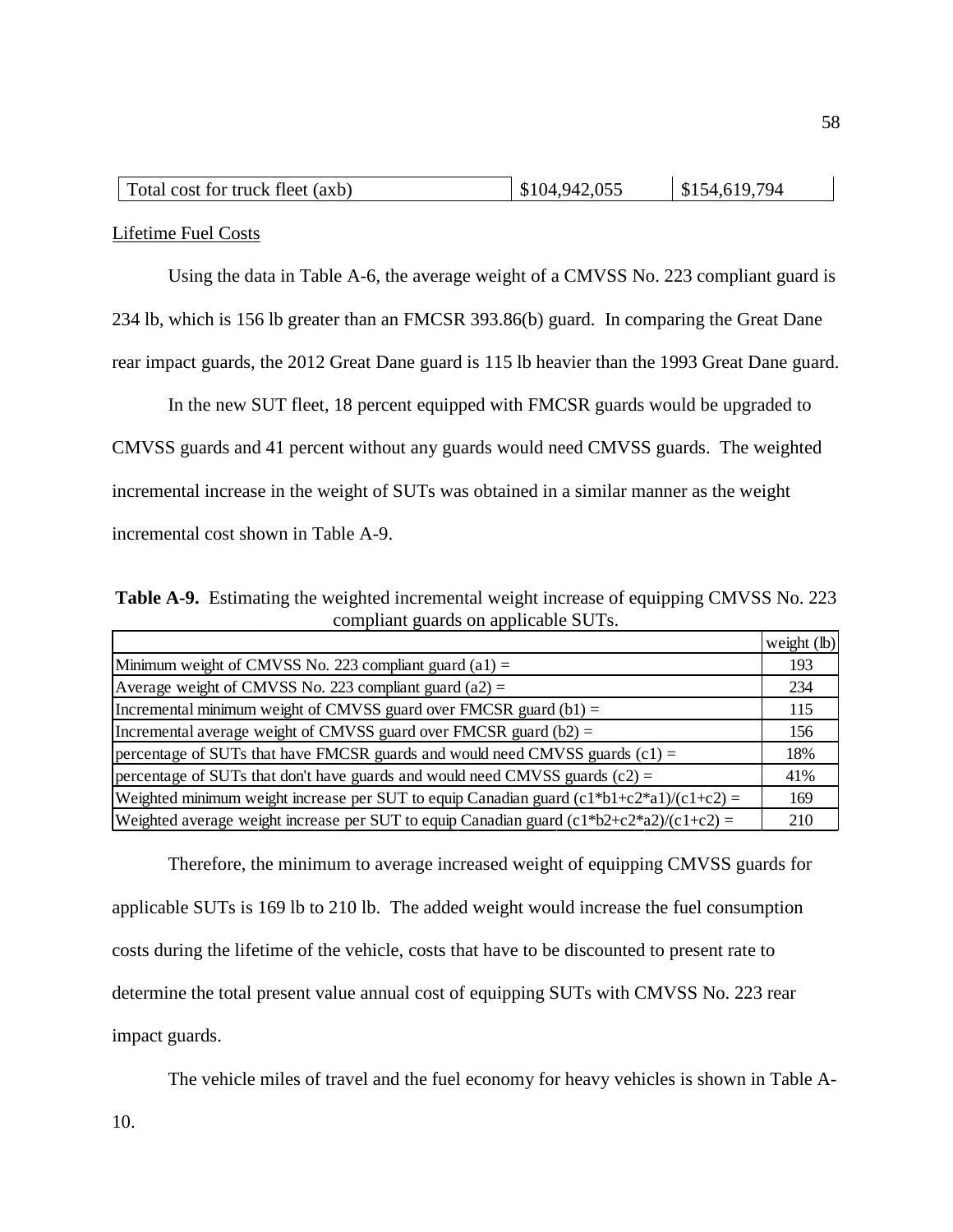| Total cost for truck fleet (axb) | $104,942,055 | $154,619,794 |
|---|---|---|

Lifetime Fuel Costs

Using the data in Table A-6, the average weight of a CMVSS No. 223 compliant guard is 234 lb, which is 156 lb greater than an FMCSR 393.86(b) guard. In comparing the Great Dane rear impact guards, the 2012 Great Dane guard is 115 lb heavier than the 1993 Great Dane guard.

In the new SUT fleet, 18 percent equipped with FMCSR guards would be upgraded to CMVSS guards and 41 percent without any guards would need CMVSS guards. The weighted incremental increase in the weight of SUTs was obtained in a similar manner as the weight incremental cost shown in Table A-9.

**Table A-9.** Estimating the weighted incremental weight increase of equipping CMVSS No. 223 compliant guards on applicable SUTs.

| | weight (lb) |
|---|---|
| Minimum weight of CMVSS No. 223 compliant guard (a1) = | 193 |
| Average weight of CMVSS No. 223 compliant guard (a2) = | 234 |
| Incremental minimum weight of CMVSS guard over FMCSR guard (b1) = | 115 |
| Incremental average weight of CMVSS guard over FMCSR guard (b2) = | 156 |
| percentage of SUTs that have FMCSR guards and would need CMVSS guards (c1) = | 18% |
| percentage of SUTs that don't have guards and would need CMVSS guards (c2) = | 41% |
| Weighted minimum weight increase per SUT to equip Canadian guard (c1*b1+c2*a1)/(c1+c2) = | 169 |
| Weighted average weight increase per SUT to equip Canadian guard (c1*b2+c2*a2)/(c1+c2) = | 210 |

Therefore, the minimum to average increased weight of equipping CMVSS guards for applicable SUTs is 169 lb to 210 lb. The added weight would increase the fuel consumption costs during the lifetime of the vehicle, costs that have to be discounted to present rate to determine the total present value annual cost of equipping SUTs with CMVSS No. 223 rear impact guards.

The vehicle miles of travel and the fuel economy for heavy vehicles is shown in Table A-10.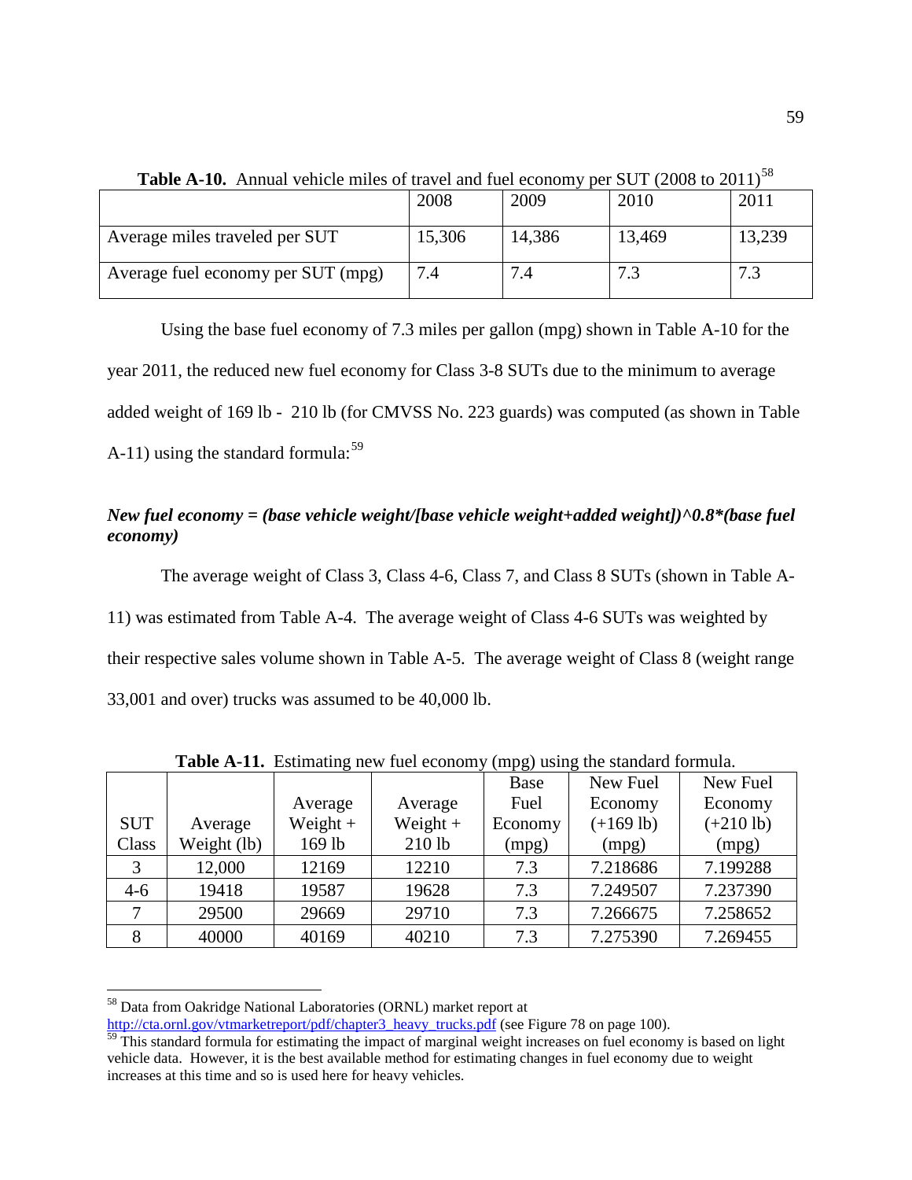**Table A-10.** Annual vehicle miles of travel and fuel economy per SUT (2008 to 2011)[58]

| | 2008 | 2009 | 2010 | 2011 |
|---|---|---|---|---|
| Average miles traveled per SUT | 15,306 | 14,386 | 13,469 | 13,239 |
| Average fuel economy per SUT (mpg) | 7.4 | 7.4 | 7.3 | 7.3 |

Using the base fuel economy of 7.3 miles per gallon (mpg) shown in Table A-10 for the year 2011, the reduced new fuel economy for Class 3-8 SUTs due to the minimum to average added weight of 169 lb - 210 lb (for CMVSS No. 223 guards) was computed (as shown in Table A-11) using the standard formula:[59]

***New fuel economy = (base vehicle weight/[base vehicle weight+added weight])^0.8*(base fuel economy)***

The average weight of Class 3, Class 4-6, Class 7, and Class 8 SUTs (shown in Table A-11) was estimated from Table A-4. The average weight of Class 4-6 SUTs was weighted by their respective sales volume shown in Table A-5. The average weight of Class 8 (weight range 33,001 and over) trucks was assumed to be 40,000 lb.

**Table A-11.** Estimating new fuel economy (mpg) using the standard formula.

| SUT Class | Average Weight (lb) | Average Weight + 169 lb | Average Weight + 210 lb | Base Fuel Economy (mpg) | New Fuel Economy (+169 lb) (mpg) | New Fuel Economy (+210 lb) (mpg) |
|---|---|---|---|---|---|---|
| 3 | 12,000 | 12169 | 12210 | 7.3 | 7.218686 | 7.199288 |
| 4-6 | 19418 | 19587 | 19628 | 7.3 | 7.249507 | 7.237390 |
| 7 | 29500 | 29669 | 29710 | 7.3 | 7.266675 | 7.258652 |
| 8 | 40000 | 40169 | 40210 | 7.3 | 7.275390 | 7.269455 |

[58] Data from Oakridge National Laboratories (ORNL) market report at http://cta.ornl.gov/vtmarketreport/pdf/chapter3_heavy_trucks.pdf (see Figure 78 on page 100).

[59] This standard formula for estimating the impact of marginal weight increases on fuel economy is based on light vehicle data. However, it is the best available method for estimating changes in fuel economy due to weight increases at this time and so is used here for heavy vehicles.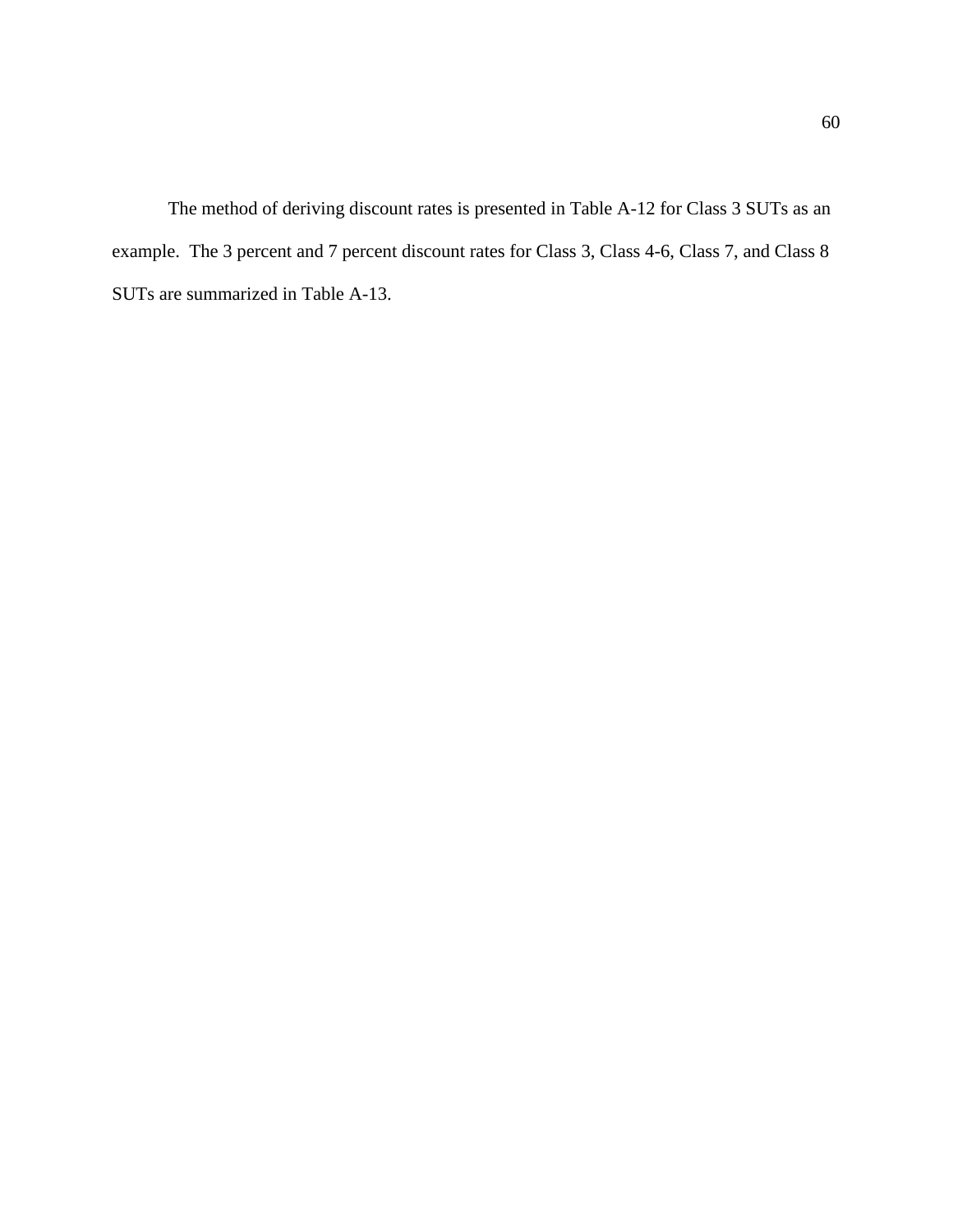The method of deriving discount rates is presented in Table A-12 for Class 3 SUTs as an example. The 3 percent and 7 percent discount rates for Class 3, Class 4-6, Class 7, and Class 8 SUTs are summarized in Table A-13.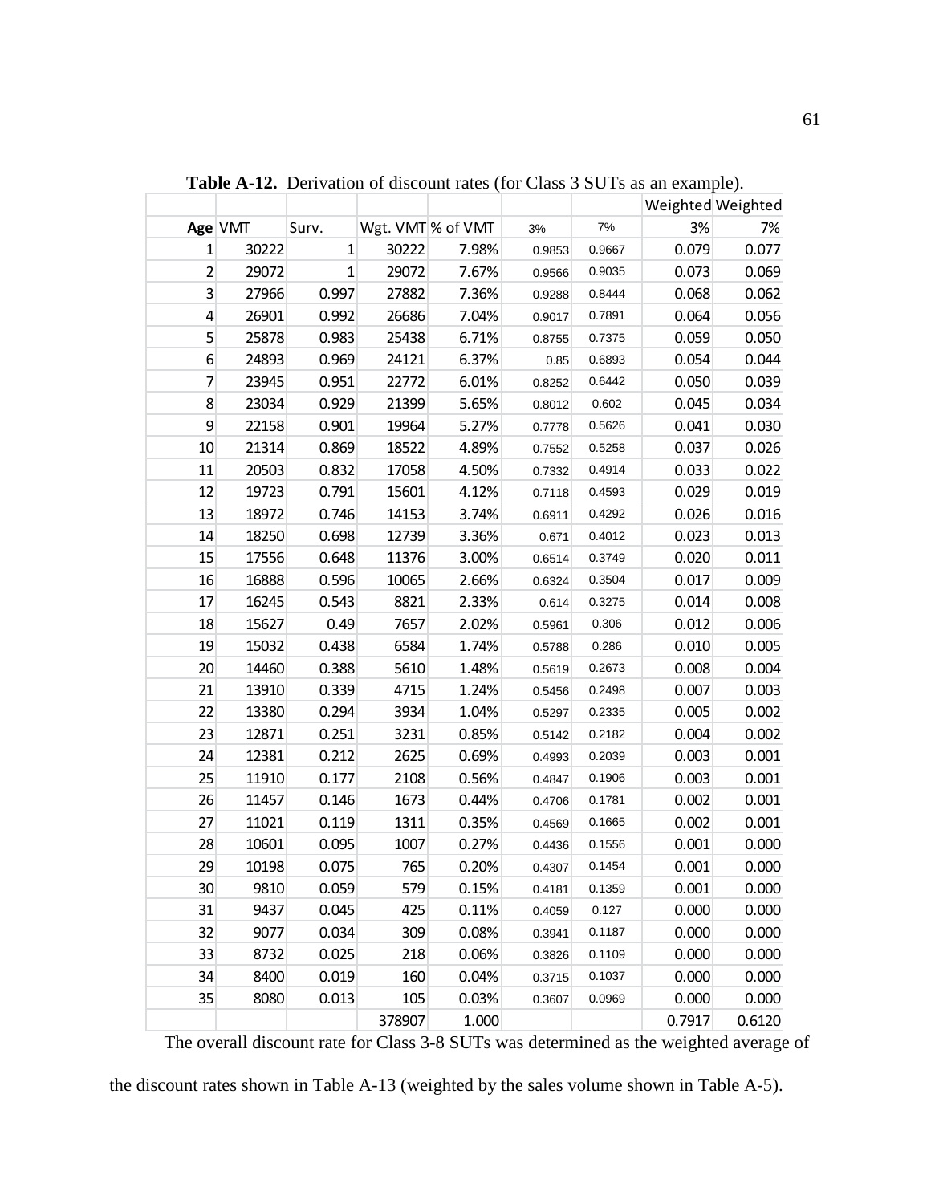**Table A-12.** Derivation of discount rates (for Class 3 SUTs as an example).

| | | | | | | | Weighted | Weighted |
|---|---|---|---|---|---|---|---|---|
| **Age** | VMT | Surv. | Wgt. VMT | % of VMT | 3% | 7% | 3% | 7% |
| 1 | 30222 | 1 | 30222 | 7.98% | 0.9853 | 0.9667 | 0.079 | 0.077 |
| 2 | 29072 | 1 | 29072 | 7.67% | 0.9566 | 0.9035 | 0.073 | 0.069 |
| 3 | 27966 | 0.997 | 27882 | 7.36% | 0.9288 | 0.8444 | 0.068 | 0.062 |
| 4 | 26901 | 0.992 | 26686 | 7.04% | 0.9017 | 0.7891 | 0.064 | 0.056 |
| 5 | 25878 | 0.983 | 25438 | 6.71% | 0.8755 | 0.7375 | 0.059 | 0.050 |
| 6 | 24893 | 0.969 | 24121 | 6.37% | 0.85 | 0.6893 | 0.054 | 0.044 |
| 7 | 23945 | 0.951 | 22772 | 6.01% | 0.8252 | 0.6442 | 0.050 | 0.039 |
| 8 | 23034 | 0.929 | 21399 | 5.65% | 0.8012 | 0.602 | 0.045 | 0.034 |
| 9 | 22158 | 0.901 | 19964 | 5.27% | 0.7778 | 0.5626 | 0.041 | 0.030 |
| 10 | 21314 | 0.869 | 18522 | 4.89% | 0.7552 | 0.5258 | 0.037 | 0.026 |
| 11 | 20503 | 0.832 | 17058 | 4.50% | 0.7332 | 0.4914 | 0.033 | 0.022 |
| 12 | 19723 | 0.791 | 15601 | 4.12% | 0.7118 | 0.4593 | 0.029 | 0.019 |
| 13 | 18972 | 0.746 | 14153 | 3.74% | 0.6911 | 0.4292 | 0.026 | 0.016 |
| 14 | 18250 | 0.698 | 12739 | 3.36% | 0.671 | 0.4012 | 0.023 | 0.013 |
| 15 | 17556 | 0.648 | 11376 | 3.00% | 0.6514 | 0.3749 | 0.020 | 0.011 |
| 16 | 16888 | 0.596 | 10065 | 2.66% | 0.6324 | 0.3504 | 0.017 | 0.009 |
| 17 | 16245 | 0.543 | 8821 | 2.33% | 0.614 | 0.3275 | 0.014 | 0.008 |
| 18 | 15627 | 0.49 | 7657 | 2.02% | 0.5961 | 0.306 | 0.012 | 0.006 |
| 19 | 15032 | 0.438 | 6584 | 1.74% | 0.5788 | 0.286 | 0.010 | 0.005 |
| 20 | 14460 | 0.388 | 5610 | 1.48% | 0.5619 | 0.2673 | 0.008 | 0.004 |
| 21 | 13910 | 0.339 | 4715 | 1.24% | 0.5456 | 0.2498 | 0.007 | 0.003 |
| 22 | 13380 | 0.294 | 3934 | 1.04% | 0.5297 | 0.2335 | 0.005 | 0.002 |
| 23 | 12871 | 0.251 | 3231 | 0.85% | 0.5142 | 0.2182 | 0.004 | 0.002 |
| 24 | 12381 | 0.212 | 2625 | 0.69% | 0.4993 | 0.2039 | 0.003 | 0.001 |
| 25 | 11910 | 0.177 | 2108 | 0.56% | 0.4847 | 0.1906 | 0.003 | 0.001 |
| 26 | 11457 | 0.146 | 1673 | 0.44% | 0.4706 | 0.1781 | 0.002 | 0.001 |
| 27 | 11021 | 0.119 | 1311 | 0.35% | 0.4569 | 0.1665 | 0.002 | 0.001 |
| 28 | 10601 | 0.095 | 1007 | 0.27% | 0.4436 | 0.1556 | 0.001 | 0.000 |
| 29 | 10198 | 0.075 | 765 | 0.20% | 0.4307 | 0.1454 | 0.001 | 0.000 |
| 30 | 9810 | 0.059 | 579 | 0.15% | 0.4181 | 0.1359 | 0.001 | 0.000 |
| 31 | 9437 | 0.045 | 425 | 0.11% | 0.4059 | 0.127 | 0.000 | 0.000 |
| 32 | 9077 | 0.034 | 309 | 0.08% | 0.3941 | 0.1187 | 0.000 | 0.000 |
| 33 | 8732 | 0.025 | 218 | 0.06% | 0.3826 | 0.1109 | 0.000 | 0.000 |
| 34 | 8400 | 0.019 | 160 | 0.04% | 0.3715 | 0.1037 | 0.000 | 0.000 |
| 35 | 8080 | 0.013 | 105 | 0.03% | 0.3607 | 0.0969 | 0.000 | 0.000 |
| | | | 378907 | 1.000 | | | 0.7917 | 0.6120 |

The overall discount rate for Class 3-8 SUTs was determined as the weighted average of the discount rates shown in Table A-13 (weighted by the sales volume shown in Table A-5).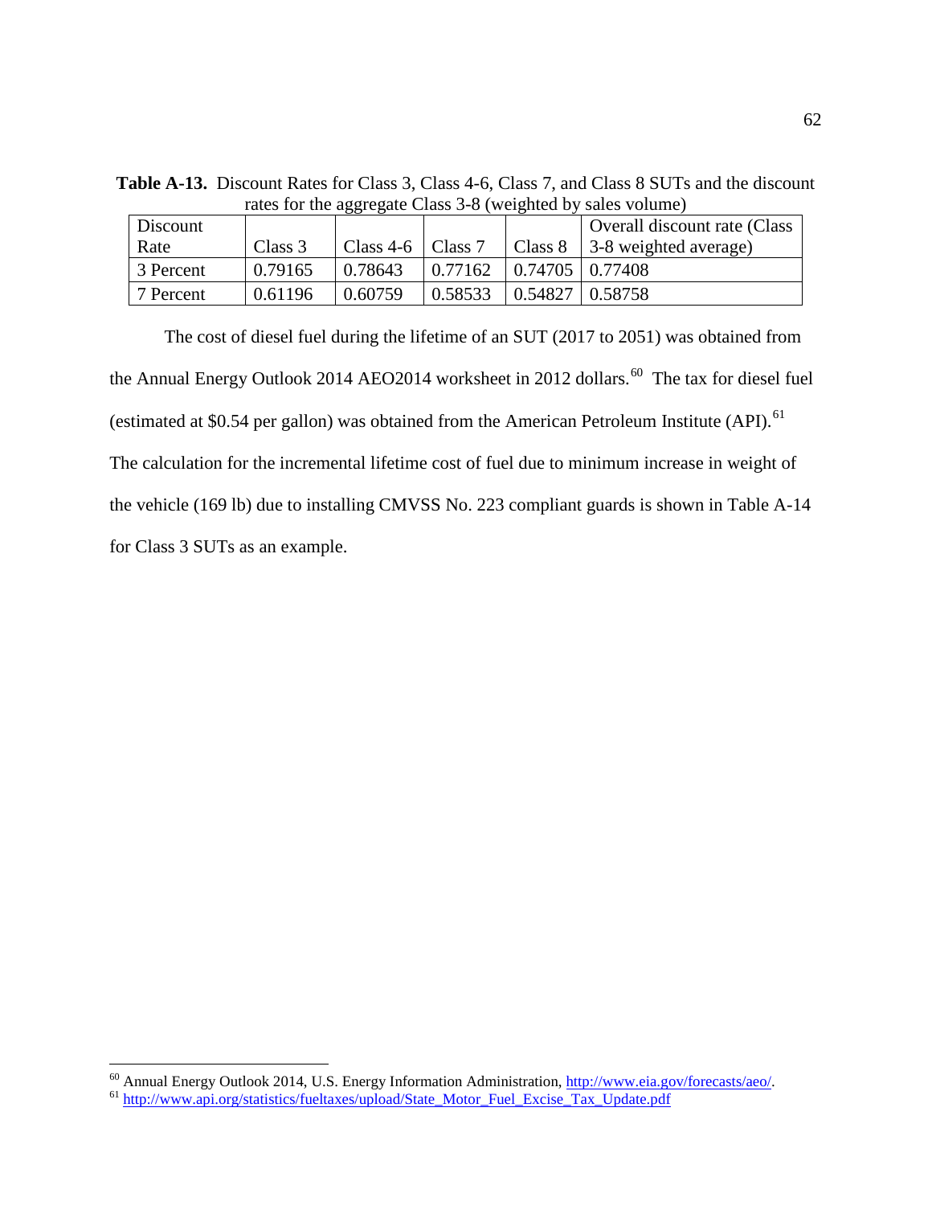**Table A-13.** Discount Rates for Class 3, Class 4-6, Class 7, and Class 8 SUTs and the discount rates for the aggregate Class 3-8 (weighted by sales volume)

| Discount Rate | Class 3 | Class 4-6 | Class 7 | Class 8 | Overall discount rate (Class 3-8 weighted average) |
|---|---|---|---|---|---|
| 3 Percent | 0.79165 | 0.78643 | 0.77162 | 0.74705 | 0.77408 |
| 7 Percent | 0.61196 | 0.60759 | 0.58533 | 0.54827 | 0.58758 |

The cost of diesel fuel during the lifetime of an SUT (2017 to 2051) was obtained from the Annual Energy Outlook 2014 AEO2014 worksheet in 2012 dollars.[60] The tax for diesel fuel (estimated at $0.54 per gallon) was obtained from the American Petroleum Institute (API).[61] The calculation for the incremental lifetime cost of fuel due to minimum increase in weight of the vehicle (169 lb) due to installing CMVSS No. 223 compliant guards is shown in Table A-14 for Class 3 SUTs as an example.

[60] Annual Energy Outlook 2014, U.S. Energy Information Administration, http://www.eia.gov/forecasts/aeo/.

[61] http://www.api.org/statistics/fueltaxes/upload/State_Motor_Fuel_Excise_Tax_Update.pdf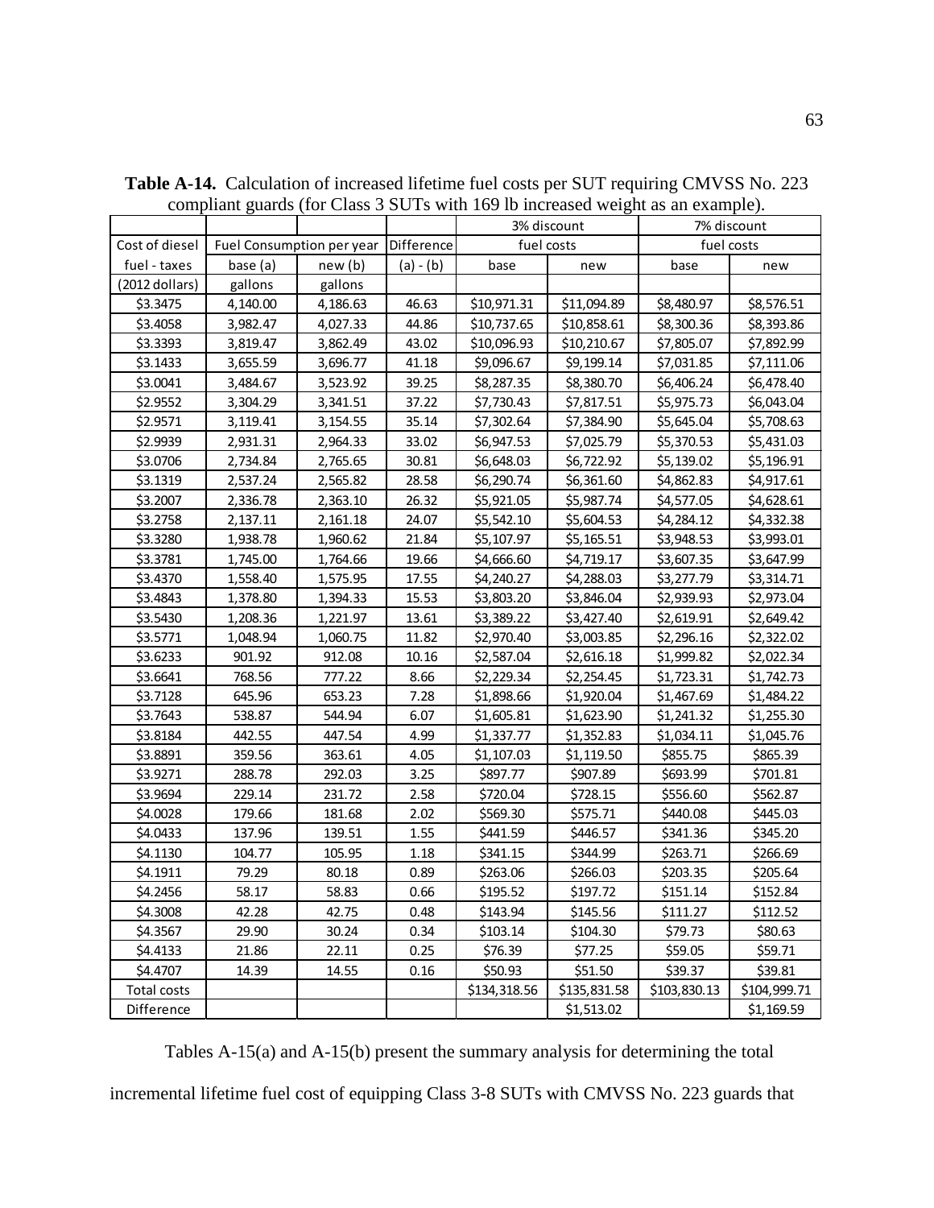**Table A-14.** Calculation of increased lifetime fuel costs per SUT requiring CMVSS No. 223 compliant guards (for Class 3 SUTs with 169 lb increased weight as an example).

| | | | | 3% discount | | 7% discount | |
|---|---|---|---|---|---|---|---|
| Cost of diesel | Fuel Consumption per year | | Difference | fuel costs | | fuel costs | |
| fuel - taxes | base (a) | new (b) | (a) - (b) | base | new | base | new |
| (2012 dollars) | gallons | gallons | | | | | |
| $3.3475 | 4,140.00 | 4,186.63 | 46.63 | $10,971.31 | $11,094.89 | $8,480.97 | $8,576.51 |
| $3.4058 | 3,982.47 | 4,027.33 | 44.86 | $10,737.65 | $10,858.61 | $8,300.36 | $8,393.86 |
| $3.3393 | 3,819.47 | 3,862.49 | 43.02 | $10,096.93 | $10,210.67 | $7,805.07 | $7,892.99 |
| $3.1433 | 3,655.59 | 3,696.77 | 41.18 | $9,096.67 | $9,199.14 | $7,031.85 | $7,111.06 |
| $3.0041 | 3,484.67 | 3,523.92 | 39.25 | $8,287.35 | $8,380.70 | $6,406.24 | $6,478.40 |
| $2.9552 | 3,304.29 | 3,341.51 | 37.22 | $7,730.43 | $7,817.51 | $5,975.73 | $6,043.04 |
| $2.9571 | 3,119.41 | 3,154.55 | 35.14 | $7,302.64 | $7,384.90 | $5,645.04 | $5,708.63 |
| $2.9939 | 2,931.31 | 2,964.33 | 33.02 | $6,947.53 | $7,025.79 | $5,370.53 | $5,431.03 |
| $3.0706 | 2,734.84 | 2,765.65 | 30.81 | $6,648.03 | $6,722.92 | $5,139.02 | $5,196.91 |
| $3.1319 | 2,537.24 | 2,565.82 | 28.58 | $6,290.74 | $6,361.60 | $4,862.83 | $4,917.61 |
| $3.2007 | 2,336.78 | 2,363.10 | 26.32 | $5,921.05 | $5,987.74 | $4,577.05 | $4,628.61 |
| $3.2758 | 2,137.11 | 2,161.18 | 24.07 | $5,542.10 | $5,604.53 | $4,284.12 | $4,332.38 |
| $3.3280 | 1,938.78 | 1,960.62 | 21.84 | $5,107.97 | $5,165.51 | $3,948.53 | $3,993.01 |
| $3.3781 | 1,745.00 | 1,764.66 | 19.66 | $4,666.60 | $4,719.17 | $3,607.35 | $3,647.99 |
| $3.4370 | 1,558.40 | 1,575.95 | 17.55 | $4,240.27 | $4,288.03 | $3,277.79 | $3,314.71 |
| $3.4843 | 1,378.80 | 1,394.33 | 15.53 | $3,803.20 | $3,846.04 | $2,939.93 | $2,973.04 |
| $3.5430 | 1,208.36 | 1,221.97 | 13.61 | $3,389.22 | $3,427.40 | $2,619.91 | $2,649.42 |
| $3.5771 | 1,048.94 | 1,060.75 | 11.82 | $2,970.40 | $3,003.85 | $2,296.16 | $2,322.02 |
| $3.6233 | 901.92 | 912.08 | 10.16 | $2,587.04 | $2,616.18 | $1,999.82 | $2,022.34 |
| $3.6641 | 768.56 | 777.22 | 8.66 | $2,229.34 | $2,254.45 | $1,723.31 | $1,742.73 |
| $3.7128 | 645.96 | 653.23 | 7.28 | $1,898.66 | $1,920.04 | $1,467.69 | $1,484.22 |
| $3.7643 | 538.87 | 544.94 | 6.07 | $1,605.81 | $1,623.90 | $1,241.32 | $1,255.30 |
| $3.8184 | 442.55 | 447.54 | 4.99 | $1,337.77 | $1,352.83 | $1,034.11 | $1,045.76 |
| $3.8891 | 359.56 | 363.61 | 4.05 | $1,107.03 | $1,119.50 | $855.75 | $865.39 |
| $3.9271 | 288.78 | 292.03 | 3.25 | $897.77 | $907.89 | $693.99 | $701.81 |
| $3.9694 | 229.14 | 231.72 | 2.58 | $720.04 | $728.15 | $556.60 | $562.87 |
| $4.0028 | 179.66 | 181.68 | 2.02 | $569.30 | $575.71 | $440.08 | $445.03 |
| $4.0433 | 137.96 | 139.51 | 1.55 | $441.59 | $446.57 | $341.36 | $345.20 |
| $4.1130 | 104.77 | 105.95 | 1.18 | $341.15 | $344.99 | $263.71 | $266.69 |
| $4.1911 | 79.29 | 80.18 | 0.89 | $263.06 | $266.03 | $203.35 | $205.64 |
| $4.2456 | 58.17 | 58.83 | 0.66 | $195.52 | $197.72 | $151.14 | $152.84 |
| $4.3008 | 42.28 | 42.75 | 0.48 | $143.94 | $145.56 | $111.27 | $112.52 |
| $4.3567 | 29.90 | 30.24 | 0.34 | $103.14 | $104.30 | $79.73 | $80.63 |
| $4.4133 | 21.86 | 22.11 | 0.25 | $76.39 | $77.25 | $59.05 | $59.71 |
| $4.4707 | 14.39 | 14.55 | 0.16 | $50.93 | $51.50 | $39.37 | $39.81 |
| Total costs | | | | $134,318.56 | $135,831.58 | $103,830.13 | $104,999.71 |
| Difference | | | | | $1,513.02 | | $1,169.59 |

Tables A-15(a) and A-15(b) present the summary analysis for determining the total incremental lifetime fuel cost of equipping Class 3-8 SUTs with CMVSS No. 223 guards that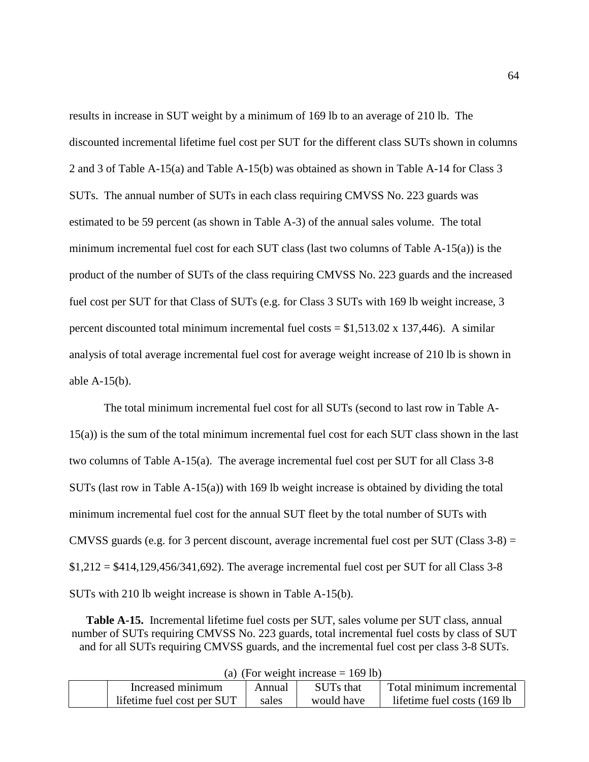results in increase in SUT weight by a minimum of 169 lb to an average of 210 lb. The discounted incremental lifetime fuel cost per SUT for the different class SUTs shown in columns 2 and 3 of Table A-15(a) and Table A-15(b) was obtained as shown in Table A-14 for Class 3 SUTs. The annual number of SUTs in each class requiring CMVSS No. 223 guards was estimated to be 59 percent (as shown in Table A-3) of the annual sales volume. The total minimum incremental fuel cost for each SUT class (last two columns of Table A-15(a)) is the product of the number of SUTs of the class requiring CMVSS No. 223 guards and the increased fuel cost per SUT for that Class of SUTs (e.g. for Class 3 SUTs with 169 lb weight increase, 3 percent discounted total minimum incremental fuel costs = \$1,513.02 x 137,446). A similar analysis of total average incremental fuel cost for average weight increase of 210 lb is shown in able A-15(b).

The total minimum incremental fuel cost for all SUTs (second to last row in Table A-15(a)) is the sum of the total minimum incremental fuel cost for each SUT class shown in the last two columns of Table A-15(a). The average incremental fuel cost per SUT for all Class 3-8 SUTs (last row in Table A-15(a)) with 169 lb weight increase is obtained by dividing the total minimum incremental fuel cost for the annual SUT fleet by the total number of SUTs with CMVSS guards (e.g. for 3 percent discount, average incremental fuel cost per SUT (Class 3-8) = \$1,212 = \$414,129,456/341,692). The average incremental fuel cost per SUT for all Class 3-8 SUTs with 210 lb weight increase is shown in Table A-15(b).

**Table A-15.** Incremental lifetime fuel costs per SUT, sales volume per SUT class, annual number of SUTs requiring CMVSS No. 223 guards, total incremental fuel costs by class of SUT and for all SUTs requiring CMVSS guards, and the incremental fuel cost per class 3-8 SUTs.

(a) (For weight increase = 169 lb)

| | Increased minimum lifetime fuel cost per SUT | Annual sales | SUTs that would have | Total minimum incremental lifetime fuel costs (169 lb |
|---|---|---|---|---|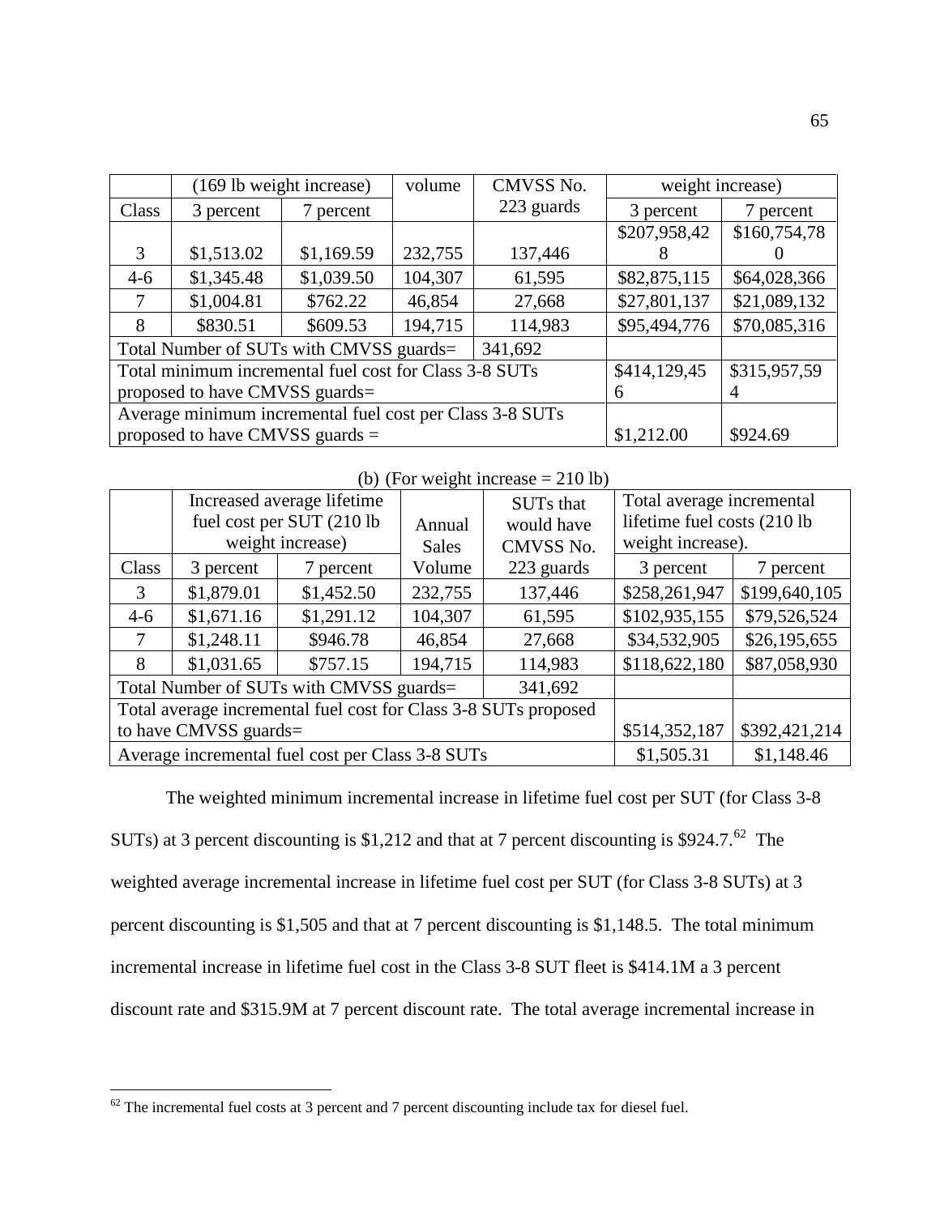| | (169 lb weight increase) | | volume | CMVSS No. 223 guards | weight increase) | |
|---|---|---|---|---|---|---|
| Class | 3 percent | 7 percent | | | 3 percent | 7 percent |
| 3 | $1,513.02 | $1,169.59 | 232,755 | 137,446 | $207,958,428 | $160,754,780 |
| 4-6 | $1,345.48 | $1,039.50 | 104,307 | 61,595 | $82,875,115 | $64,028,366 |
| 7 | $1,004.81 | $762.22 | 46,854 | 27,668 | $27,801,137 | $21,089,132 |
| 8 | $830.51 | $609.53 | 194,715 | 114,983 | $95,494,776 | $70,085,316 |
| Total Number of SUTs with CMVSS guards= | | | | 341,692 | | |
| Total minimum incremental fuel cost for Class 3-8 SUTs proposed to have CMVSS guards= | | | | | $414,129,456 | $315,957,594 |
| Average minimum incremental fuel cost per Class 3-8 SUTs proposed to have CMVSS guards = | | | | | $1,212.00 | $924.69 |

(b) (For weight increase = 210 lb)

| | Increased average lifetime fuel cost per SUT (210 lb weight increase) | | Annual Sales Volume | SUTs that would have CMVSS No. 223 guards | Total average incremental lifetime fuel costs (210 lb weight increase). | |
|---|---|---|---|---|---|---|
| Class | 3 percent | 7 percent | | | 3 percent | 7 percent |
| 3 | $1,879.01 | $1,452.50 | 232,755 | 137,446 | $258,261,947 | $199,640,105 |
| 4-6 | $1,671.16 | $1,291.12 | 104,307 | 61,595 | $102,935,155 | $79,526,524 |
| 7 | $1,248.11 | $946.78 | 46,854 | 27,668 | $34,532,905 | $26,195,655 |
| 8 | $1,031.65 | $757.15 | 194,715 | 114,983 | $118,622,180 | $87,058,930 |
| Total Number of SUTs with CMVSS guards= | | | | 341,692 | | |
| Total average incremental fuel cost for Class 3-8 SUTs proposed to have CMVSS guards= | | | | | $514,352,187 | $392,421,214 |
| Average incremental fuel cost per Class 3-8 SUTs | | | | | $1,505.31 | $1,148.46 |

The weighted minimum incremental increase in lifetime fuel cost per SUT (for Class 3-8 SUTs) at 3 percent discounting is $1,212 and that at 7 percent discounting is $924.7.[62] The weighted average incremental increase in lifetime fuel cost per SUT (for Class 3-8 SUTs) at 3 percent discounting is $1,505 and that at 7 percent discounting is $1,148.5. The total minimum incremental increase in lifetime fuel cost in the Class 3-8 SUT fleet is $414.1M a 3 percent discount rate and $315.9M at 7 percent discount rate. The total average incremental increase in

[62] The incremental fuel costs at 3 percent and 7 percent discounting include tax for diesel fuel.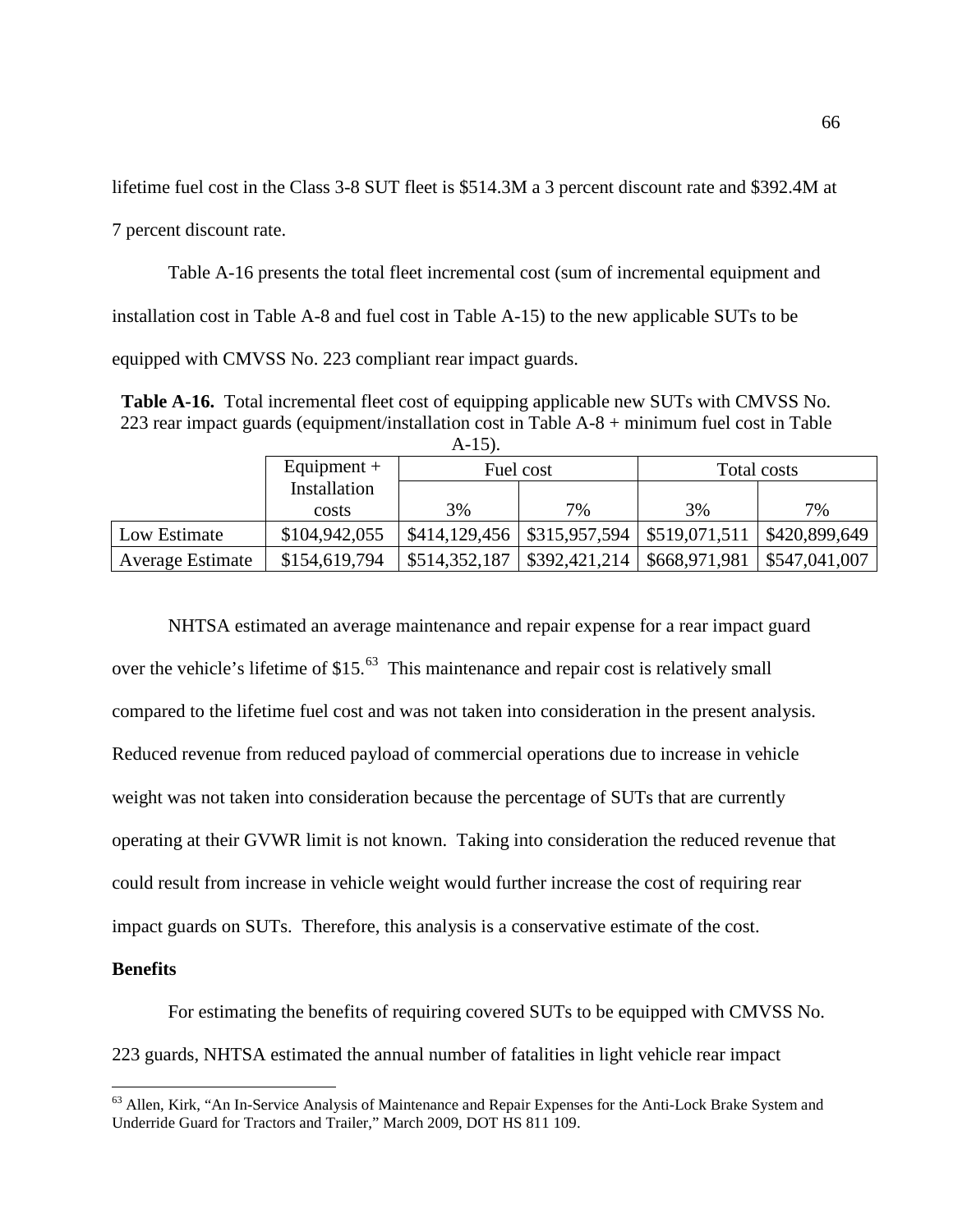lifetime fuel cost in the Class 3-8 SUT fleet is \$514.3M a 3 percent discount rate and \$392.4M at 7 percent discount rate.

Table A-16 presents the total fleet incremental cost (sum of incremental equipment and installation cost in Table A-8 and fuel cost in Table A-15) to the new applicable SUTs to be equipped with CMVSS No. 223 compliant rear impact guards.

**Table A-16.** Total incremental fleet cost of equipping applicable new SUTs with CMVSS No. 223 rear impact guards (equipment/installation cost in Table A-8 + minimum fuel cost in Table A-15).

| | Equipment + Installation costs | Fuel cost | | Total costs | |
|---|---|---|---|---|---|
| | | 3% | 7% | 3% | 7% |
| Low Estimate | \$104,942,055 | \$414,129,456 | \$315,957,594 | \$519,071,511 | \$420,899,649 |
| Average Estimate | \$154,619,794 | \$514,352,187 | \$392,421,214 | \$668,971,981 | \$547,041,007 |

NHTSA estimated an average maintenance and repair expense for a rear impact guard over the vehicle's lifetime of \$15.[63] This maintenance and repair cost is relatively small compared to the lifetime fuel cost and was not taken into consideration in the present analysis. Reduced revenue from reduced payload of commercial operations due to increase in vehicle weight was not taken into consideration because the percentage of SUTs that are currently operating at their GVWR limit is not known. Taking into consideration the reduced revenue that could result from increase in vehicle weight would further increase the cost of requiring rear impact guards on SUTs. Therefore, this analysis is a conservative estimate of the cost.

**Benefits**

For estimating the benefits of requiring covered SUTs to be equipped with CMVSS No. 223 guards, NHTSA estimated the annual number of fatalities in light vehicle rear impact

[63] Allen, Kirk, "An In-Service Analysis of Maintenance and Repair Expenses for the Anti-Lock Brake System and Underride Guard for Tractors and Trailer," March 2009, DOT HS 811 109.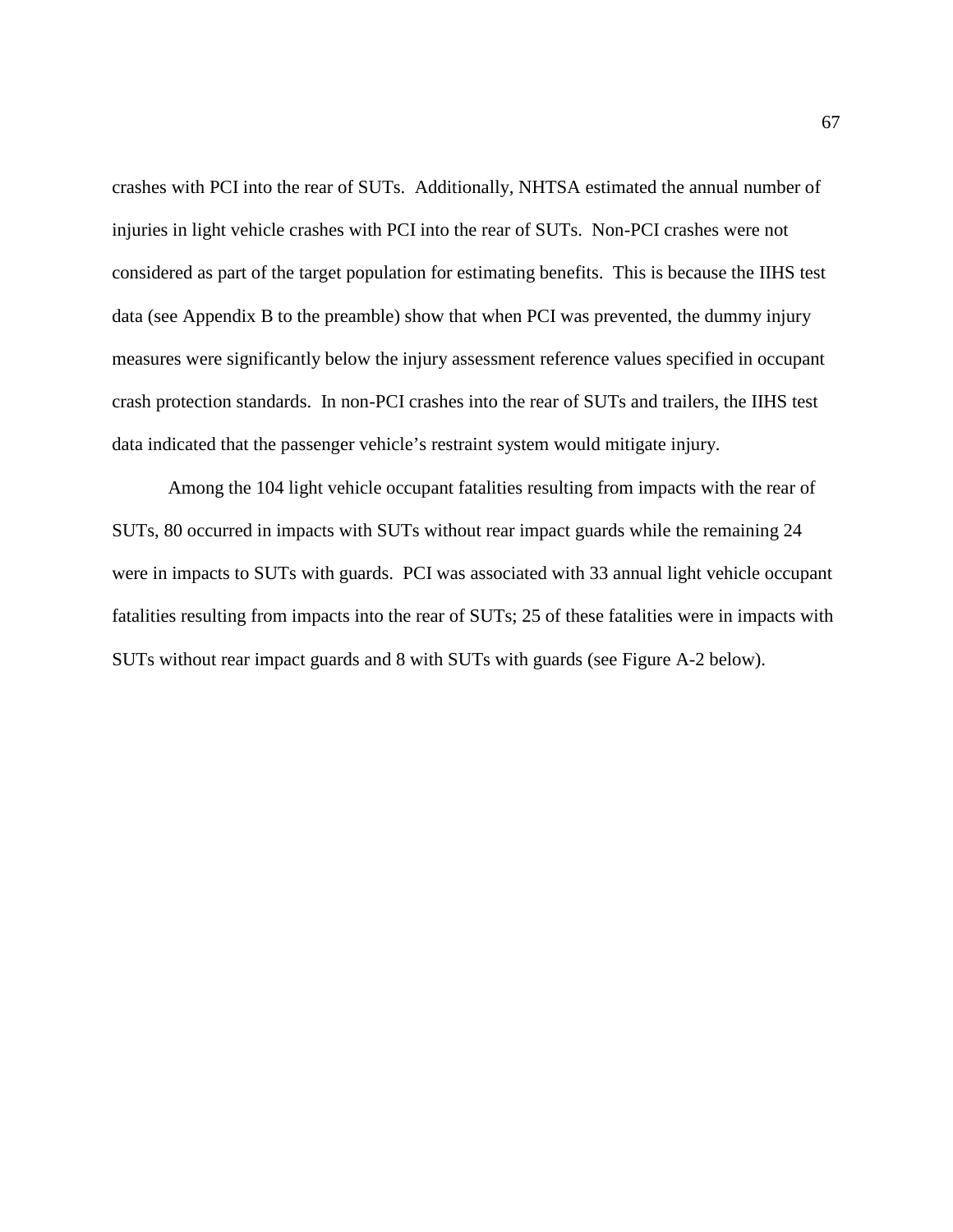crashes with PCI into the rear of SUTs. Additionally, NHTSA estimated the annual number of injuries in light vehicle crashes with PCI into the rear of SUTs. Non-PCI crashes were not considered as part of the target population for estimating benefits. This is because the IIHS test data (see Appendix B to the preamble) show that when PCI was prevented, the dummy injury measures were significantly below the injury assessment reference values specified in occupant crash protection standards. In non-PCI crashes into the rear of SUTs and trailers, the IIHS test data indicated that the passenger vehicle's restraint system would mitigate injury.

Among the 104 light vehicle occupant fatalities resulting from impacts with the rear of SUTs, 80 occurred in impacts with SUTs without rear impact guards while the remaining 24 were in impacts to SUTs with guards. PCI was associated with 33 annual light vehicle occupant fatalities resulting from impacts into the rear of SUTs; 25 of these fatalities were in impacts with SUTs without rear impact guards and 8 with SUTs with guards (see Figure A-2 below).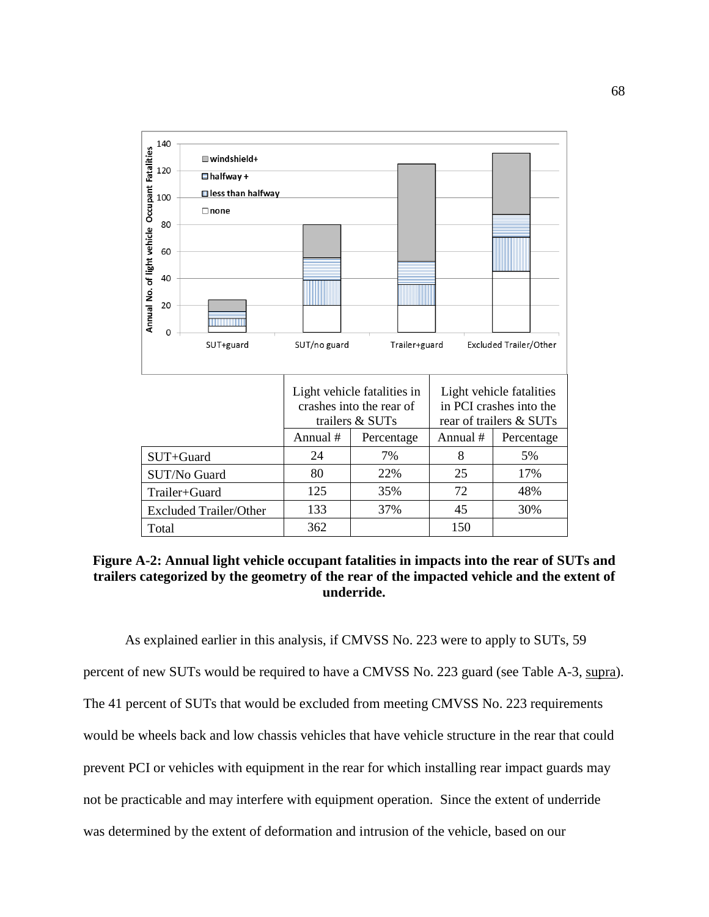| | Light vehicle fatalities in crashes into the rear of trailers & SUTs | | Light vehicle fatalities in PCI crashes into the rear of trailers & SUTs | |
|---|---|---|---|---|
| | Annual # | Percentage | Annual # | Percentage |
| SUT+Guard | 24 | 7% | 8 | 5% |
| SUT/No Guard | 80 | 22% | 25 | 17% |
| Trailer+Guard | 125 | 35% | 72 | 48% |
| Excluded Trailer/Other | 133 | 37% | 45 | 30% |
| Total | 362 | | 150 | |

**Figure A-2: Annual light vehicle occupant fatalities in impacts into the rear of SUTs and trailers categorized by the geometry of the rear of the impacted vehicle and the extent of underride.**

As explained earlier in this analysis, if CMVSS No. 223 were to apply to SUTs, 59 percent of new SUTs would be required to have a CMVSS No. 223 guard (see Table A-3, supra). The 41 percent of SUTs that would be excluded from meeting CMVSS No. 223 requirements would be wheels back and low chassis vehicles that have vehicle structure in the rear that could prevent PCI or vehicles with equipment in the rear for which installing rear impact guards may not be practicable and may interfere with equipment operation. Since the extent of underride was determined by the extent of deformation and intrusion of the vehicle, based on our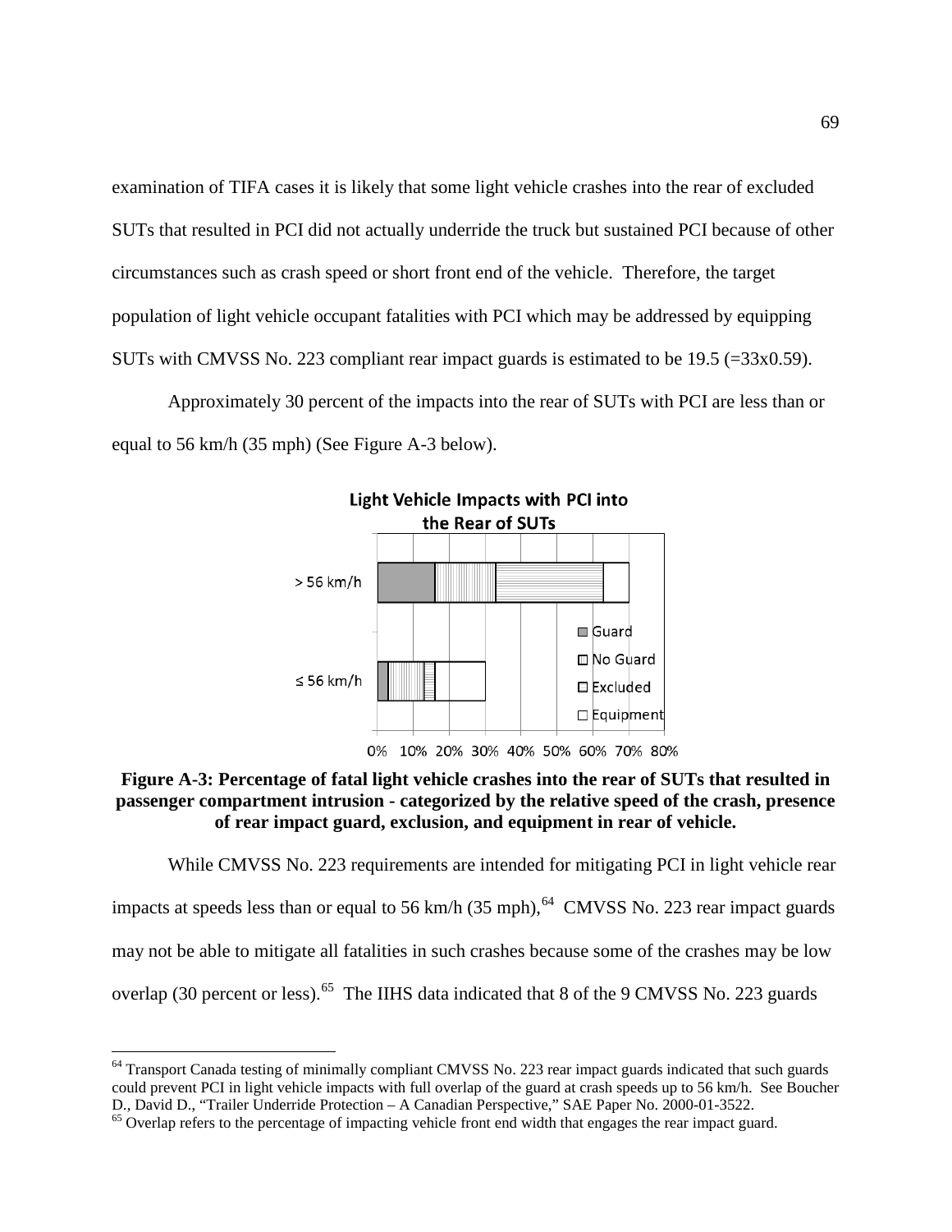examination of TIFA cases it is likely that some light vehicle crashes into the rear of excluded SUTs that resulted in PCI did not actually underride the truck but sustained PCI because of other circumstances such as crash speed or short front end of the vehicle. Therefore, the target population of light vehicle occupant fatalities with PCI which may be addressed by equipping SUTs with CMVSS No. 223 compliant rear impact guards is estimated to be 19.5 (=33x0.59).

Approximately 30 percent of the impacts into the rear of SUTs with PCI are less than or equal to 56 km/h (35 mph) (See Figure A-3 below).

**Light Vehicle Impacts with PCI into the Rear of SUTs**

**Figure A-3: Percentage of fatal light vehicle crashes into the rear of SUTs that resulted in passenger compartment intrusion - categorized by the relative speed of the crash, presence of rear impact guard, exclusion, and equipment in rear of vehicle.**

While CMVSS No. 223 requirements are intended for mitigating PCI in light vehicle rear impacts at speeds less than or equal to 56 km/h (35 mph),[64] CMVSS No. 223 rear impact guards may not be able to mitigate all fatalities in such crashes because some of the crashes may be low overlap (30 percent or less).[65] The IIHS data indicated that 8 of the 9 CMVSS No. 223 guards

---

[64] Transport Canada testing of minimally compliant CMVSS No. 223 rear impact guards indicated that such guards could prevent PCI in light vehicle impacts with full overlap of the guard at crash speeds up to 56 km/h. See Boucher D., David D., "Trailer Underride Protection – A Canadian Perspective," SAE Paper No. 2000-01-3522.

[65] Overlap refers to the percentage of impacting vehicle front end width that engages the rear impact guard.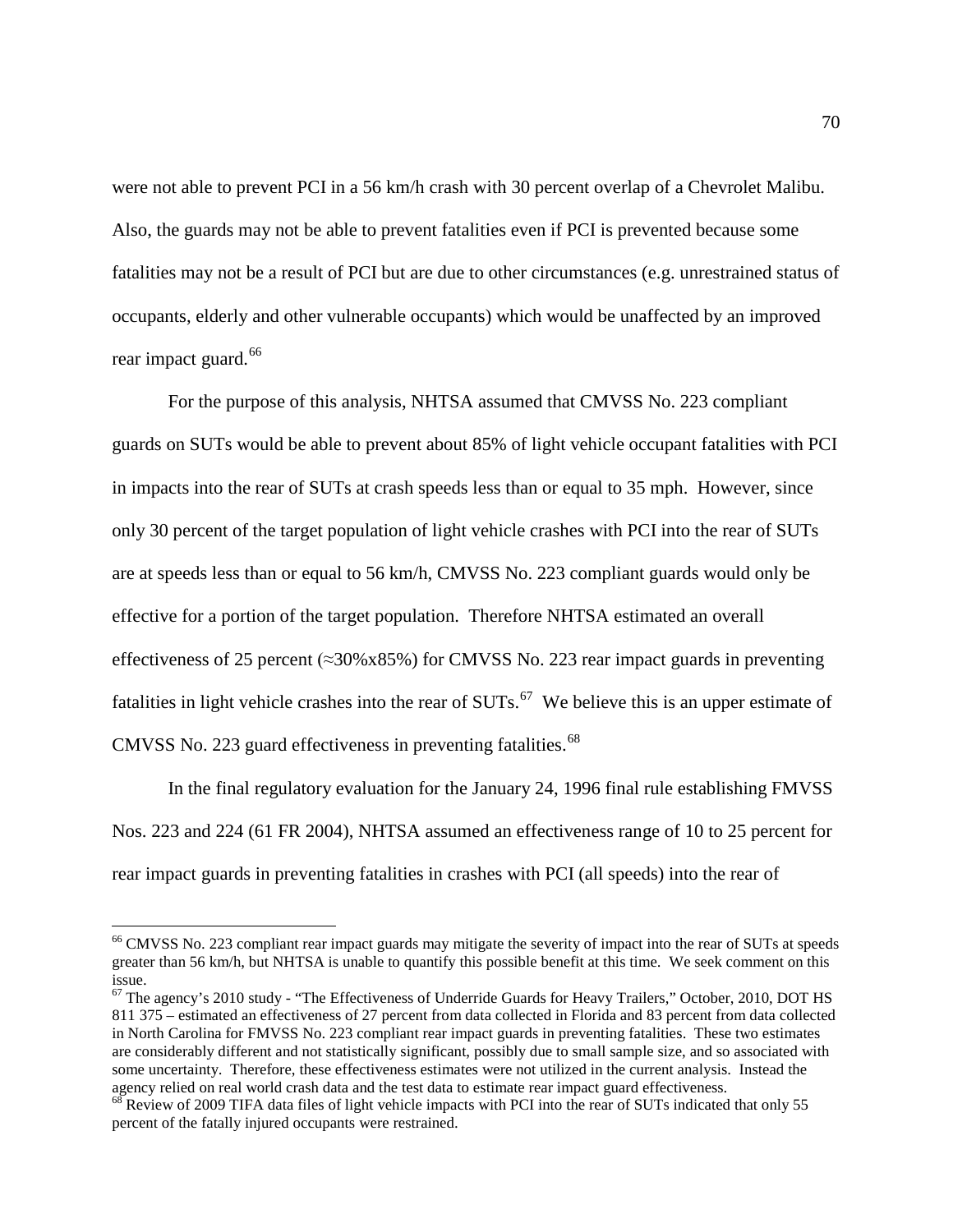were not able to prevent PCI in a 56 km/h crash with 30 percent overlap of a Chevrolet Malibu. Also, the guards may not be able to prevent fatalities even if PCI is prevented because some fatalities may not be a result of PCI but are due to other circumstances (e.g. unrestrained status of occupants, elderly and other vulnerable occupants) which would be unaffected by an improved rear impact guard.[66]

For the purpose of this analysis, NHTSA assumed that CMVSS No. 223 compliant guards on SUTs would be able to prevent about 85% of light vehicle occupant fatalities with PCI in impacts into the rear of SUTs at crash speeds less than or equal to 35 mph. However, since only 30 percent of the target population of light vehicle crashes with PCI into the rear of SUTs are at speeds less than or equal to 56 km/h, CMVSS No. 223 compliant guards would only be effective for a portion of the target population. Therefore NHTSA estimated an overall effectiveness of 25 percent (≈30%x85%) for CMVSS No. 223 rear impact guards in preventing fatalities in light vehicle crashes into the rear of SUTs.[67] We believe this is an upper estimate of CMVSS No. 223 guard effectiveness in preventing fatalities.[68]

In the final regulatory evaluation for the January 24, 1996 final rule establishing FMVSS Nos. 223 and 224 (61 FR 2004), NHTSA assumed an effectiveness range of 10 to 25 percent for rear impact guards in preventing fatalities in crashes with PCI (all speeds) into the rear of

---

[66] CMVSS No. 223 compliant rear impact guards may mitigate the severity of impact into the rear of SUTs at speeds greater than 56 km/h, but NHTSA is unable to quantify this possible benefit at this time. We seek comment on this issue.

[67] The agency's 2010 study - "The Effectiveness of Underride Guards for Heavy Trailers," October, 2010, DOT HS 811 375 – estimated an effectiveness of 27 percent from data collected in Florida and 83 percent from data collected in North Carolina for FMVSS No. 223 compliant rear impact guards in preventing fatalities. These two estimates are considerably different and not statistically significant, possibly due to small sample size, and so associated with some uncertainty. Therefore, these effectiveness estimates were not utilized in the current analysis. Instead the agency relied on real world crash data and the test data to estimate rear impact guard effectiveness.

[68] Review of 2009 TIFA data files of light vehicle impacts with PCI into the rear of SUTs indicated that only 55 percent of the fatally injured occupants were restrained.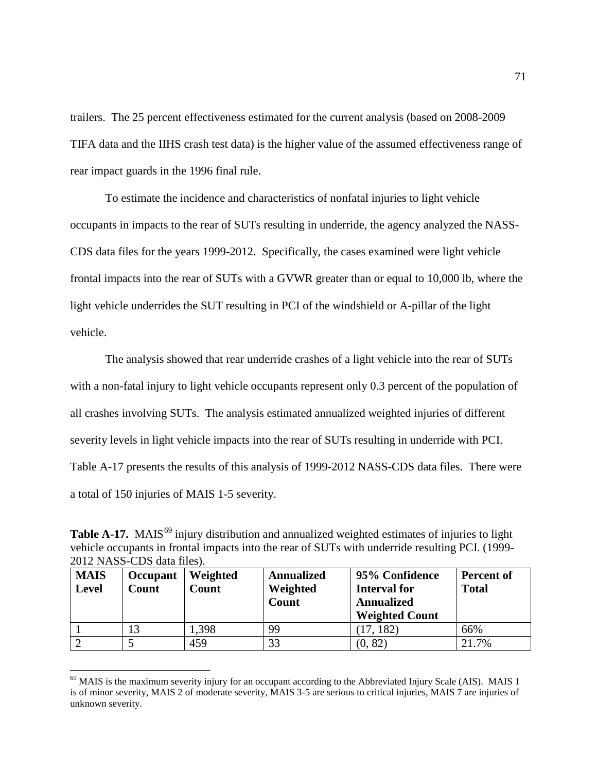trailers. The 25 percent effectiveness estimated for the current analysis (based on 2008-2009 TIFA data and the IIHS crash test data) is the higher value of the assumed effectiveness range of rear impact guards in the 1996 final rule.

To estimate the incidence and characteristics of nonfatal injuries to light vehicle occupants in impacts to the rear of SUTs resulting in underride, the agency analyzed the NASS-CDS data files for the years 1999-2012. Specifically, the cases examined were light vehicle frontal impacts into the rear of SUTs with a GVWR greater than or equal to 10,000 lb, where the light vehicle underrides the SUT resulting in PCI of the windshield or A-pillar of the light vehicle.

The analysis showed that rear underride crashes of a light vehicle into the rear of SUTs with a non-fatal injury to light vehicle occupants represent only 0.3 percent of the population of all crashes involving SUTs. The analysis estimated annualized weighted injuries of different severity levels in light vehicle impacts into the rear of SUTs resulting in underride with PCI. Table A-17 presents the results of this analysis of 1999-2012 NASS-CDS data files. There were a total of 150 injuries of MAIS 1-5 severity.

**Table A-17.** MAIS[69] injury distribution and annualized weighted estimates of injuries to light vehicle occupants in frontal impacts into the rear of SUTs with underride resulting PCI. (1999-2012 NASS-CDS data files).

| MAIS Level | Occupant Count | Weighted Count | Annualized Weighted Count | 95% Confidence Interval for Annualized Weighted Count | Percent of Total |
|---|---|---|---|---|---|
| 1 | 13 | 1,398 | 99 | (17, 182) | 66% |
| 2 | 5 | 459 | 33 | (0, 82) | 21.7% |

[69] MAIS is the maximum severity injury for an occupant according to the Abbreviated Injury Scale (AIS). MAIS 1 is of minor severity, MAIS 2 of moderate severity, MAIS 3-5 are serious to critical injuries, MAIS 7 are injuries of unknown severity.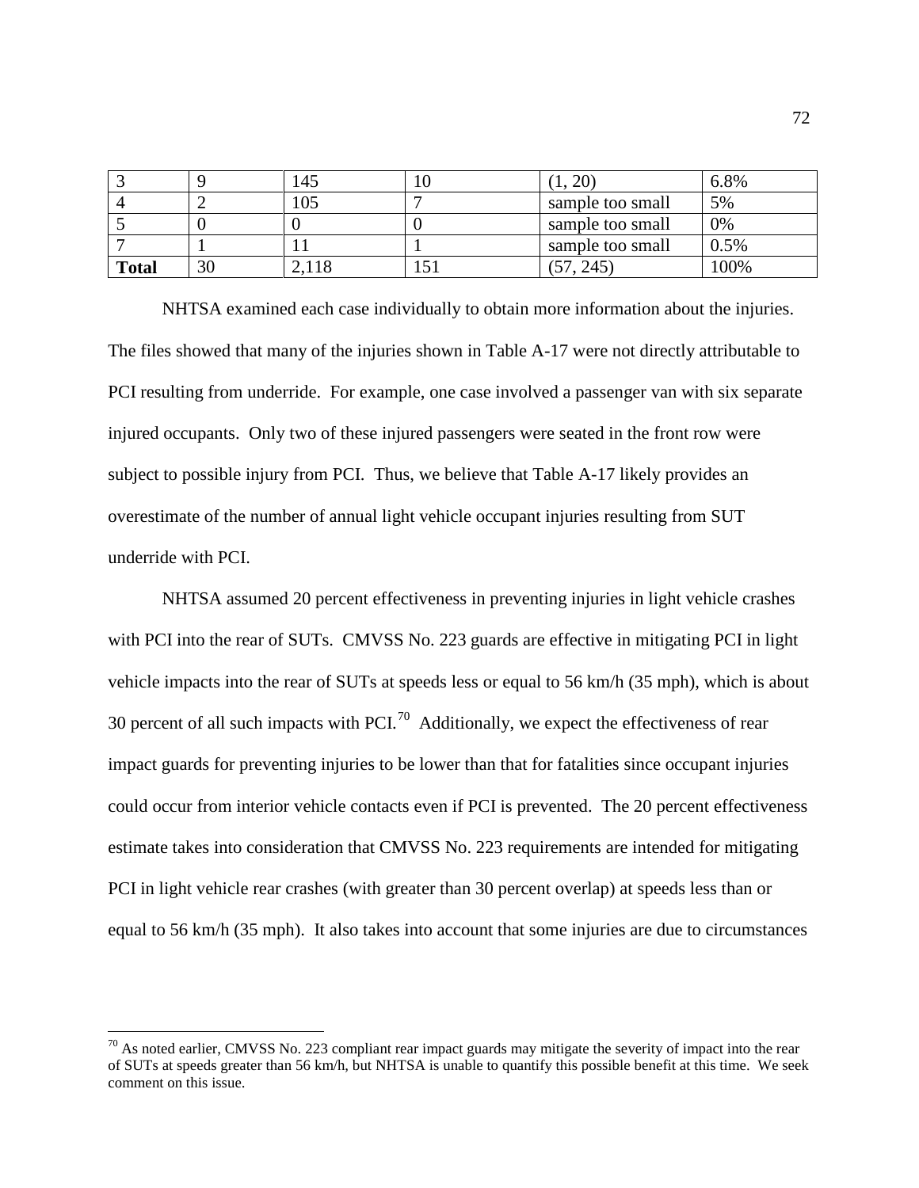| 3 | 9 | 145 | 10 | (1, 20) | 6.8% |
|---|---|---|---|---|---|
| 4 | 2 | 105 | 7 | sample too small | 5% |
| 5 | 0 | 0 | 0 | sample too small | 0% |
| 7 | 1 | 11 | 1 | sample too small | 0.5% |
| **Total** | 30 | 2,118 | 151 | (57, 245) | 100% |

NHTSA examined each case individually to obtain more information about the injuries. The files showed that many of the injuries shown in Table A-17 were not directly attributable to PCI resulting from underride. For example, one case involved a passenger van with six separate injured occupants. Only two of these injured passengers were seated in the front row were subject to possible injury from PCI. Thus, we believe that Table A-17 likely provides an overestimate of the number of annual light vehicle occupant injuries resulting from SUT underride with PCI.

NHTSA assumed 20 percent effectiveness in preventing injuries in light vehicle crashes with PCI into the rear of SUTs. CMVSS No. 223 guards are effective in mitigating PCI in light vehicle impacts into the rear of SUTs at speeds less or equal to 56 km/h (35 mph), which is about 30 percent of all such impacts with PCI.[70] Additionally, we expect the effectiveness of rear impact guards for preventing injuries to be lower than that for fatalities since occupant injuries could occur from interior vehicle contacts even if PCI is prevented. The 20 percent effectiveness estimate takes into consideration that CMVSS No. 223 requirements are intended for mitigating PCI in light vehicle rear crashes (with greater than 30 percent overlap) at speeds less than or equal to 56 km/h (35 mph). It also takes into account that some injuries are due to circumstances

[70] As noted earlier, CMVSS No. 223 compliant rear impact guards may mitigate the severity of impact into the rear of SUTs at speeds greater than 56 km/h, but NHTSA is unable to quantify this possible benefit at this time. We seek comment on this issue.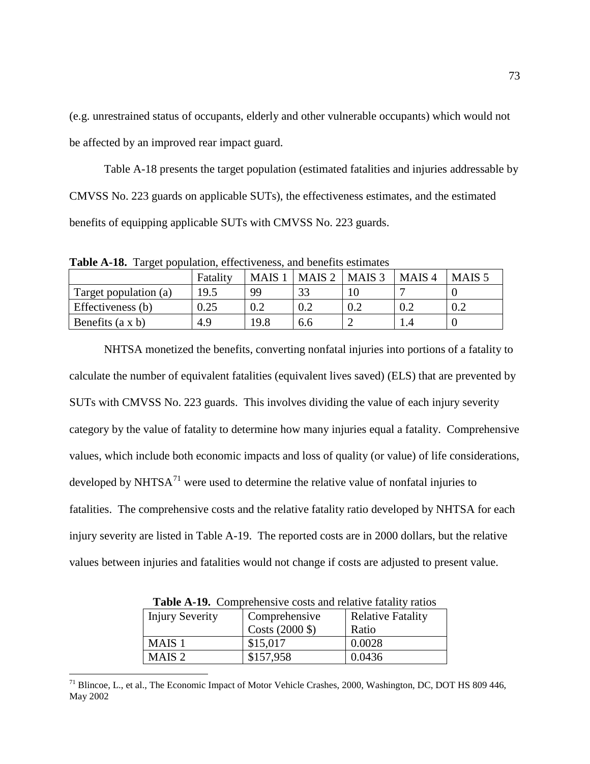(e.g. unrestrained status of occupants, elderly and other vulnerable occupants) which would not be affected by an improved rear impact guard.

Table A-18 presents the target population (estimated fatalities and injuries addressable by CMVSS No. 223 guards on applicable SUTs), the effectiveness estimates, and the estimated benefits of equipping applicable SUTs with CMVSS No. 223 guards.

**Table A-18.** Target population, effectiveness, and benefits estimates

| | Fatality | MAIS 1 | MAIS 2 | MAIS 3 | MAIS 4 | MAIS 5 |
|---|---|---|---|---|---|---|
| Target population (a) | 19.5 | 99 | 33 | 10 | 7 | 0 |
| Effectiveness (b) | 0.25 | 0.2 | 0.2 | 0.2 | 0.2 | 0.2 |
| Benefits (a x b) | 4.9 | 19.8 | 6.6 | 2 | 1.4 | 0 |

NHTSA monetized the benefits, converting nonfatal injuries into portions of a fatality to calculate the number of equivalent fatalities (equivalent lives saved) (ELS) that are prevented by SUTs with CMVSS No. 223 guards. This involves dividing the value of each injury severity category by the value of fatality to determine how many injuries equal a fatality. Comprehensive values, which include both economic impacts and loss of quality (or value) of life considerations, developed by NHTSA[71] were used to determine the relative value of nonfatal injuries to fatalities. The comprehensive costs and the relative fatality ratio developed by NHTSA for each injury severity are listed in Table A-19. The reported costs are in 2000 dollars, but the relative values between injuries and fatalities would not change if costs are adjusted to present value.

**Table A-19.** Comprehensive costs and relative fatality ratios

| Injury Severity | Comprehensive Costs (2000 $) | Relative Fatality Ratio |
|---|---|---|
| MAIS 1 | $15,017 | 0.0028 |
| MAIS 2 | $157,958 | 0.0436 |

[71] Blincoe, L., et al., The Economic Impact of Motor Vehicle Crashes, 2000, Washington, DC, DOT HS 809 446, May 2002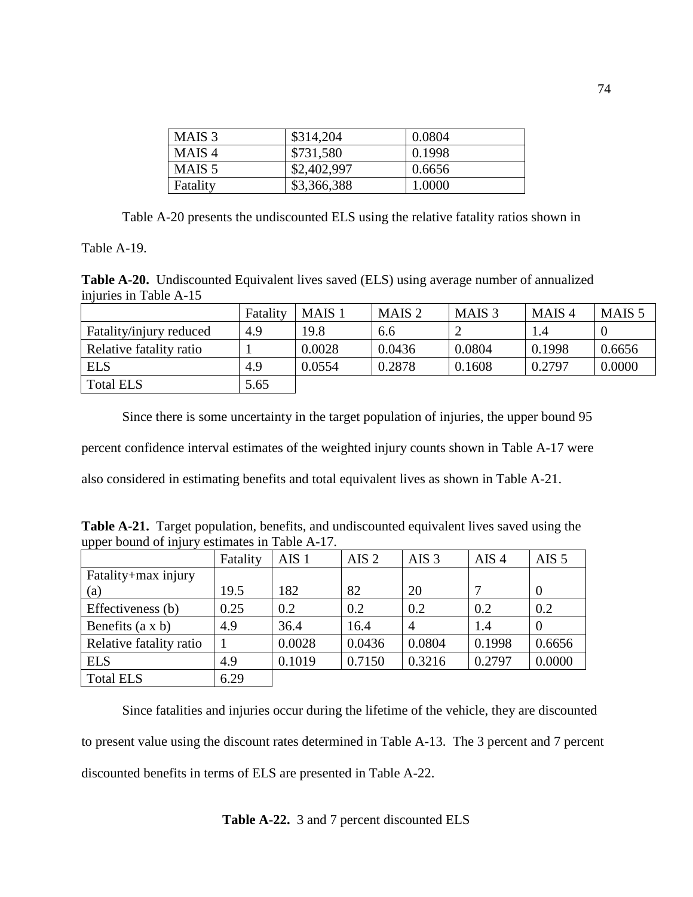| MAIS 3 | $314,204 | 0.0804 |
|---|---|---|
| MAIS 4 | $731,580 | 0.1998 |
| MAIS 5 | $2,402,997 | 0.6656 |
| Fatality | $3,366,388 | 1.0000 |

Table A-20 presents the undiscounted ELS using the relative fatality ratios shown in Table A-19.

**Table A-20.** Undiscounted Equivalent lives saved (ELS) using average number of annualized injuries in Table A-15

| | Fatality | MAIS 1 | MAIS 2 | MAIS 3 | MAIS 4 | MAIS 5 |
|---|---|---|---|---|---|---|
| Fatality/injury reduced | 4.9 | 19.8 | 6.6 | 2 | 1.4 | 0 |
| Relative fatality ratio | 1 | 0.0028 | 0.0436 | 0.0804 | 0.1998 | 0.6656 |
| ELS | 4.9 | 0.0554 | 0.2878 | 0.1608 | 0.2797 | 0.0000 |
| Total ELS | 5.65 | | | | | |

Since there is some uncertainty in the target population of injuries, the upper bound 95 percent confidence interval estimates of the weighted injury counts shown in Table A-17 were also considered in estimating benefits and total equivalent lives as shown in Table A-21.

**Table A-21.** Target population, benefits, and undiscounted equivalent lives saved using the upper bound of injury estimates in Table A-17.

| | Fatality | AIS 1 | AIS 2 | AIS 3 | AIS 4 | AIS 5 |
|---|---|---|---|---|---|---|
| Fatality+max injury (a) | 19.5 | 182 | 82 | 20 | 7 | 0 |
| Effectiveness (b) | 0.25 | 0.2 | 0.2 | 0.2 | 0.2 | 0.2 |
| Benefits (a x b) | 4.9 | 36.4 | 16.4 | 4 | 1.4 | 0 |
| Relative fatality ratio | 1 | 0.0028 | 0.0436 | 0.0804 | 0.1998 | 0.6656 |
| ELS | 4.9 | 0.1019 | 0.7150 | 0.3216 | 0.2797 | 0.0000 |
| Total ELS | 6.29 | | | | | |

Since fatalities and injuries occur during the lifetime of the vehicle, they are discounted to present value using the discount rates determined in Table A-13. The 3 percent and 7 percent discounted benefits in terms of ELS are presented in Table A-22.

**Table A-22.** 3 and 7 percent discounted ELS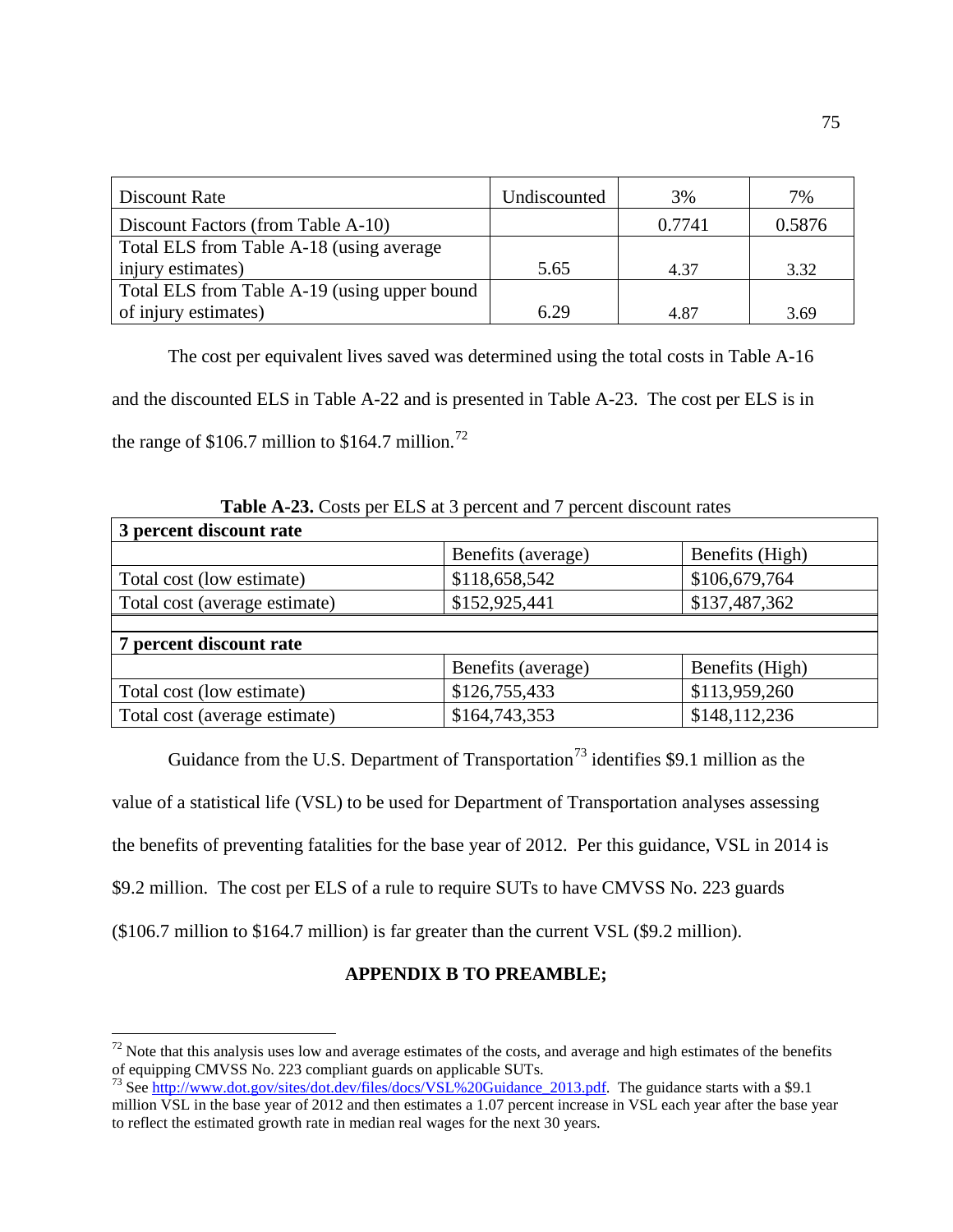| Discount Rate | Undiscounted | 3% | 7% |
|---|---|---|---|
| Discount Factors (from Table A-10) | | 0.7741 | 0.5876 |
| Total ELS from Table A-18 (using average injury estimates) | 5.65 | 4.37 | 3.32 |
| Total ELS from Table A-19 (using upper bound of injury estimates) | 6.29 | 4.87 | 3.69 |

The cost per equivalent lives saved was determined using the total costs in Table A-16 and the discounted ELS in Table A-22 and is presented in Table A-23. The cost per ELS is in the range of $106.7 million to $164.7 million.[72]

**Table A-23.** Costs per ELS at 3 percent and 7 percent discount rates

| **3 percent discount rate** | | |
|---|---|---|
| | Benefits (average) | Benefits (High) |
| Total cost (low estimate) | $118,658,542 | $106,679,764 |
| Total cost (average estimate) | $152,925,441 | $137,487,362 |
| | | |
| **7 percent discount rate** | | |
| | Benefits (average) | Benefits (High) |
| Total cost (low estimate) | $126,755,433 | $113,959,260 |
| Total cost (average estimate) | $164,743,353 | $148,112,236 |

Guidance from the U.S. Department of Transportation[73] identifies $9.1 million as the value of a statistical life (VSL) to be used for Department of Transportation analyses assessing the benefits of preventing fatalities for the base year of 2012. Per this guidance, VSL in 2014 is $9.2 million. The cost per ELS of a rule to require SUTs to have CMVSS No. 223 guards ($106.7 million to $164.7 million) is far greater than the current VSL ($9.2 million).

**APPENDIX B TO PREAMBLE;**

[72] Note that this analysis uses low and average estimates of the costs, and average and high estimates of the benefits of equipping CMVSS No. 223 compliant guards on applicable SUTs.

[73] See http://www.dot.gov/sites/dot.dev/files/docs/VSL%20Guidance_2013.pdf. The guidance starts with a $9.1 million VSL in the base year of 2012 and then estimates a 1.07 percent increase in VSL each year after the base year to reflect the estimated growth rate in median real wages for the next 30 years.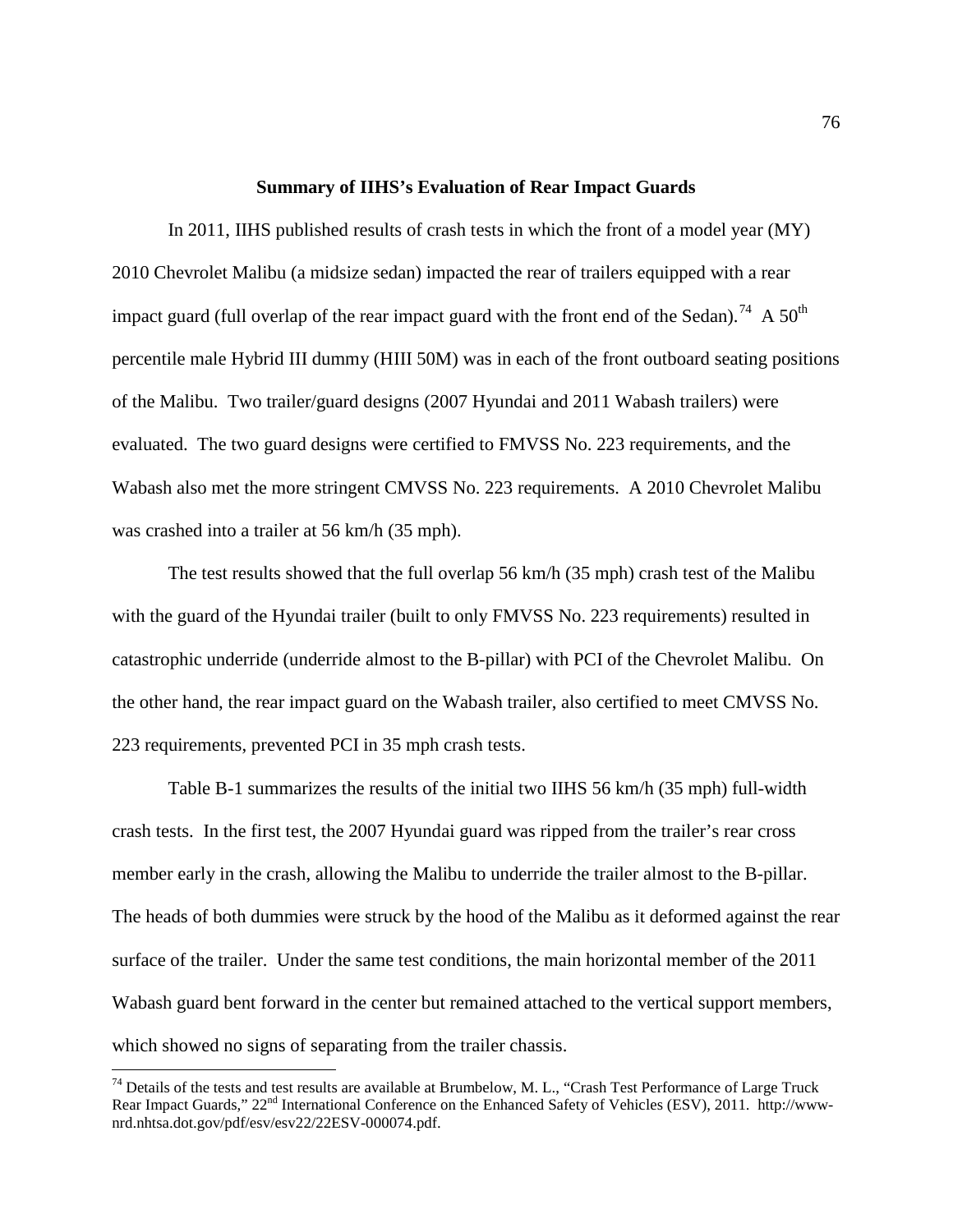### Summary of IIHS's Evaluation of Rear Impact Guards

In 2011, IIHS published results of crash tests in which the front of a model year (MY) 2010 Chevrolet Malibu (a midsize sedan) impacted the rear of trailers equipped with a rear impact guard (full overlap of the rear impact guard with the front end of the Sedan).[74] A 50th percentile male Hybrid III dummy (HIII 50M) was in each of the front outboard seating positions of the Malibu. Two trailer/guard designs (2007 Hyundai and 2011 Wabash trailers) were evaluated. The two guard designs were certified to FMVSS No. 223 requirements, and the Wabash also met the more stringent CMVSS No. 223 requirements. A 2010 Chevrolet Malibu was crashed into a trailer at 56 km/h (35 mph).

The test results showed that the full overlap 56 km/h (35 mph) crash test of the Malibu with the guard of the Hyundai trailer (built to only FMVSS No. 223 requirements) resulted in catastrophic underride (underride almost to the B-pillar) with PCI of the Chevrolet Malibu. On the other hand, the rear impact guard on the Wabash trailer, also certified to meet CMVSS No. 223 requirements, prevented PCI in 35 mph crash tests.

Table B-1 summarizes the results of the initial two IIHS 56 km/h (35 mph) full-width crash tests. In the first test, the 2007 Hyundai guard was ripped from the trailer's rear cross member early in the crash, allowing the Malibu to underride the trailer almost to the B-pillar. The heads of both dummies were struck by the hood of the Malibu as it deformed against the rear surface of the trailer. Under the same test conditions, the main horizontal member of the 2011 Wabash guard bent forward in the center but remained attached to the vertical support members, which showed no signs of separating from the trailer chassis.

---

[74] Details of the tests and test results are available at Brumbelow, M. L., "Crash Test Performance of Large Truck Rear Impact Guards," 22nd International Conference on the Enhanced Safety of Vehicles (ESV), 2011. http://www-nrd.nhtsa.dot.gov/pdf/esv/esv22/22ESV-000074.pdf.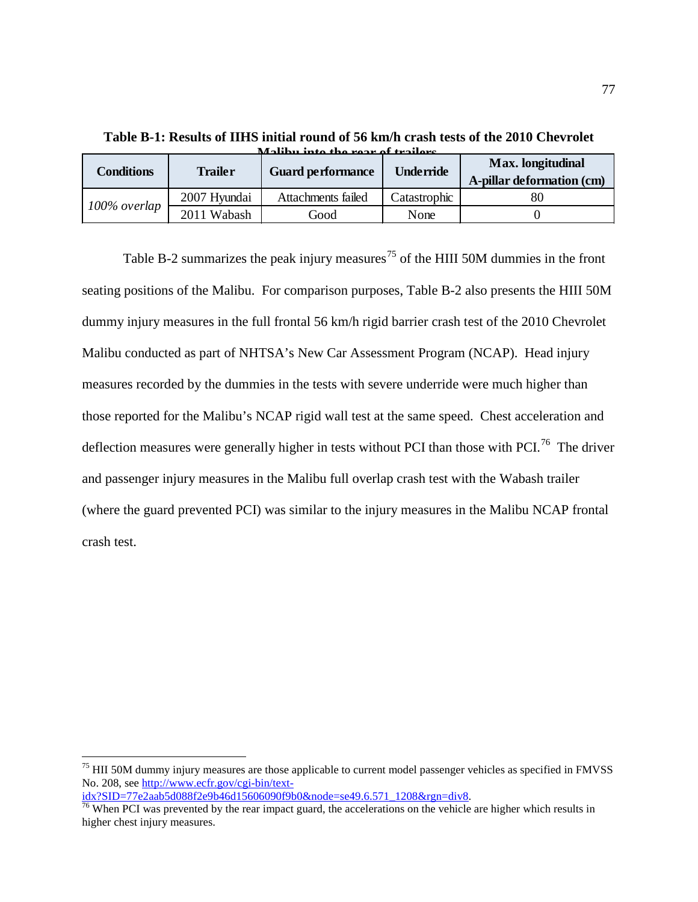**Table B-1: Results of IIHS initial round of 56 km/h crash tests of the 2010 Chevrolet Malibu into the rear of trailers**

| Conditions | Trailer | Guard performance | Underride | Max. longitudinal A-pillar deformation (cm) |
|---|---|---|---|---|
| *100% overlap* | 2007 Hyundai | Attachments failed | Catastrophic | 80 |
| | 2011 Wabash | Good | None | 0 |

Table B-2 summarizes the peak injury measures[75] of the HIII 50M dummies in the front seating positions of the Malibu. For comparison purposes, Table B-2 also presents the HIII 50M dummy injury measures in the full frontal 56 km/h rigid barrier crash test of the 2010 Chevrolet Malibu conducted as part of NHTSA's New Car Assessment Program (NCAP). Head injury measures recorded by the dummies in the tests with severe underride were much higher than those reported for the Malibu's NCAP rigid wall test at the same speed. Chest acceleration and deflection measures were generally higher in tests without PCI than those with PCI.[76] The driver and passenger injury measures in the Malibu full overlap crash test with the Wabash trailer (where the guard prevented PCI) was similar to the injury measures in the Malibu NCAP frontal crash test.

---

[75] HII 50M dummy injury measures are those applicable to current model passenger vehicles as specified in FMVSS No. 208, see http://www.ecfr.gov/cgi-bin/text-idx?SID=77e2aab5d088f2e9b46d15606090f9b0&node=se49.6.571_1208&rgn=div8.

[76] When PCI was prevented by the rear impact guard, the accelerations on the vehicle are higher which results in higher chest injury measures.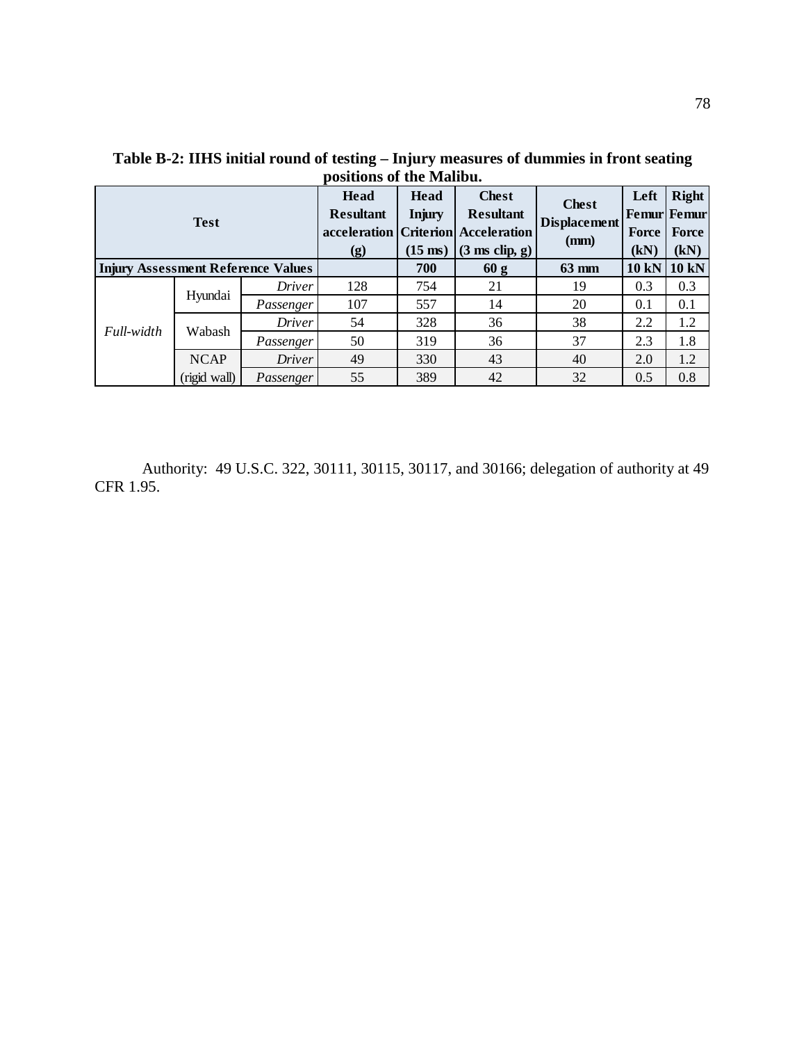**Table B-2: IIHS initial round of testing – Injury measures of dummies in front seating positions of the Malibu.**

| Test | | | Head Resultant acceleration (g) | Head Injury Criterion (15 ms) | Chest Resultant Acceleration (3 ms clip, g) | Chest Displacement (mm) | Left Femur Force (kN) | Right Femur Force (kN) |
|---|---|---|---|---|---|---|---|---|
| **Injury Assessment Reference Values** | | | | **700** | **60 g** | **63 mm** | **10 kN** | **10 kN** |
| *Full-width* | Hyundai | *Driver* | 128 | 754 | 21 | 19 | 0.3 | 0.3 |
| | | *Passenger* | 107 | 557 | 14 | 20 | 0.1 | 0.1 |
| | Wabash | *Driver* | 54 | 328 | 36 | 38 | 2.2 | 1.2 |
| | | *Passenger* | 50 | 319 | 36 | 37 | 2.3 | 1.8 |
| | NCAP (rigid wall) | *Driver* | 49 | 330 | 43 | 40 | 2.0 | 1.2 |
| | | *Passenger* | 55 | 389 | 42 | 32 | 0.5 | 0.8 |

Authority: 49 U.S.C. 322, 30111, 30115, 30117, and 30166; delegation of authority at 49 CFR 1.95.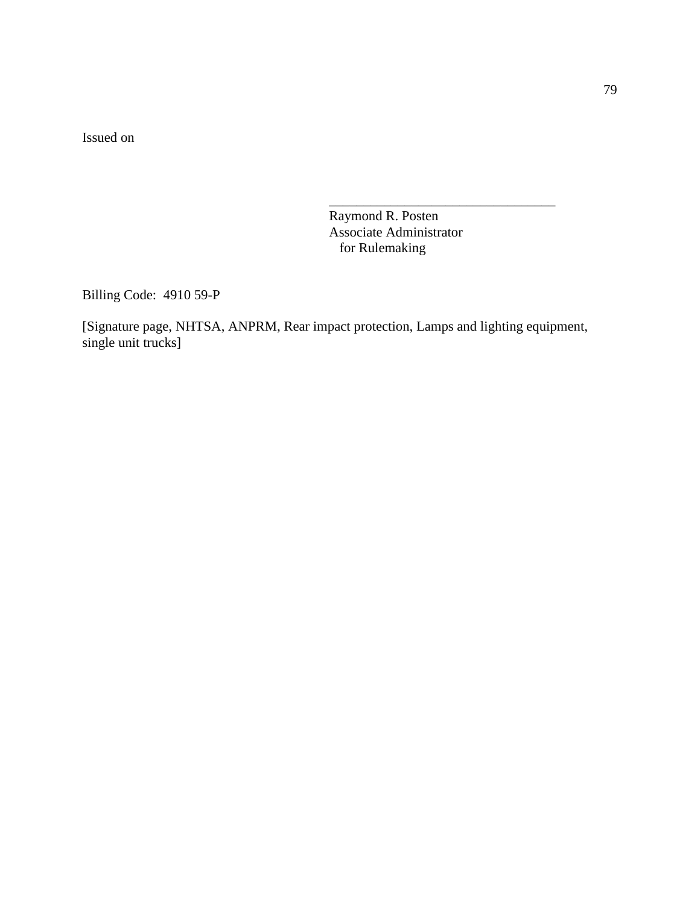Issued on

\_\_\_\_\_\_\_\_\_\_\_\_\_\_\_\_\_\_\_\_\_\_\_\_\_\_\_\_\_\_\_\_\_\_

Raymond R. Posten
Associate Administrator
for Rulemaking

Billing Code: 4910 59-P

[Signature page, NHTSA, ANPRM, Rear impact protection, Lamps and lighting equipment, single unit trucks]